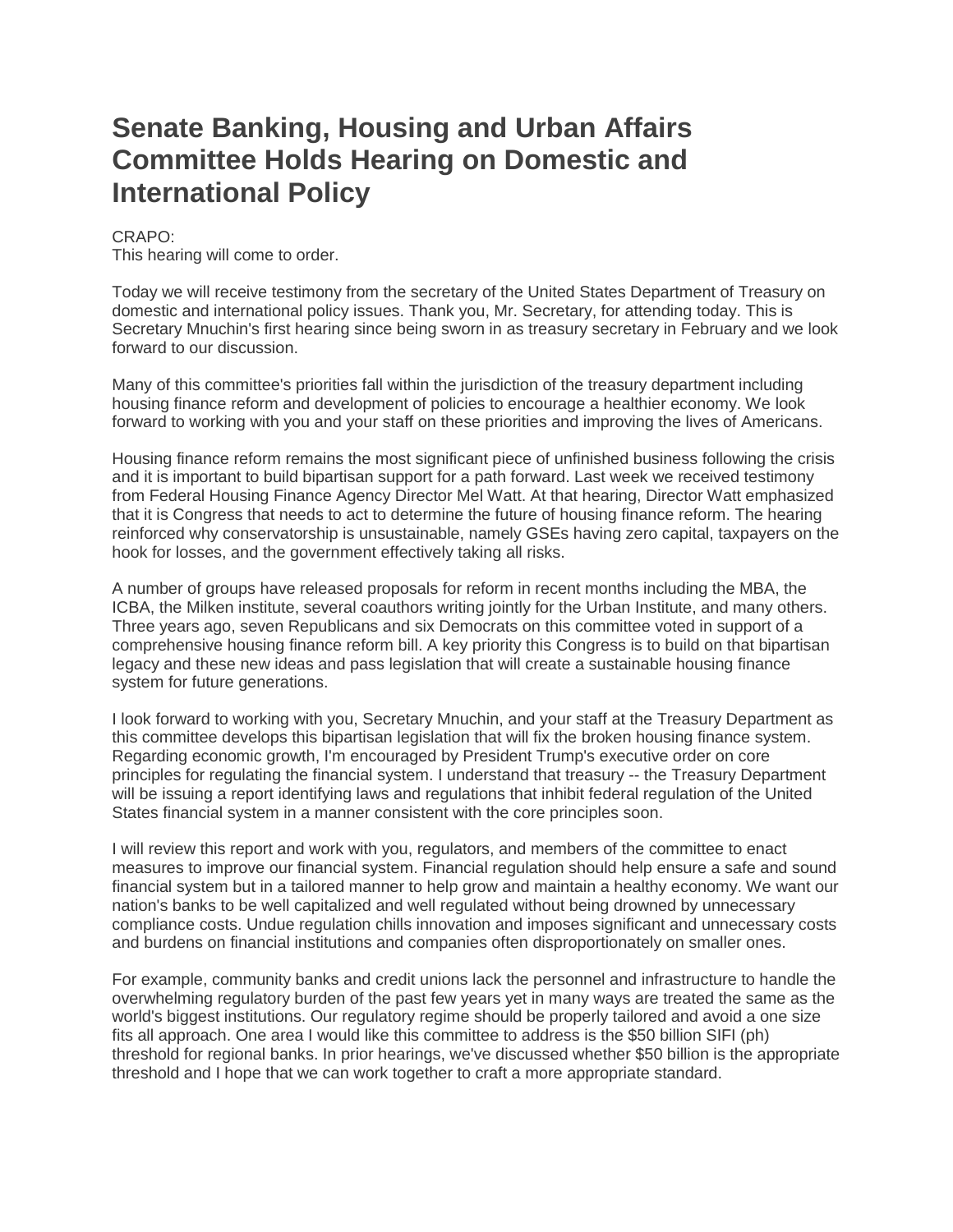# Senate Banking, Housing and Urban Affairs Committee Holds Hearing on Domestic and International Policy

CRAPO:
This hearing will come to order.

Today we will receive testimony from the secretary of the United States Department of Treasury on domestic and international policy issues. Thank you, Mr. Secretary, for attending today. This is Secretary Mnuchin's first hearing since being sworn in as treasury secretary in February and we look forward to our discussion.

Many of this committee's priorities fall within the jurisdiction of the treasury department including housing finance reform and development of policies to encourage a healthier economy. We look forward to working with you and your staff on these priorities and improving the lives of Americans.

Housing finance reform remains the most significant piece of unfinished business following the crisis and it is important to build bipartisan support for a path forward. Last week we received testimony from Federal Housing Finance Agency Director Mel Watt. At that hearing, Director Watt emphasized that it is Congress that needs to act to determine the future of housing finance reform. The hearing reinforced why conservatorship is unsustainable, namely GSEs having zero capital, taxpayers on the hook for losses, and the government effectively taking all risks.

A number of groups have released proposals for reform in recent months including the MBA, the ICBA, the Milken institute, several coauthors writing jointly for the Urban Institute, and many others. Three years ago, seven Republicans and six Democrats on this committee voted in support of a comprehensive housing finance reform bill. A key priority this Congress is to build on that bipartisan legacy and these new ideas and pass legislation that will create a sustainable housing finance system for future generations.

I look forward to working with you, Secretary Mnuchin, and your staff at the Treasury Department as this committee develops this bipartisan legislation that will fix the broken housing finance system. Regarding economic growth, I'm encouraged by President Trump's executive order on core principles for regulating the financial system. I understand that treasury -- the Treasury Department will be issuing a report identifying laws and regulations that inhibit federal regulation of the United States financial system in a manner consistent with the core principles soon.

I will review this report and work with you, regulators, and members of the committee to enact measures to improve our financial system. Financial regulation should help ensure a safe and sound financial system but in a tailored manner to help grow and maintain a healthy economy. We want our nation's banks to be well capitalized and well regulated without being drowned by unnecessary compliance costs. Undue regulation chills innovation and imposes significant and unnecessary costs and burdens on financial institutions and companies often disproportionately on smaller ones.

For example, community banks and credit unions lack the personnel and infrastructure to handle the overwhelming regulatory burden of the past few years yet in many ways are treated the same as the world's biggest institutions. Our regulatory regime should be properly tailored and avoid a one size fits all approach. One area I would like this committee to address is the $50 billion SIFI (ph) threshold for regional banks. In prior hearings, we've discussed whether $50 billion is the appropriate threshold and I hope that we can work together to craft a more appropriate standard.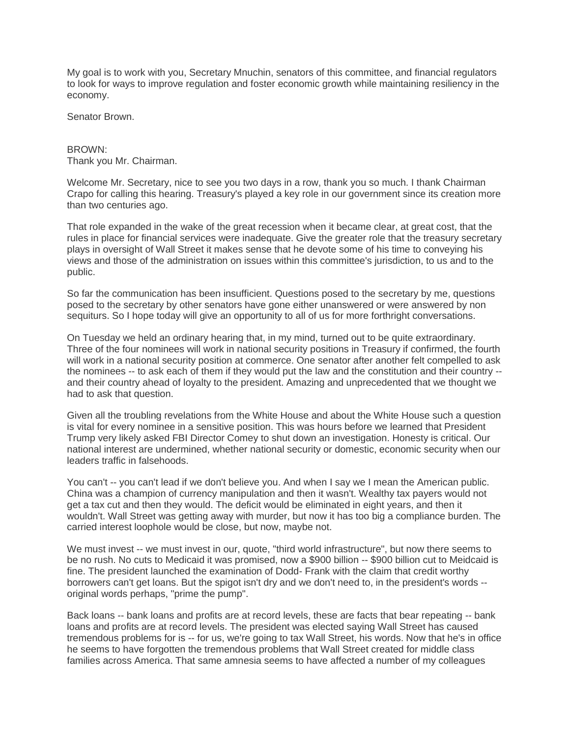My goal is to work with you, Secretary Mnuchin, senators of this committee, and financial regulators to look for ways to improve regulation and foster economic growth while maintaining resiliency in the economy.

Senator Brown.

BROWN:
Thank you Mr. Chairman.

Welcome Mr. Secretary, nice to see you two days in a row, thank you so much. I thank Chairman Crapo for calling this hearing. Treasury's played a key role in our government since its creation more than two centuries ago.

That role expanded in the wake of the great recession when it became clear, at great cost, that the rules in place for financial services were inadequate. Give the greater role that the treasury secretary plays in oversight of Wall Street it makes sense that he devote some of his time to conveying his views and those of the administration on issues within this committee's jurisdiction, to us and to the public.

So far the communication has been insufficient. Questions posed to the secretary by me, questions posed to the secretary by other senators have gone either unanswered or were answered by non sequiturs. So I hope today will give an opportunity to all of us for more forthright conversations.

On Tuesday we held an ordinary hearing that, in my mind, turned out to be quite extraordinary. Three of the four nominees will work in national security positions in Treasury if confirmed, the fourth will work in a national security position at commerce. One senator after another felt compelled to ask the nominees -- to ask each of them if they would put the law and the constitution and their country -- and their country ahead of loyalty to the president. Amazing and unprecedented that we thought we had to ask that question.

Given all the troubling revelations from the White House and about the White House such a question is vital for every nominee in a sensitive position. This was hours before we learned that President Trump very likely asked FBI Director Comey to shut down an investigation. Honesty is critical. Our national interest are undermined, whether national security or domestic, economic security when our leaders traffic in falsehoods.

You can't -- you can't lead if we don't believe you. And when I say we I mean the American public. China was a champion of currency manipulation and then it wasn't. Wealthy tax payers would not get a tax cut and then they would. The deficit would be eliminated in eight years, and then it wouldn't. Wall Street was getting away with murder, but now it has too big a compliance burden. The carried interest loophole would be close, but now, maybe not.

We must invest -- we must invest in our, quote, "third world infrastructure", but now there seems to be no rush. No cuts to Medicaid it was promised, now a $900 billion -- $900 billion cut to Meidcaid is fine. The president launched the examination of Dodd- Frank with the claim that credit worthy borrowers can't get loans. But the spigot isn't dry and we don't need to, in the president's words -- original words perhaps, "prime the pump".

Back loans -- bank loans and profits are at record levels, these are facts that bear repeating -- bank loans and profits are at record levels. The president was elected saying Wall Street has caused tremendous problems for is -- for us, we're going to tax Wall Street, his words. Now that he's in office he seems to have forgotten the tremendous problems that Wall Street created for middle class families across America. That same amnesia seems to have affected a number of my colleagues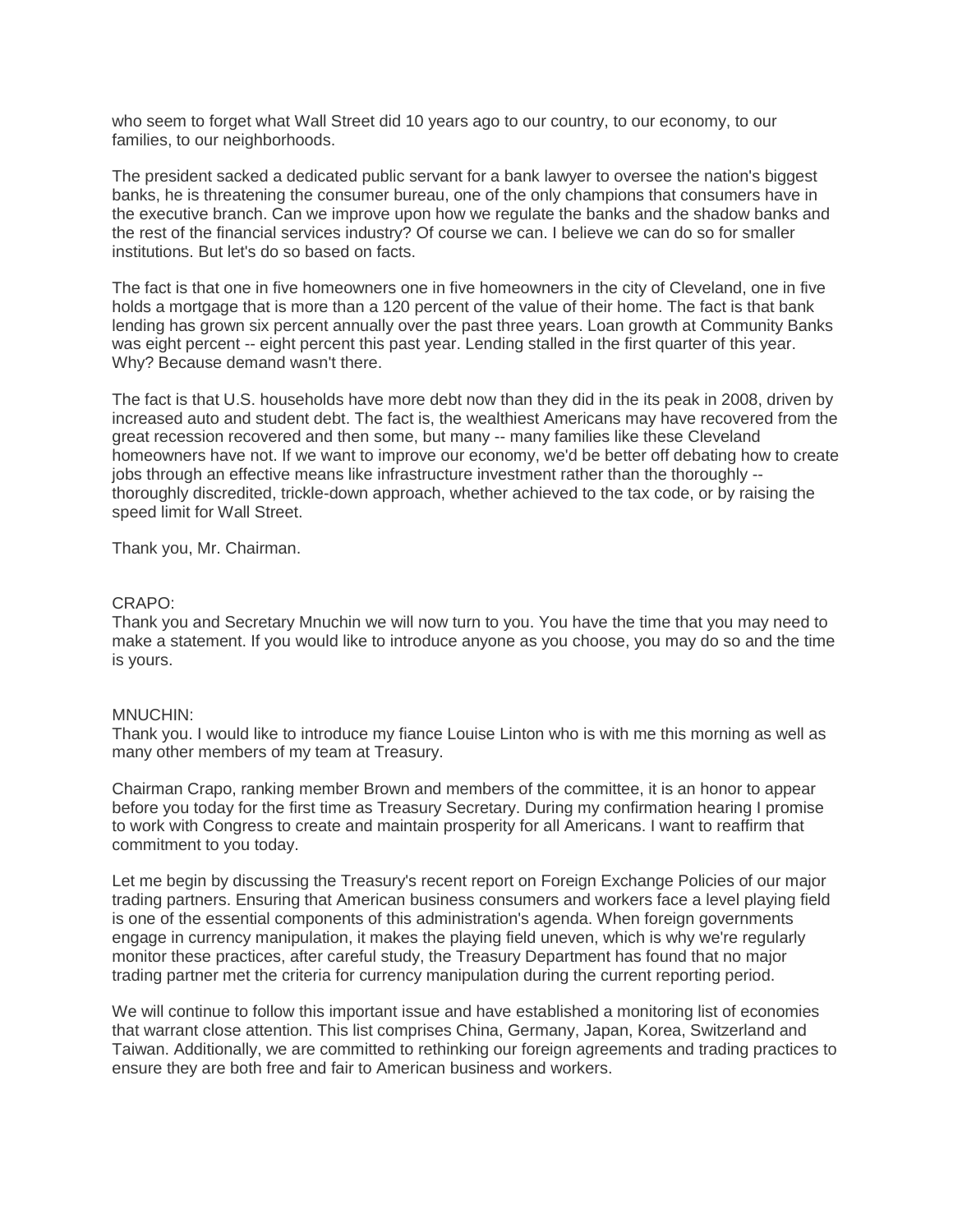who seem to forget what Wall Street did 10 years ago to our country, to our economy, to our families, to our neighborhoods.

The president sacked a dedicated public servant for a bank lawyer to oversee the nation's biggest banks, he is threatening the consumer bureau, one of the only champions that consumers have in the executive branch. Can we improve upon how we regulate the banks and the shadow banks and the rest of the financial services industry? Of course we can. I believe we can do so for smaller institutions. But let's do so based on facts.

The fact is that one in five homeowners one in five homeowners in the city of Cleveland, one in five holds a mortgage that is more than a 120 percent of the value of their home. The fact is that bank lending has grown six percent annually over the past three years. Loan growth at Community Banks was eight percent -- eight percent this past year. Lending stalled in the first quarter of this year. Why? Because demand wasn't there.

The fact is that U.S. households have more debt now than they did in the its peak in 2008, driven by increased auto and student debt. The fact is, the wealthiest Americans may have recovered from the great recession recovered and then some, but many -- many families like these Cleveland homeowners have not. If we want to improve our economy, we'd be better off debating how to create jobs through an effective means like infrastructure investment rather than the thoroughly -- thoroughly discredited, trickle-down approach, whether achieved to the tax code, or by raising the speed limit for Wall Street.

Thank you, Mr. Chairman.

CRAPO:
Thank you and Secretary Mnuchin we will now turn to you. You have the time that you may need to make a statement. If you would like to introduce anyone as you choose, you may do so and the time is yours.

MNUCHIN:
Thank you. I would like to introduce my fiance Louise Linton who is with me this morning as well as many other members of my team at Treasury.

Chairman Crapo, ranking member Brown and members of the committee, it is an honor to appear before you today for the first time as Treasury Secretary. During my confirmation hearing I promise to work with Congress to create and maintain prosperity for all Americans. I want to reaffirm that commitment to you today.

Let me begin by discussing the Treasury's recent report on Foreign Exchange Policies of our major trading partners. Ensuring that American business consumers and workers face a level playing field is one of the essential components of this administration's agenda. When foreign governments engage in currency manipulation, it makes the playing field uneven, which is why we're regularly monitor these practices, after careful study, the Treasury Department has found that no major trading partner met the criteria for currency manipulation during the current reporting period.

We will continue to follow this important issue and have established a monitoring list of economies that warrant close attention. This list comprises China, Germany, Japan, Korea, Switzerland and Taiwan. Additionally, we are committed to rethinking our foreign agreements and trading practices to ensure they are both free and fair to American business and workers.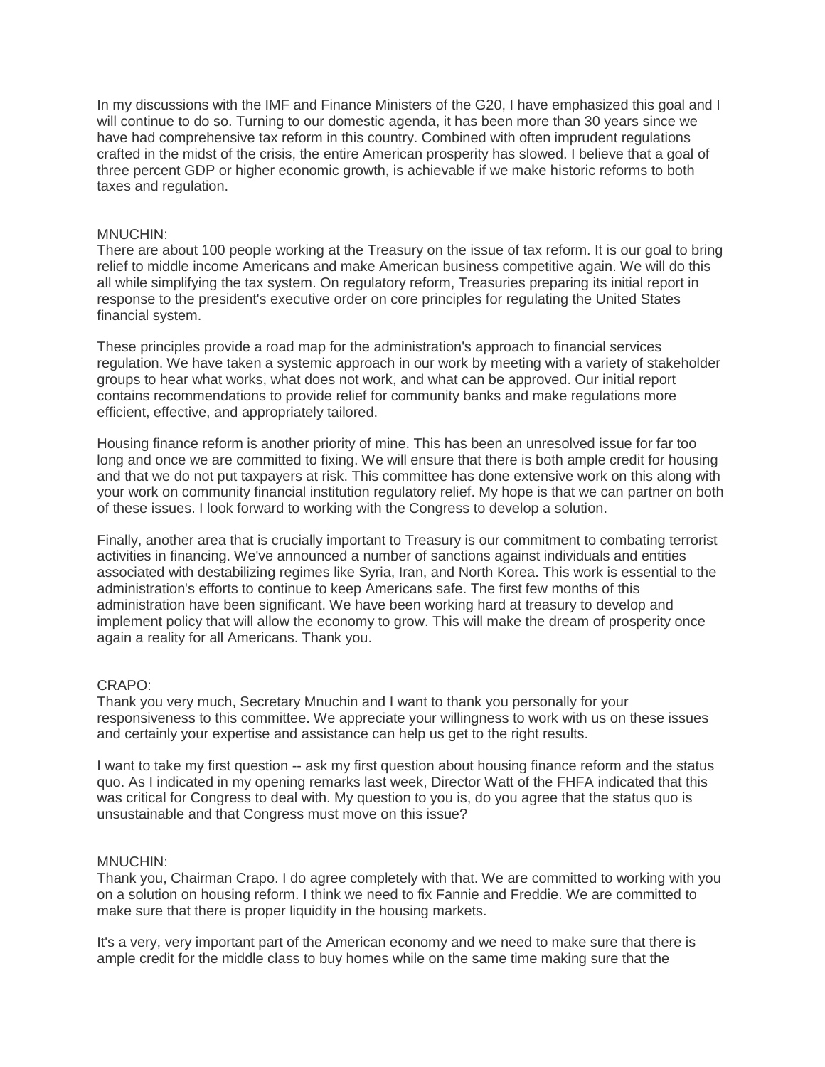In my discussions with the IMF and Finance Ministers of the G20, I have emphasized this goal and I will continue to do so. Turning to our domestic agenda, it has been more than 30 years since we have had comprehensive tax reform in this country. Combined with often imprudent regulations crafted in the midst of the crisis, the entire American prosperity has slowed. I believe that a goal of three percent GDP or higher economic growth, is achievable if we make historic reforms to both taxes and regulation.

MNUCHIN:
There are about 100 people working at the Treasury on the issue of tax reform. It is our goal to bring relief to middle income Americans and make American business competitive again. We will do this all while simplifying the tax system. On regulatory reform, Treasuries preparing its initial report in response to the president's executive order on core principles for regulating the United States financial system.

These principles provide a road map for the administration's approach to financial services regulation. We have taken a systemic approach in our work by meeting with a variety of stakeholder groups to hear what works, what does not work, and what can be approved. Our initial report contains recommendations to provide relief for community banks and make regulations more efficient, effective, and appropriately tailored.

Housing finance reform is another priority of mine. This has been an unresolved issue for far too long and once we are committed to fixing. We will ensure that there is both ample credit for housing and that we do not put taxpayers at risk. This committee has done extensive work on this along with your work on community financial institution regulatory relief. My hope is that we can partner on both of these issues. I look forward to working with the Congress to develop a solution.

Finally, another area that is crucially important to Treasury is our commitment to combating terrorist activities in financing. We've announced a number of sanctions against individuals and entities associated with destabilizing regimes like Syria, Iran, and North Korea. This work is essential to the administration's efforts to continue to keep Americans safe. The first few months of this administration have been significant. We have been working hard at treasury to develop and implement policy that will allow the economy to grow. This will make the dream of prosperity once again a reality for all Americans. Thank you.

CRAPO:
Thank you very much, Secretary Mnuchin and I want to thank you personally for your responsiveness to this committee. We appreciate your willingness to work with us on these issues and certainly your expertise and assistance can help us get to the right results.

I want to take my first question -- ask my first question about housing finance reform and the status quo. As I indicated in my opening remarks last week, Director Watt of the FHFA indicated that this was critical for Congress to deal with. My question to you is, do you agree that the status quo is unsustainable and that Congress must move on this issue?

MNUCHIN:
Thank you, Chairman Crapo. I do agree completely with that. We are committed to working with you on a solution on housing reform. I think we need to fix Fannie and Freddie. We are committed to make sure that there is proper liquidity in the housing markets.

It's a very, very important part of the American economy and we need to make sure that there is ample credit for the middle class to buy homes while on the same time making sure that the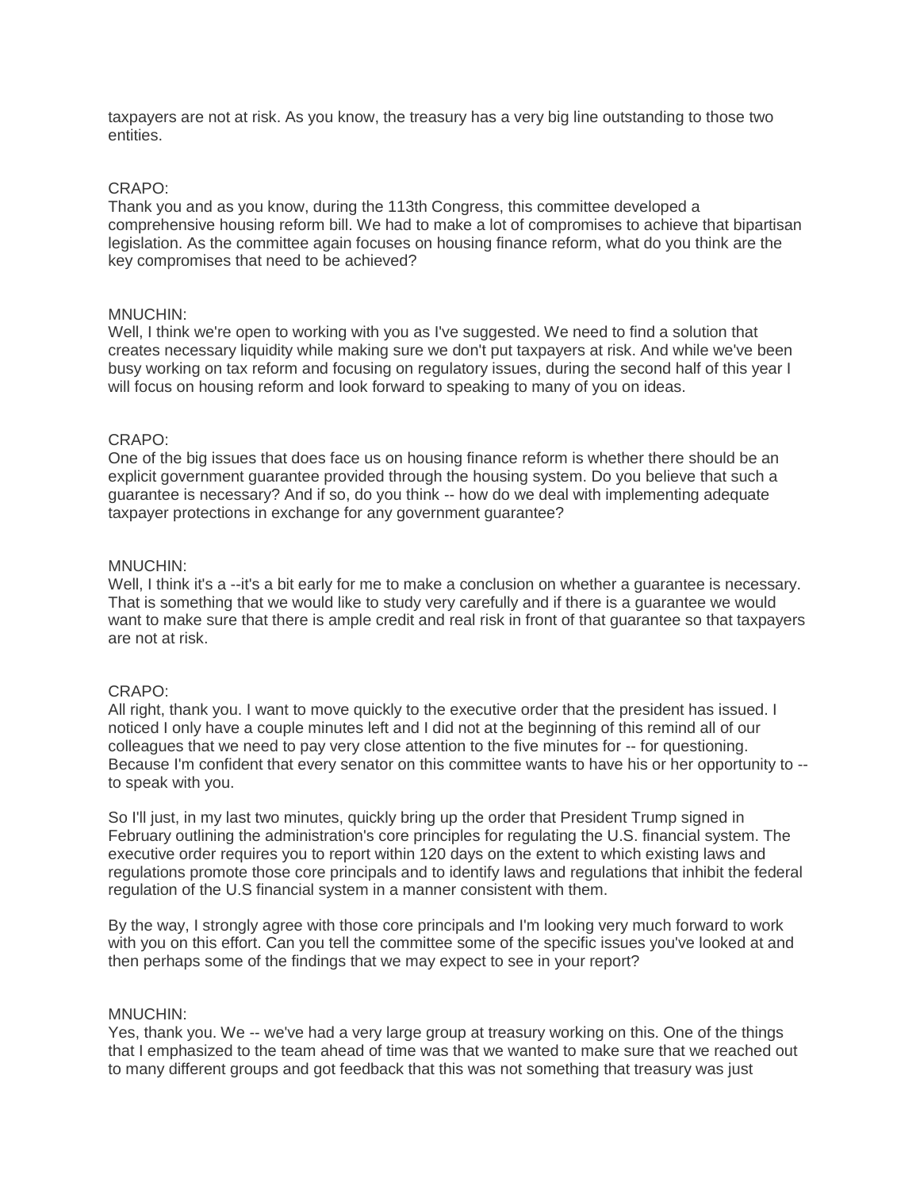taxpayers are not at risk. As you know, the treasury has a very big line outstanding to those two entities.

CRAPO:
Thank you and as you know, during the 113th Congress, this committee developed a comprehensive housing reform bill. We had to make a lot of compromises to achieve that bipartisan legislation. As the committee again focuses on housing finance reform, what do you think are the key compromises that need to be achieved?

MNUCHIN:
Well, I think we're open to working with you as I've suggested. We need to find a solution that creates necessary liquidity while making sure we don't put taxpayers at risk. And while we've been busy working on tax reform and focusing on regulatory issues, during the second half of this year I will focus on housing reform and look forward to speaking to many of you on ideas.

CRAPO:
One of the big issues that does face us on housing finance reform is whether there should be an explicit government guarantee provided through the housing system. Do you believe that such a guarantee is necessary? And if so, do you think -- how do we deal with implementing adequate taxpayer protections in exchange for any government guarantee?

MNUCHIN:
Well, I think it's a --it's a bit early for me to make a conclusion on whether a guarantee is necessary. That is something that we would like to study very carefully and if there is a guarantee we would want to make sure that there is ample credit and real risk in front of that guarantee so that taxpayers are not at risk.

CRAPO:
All right, thank you. I want to move quickly to the executive order that the president has issued. I noticed I only have a couple minutes left and I did not at the beginning of this remind all of our colleagues that we need to pay very close attention to the five minutes for -- for questioning. Because I'm confident that every senator on this committee wants to have his or her opportunity to -- to speak with you.

So I'll just, in my last two minutes, quickly bring up the order that President Trump signed in February outlining the administration's core principles for regulating the U.S. financial system. The executive order requires you to report within 120 days on the extent to which existing laws and regulations promote those core principals and to identify laws and regulations that inhibit the federal regulation of the U.S financial system in a manner consistent with them.

By the way, I strongly agree with those core principals and I'm looking very much forward to work with you on this effort. Can you tell the committee some of the specific issues you've looked at and then perhaps some of the findings that we may expect to see in your report?

MNUCHIN:
Yes, thank you. We -- we've had a very large group at treasury working on this. One of the things that I emphasized to the team ahead of time was that we wanted to make sure that we reached out to many different groups and got feedback that this was not something that treasury was just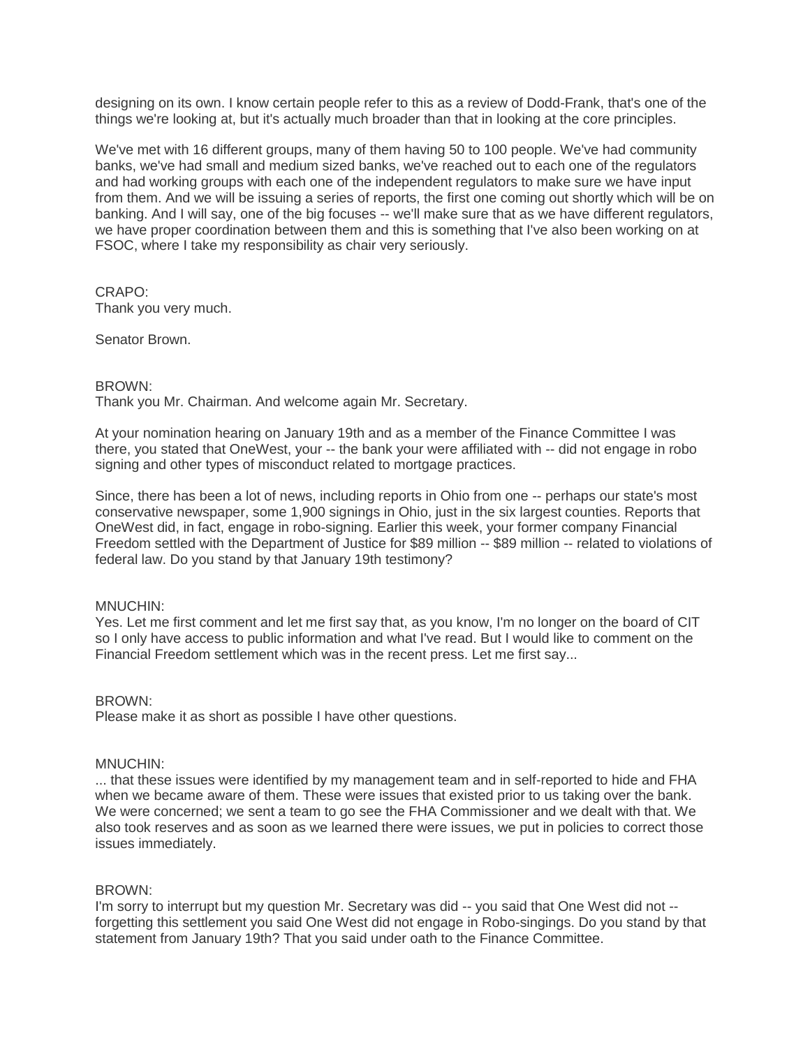designing on its own. I know certain people refer to this as a review of Dodd-Frank, that's one of the things we're looking at, but it's actually much broader than that in looking at the core principles.

We've met with 16 different groups, many of them having 50 to 100 people. We've had community banks, we've had small and medium sized banks, we've reached out to each one of the regulators and had working groups with each one of the independent regulators to make sure we have input from them. And we will be issuing a series of reports, the first one coming out shortly which will be on banking. And I will say, one of the big focuses -- we'll make sure that as we have different regulators, we have proper coordination between them and this is something that I've also been working on at FSOC, where I take my responsibility as chair very seriously.

CRAPO:
Thank you very much.

Senator Brown.

BROWN:
Thank you Mr. Chairman. And welcome again Mr. Secretary.

At your nomination hearing on January 19th and as a member of the Finance Committee I was there, you stated that OneWest, your -- the bank your were affiliated with -- did not engage in robo signing and other types of misconduct related to mortgage practices.

Since, there has been a lot of news, including reports in Ohio from one -- perhaps our state's most conservative newspaper, some 1,900 signings in Ohio, just in the six largest counties. Reports that OneWest did, in fact, engage in robo-signing. Earlier this week, your former company Financial Freedom settled with the Department of Justice for $89 million -- $89 million -- related to violations of federal law. Do you stand by that January 19th testimony?

MNUCHIN:
Yes. Let me first comment and let me first say that, as you know, I'm no longer on the board of CIT so I only have access to public information and what I've read. But I would like to comment on the Financial Freedom settlement which was in the recent press. Let me first say...

BROWN:
Please make it as short as possible I have other questions.

MNUCHIN:
... that these issues were identified by my management team and in self-reported to hide and FHA when we became aware of them. These were issues that existed prior to us taking over the bank. We were concerned; we sent a team to go see the FHA Commissioner and we dealt with that. We also took reserves and as soon as we learned there were issues, we put in policies to correct those issues immediately.

BROWN:
I'm sorry to interrupt but my question Mr. Secretary was did -- you said that One West did not -- forgetting this settlement you said One West did not engage in Robo-singings. Do you stand by that statement from January 19th? That you said under oath to the Finance Committee.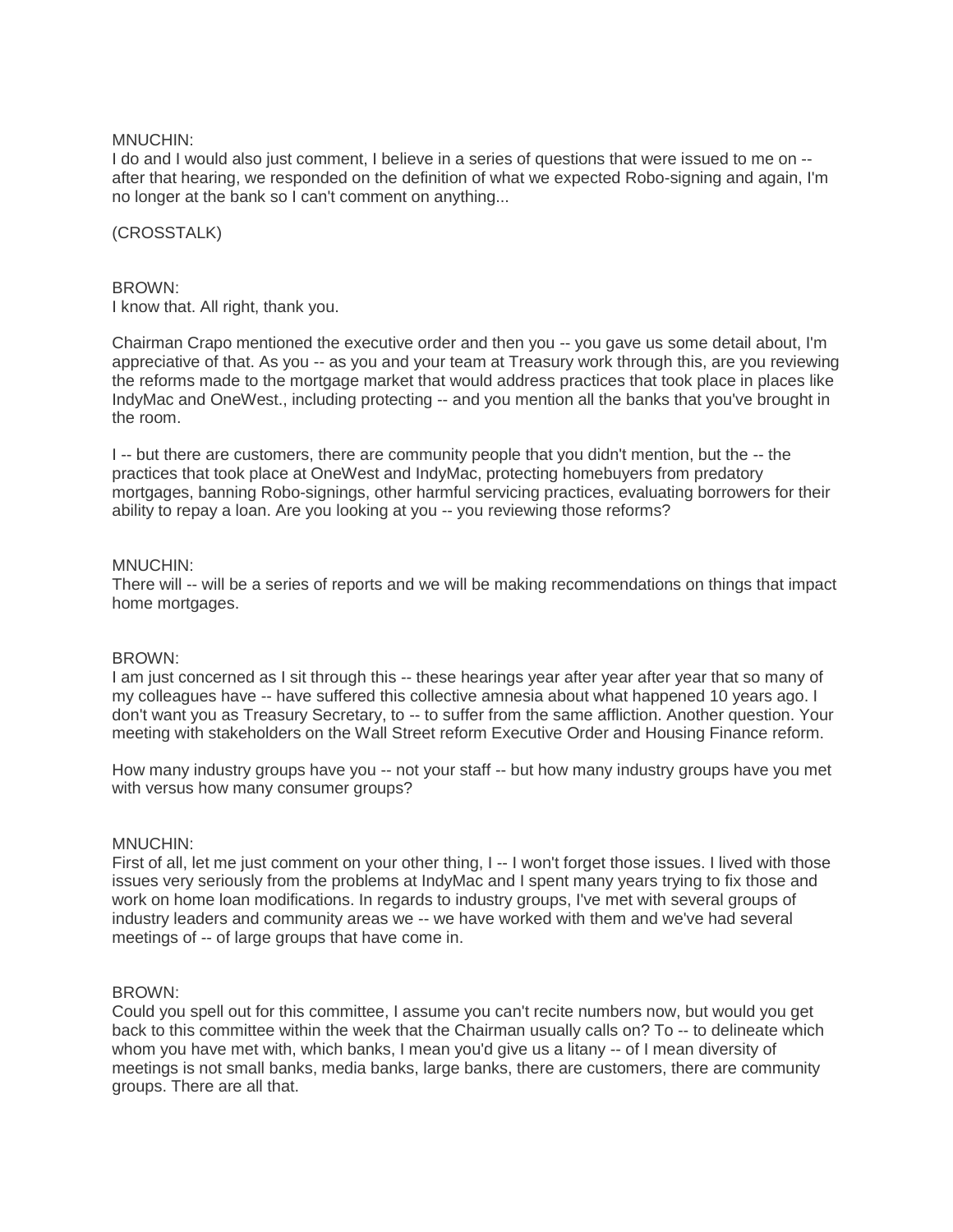MNUCHIN:
I do and I would also just comment, I believe in a series of questions that were issued to me on -- after that hearing, we responded on the definition of what we expected Robo-signing and again, I'm no longer at the bank so I can't comment on anything...

(CROSSTALK)

BROWN:
I know that. All right, thank you.

Chairman Crapo mentioned the executive order and then you -- you gave us some detail about, I'm appreciative of that. As you -- as you and your team at Treasury work through this, are you reviewing the reforms made to the mortgage market that would address practices that took place in places like IndyMac and OneWest., including protecting -- and you mention all the banks that you've brought in the room.

I -- but there are customers, there are community people that you didn't mention, but the -- the practices that took place at OneWest and IndyMac, protecting homebuyers from predatory mortgages, banning Robo-signings, other harmful servicing practices, evaluating borrowers for their ability to repay a loan. Are you looking at you -- you reviewing those reforms?

MNUCHIN:
There will -- will be a series of reports and we will be making recommendations on things that impact home mortgages.

BROWN:
I am just concerned as I sit through this -- these hearings year after year after year that so many of my colleagues have -- have suffered this collective amnesia about what happened 10 years ago. I don't want you as Treasury Secretary, to -- to suffer from the same affliction. Another question. Your meeting with stakeholders on the Wall Street reform Executive Order and Housing Finance reform.

How many industry groups have you -- not your staff -- but how many industry groups have you met with versus how many consumer groups?

MNUCHIN:
First of all, let me just comment on your other thing, I -- I won't forget those issues. I lived with those issues very seriously from the problems at IndyMac and I spent many years trying to fix those and work on home loan modifications. In regards to industry groups, I've met with several groups of industry leaders and community areas we -- we have worked with them and we've had several meetings of -- of large groups that have come in.

BROWN:
Could you spell out for this committee, I assume you can't recite numbers now, but would you get back to this committee within the week that the Chairman usually calls on? To -- to delineate which whom you have met with, which banks, I mean you'd give us a litany -- of I mean diversity of meetings is not small banks, media banks, large banks, there are customers, there are community groups. There are all that.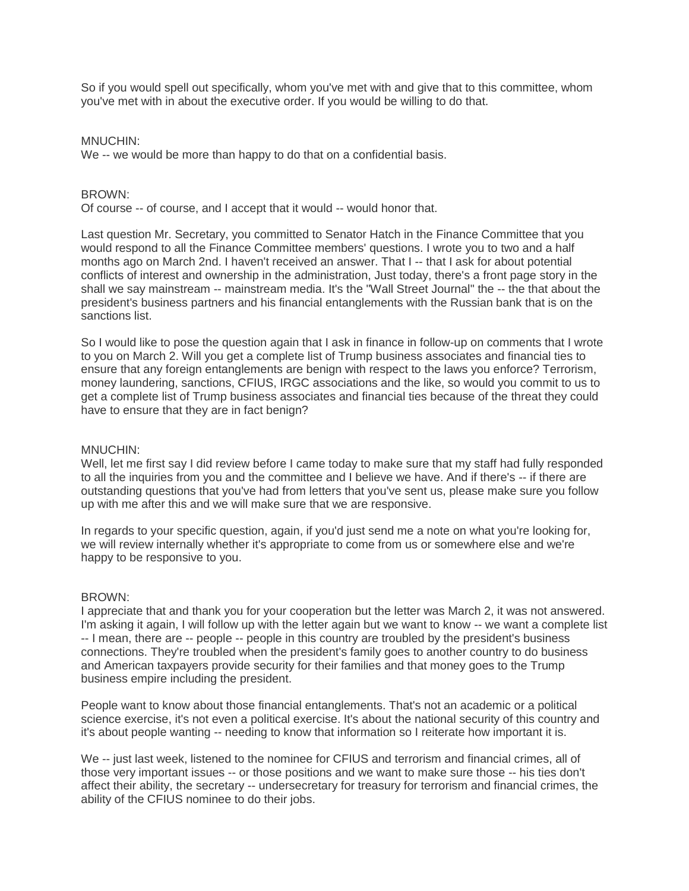So if you would spell out specifically, whom you've met with and give that to this committee, whom you've met with in about the executive order. If you would be willing to do that.

MNUCHIN:
We -- we would be more than happy to do that on a confidential basis.

BROWN:
Of course -- of course, and I accept that it would -- would honor that.

Last question Mr. Secretary, you committed to Senator Hatch in the Finance Committee that you would respond to all the Finance Committee members' questions. I wrote you to two and a half months ago on March 2nd. I haven't received an answer. That I -- that I ask for about potential conflicts of interest and ownership in the administration, Just today, there's a front page story in the shall we say mainstream -- mainstream media. It's the "Wall Street Journal" the -- the that about the president's business partners and his financial entanglements with the Russian bank that is on the sanctions list.

So I would like to pose the question again that I ask in finance in follow-up on comments that I wrote to you on March 2. Will you get a complete list of Trump business associates and financial ties to ensure that any foreign entanglements are benign with respect to the laws you enforce? Terrorism, money laundering, sanctions, CFIUS, IRGC associations and the like, so would you commit to us to get a complete list of Trump business associates and financial ties because of the threat they could have to ensure that they are in fact benign?

MNUCHIN:
Well, let me first say I did review before I came today to make sure that my staff had fully responded to all the inquiries from you and the committee and I believe we have. And if there's -- if there are outstanding questions that you've had from letters that you've sent us, please make sure you follow up with me after this and we will make sure that we are responsive.

In regards to your specific question, again, if you'd just send me a note on what you're looking for, we will review internally whether it's appropriate to come from us or somewhere else and we're happy to be responsive to you.

BROWN:
I appreciate that and thank you for your cooperation but the letter was March 2, it was not answered. I'm asking it again, I will follow up with the letter again but we want to know -- we want a complete list -- I mean, there are -- people -- people in this country are troubled by the president's business connections. They're troubled when the president's family goes to another country to do business and American taxpayers provide security for their families and that money goes to the Trump business empire including the president.

People want to know about those financial entanglements. That's not an academic or a political science exercise, it's not even a political exercise. It's about the national security of this country and it's about people wanting -- needing to know that information so I reiterate how important it is.

We -- just last week, listened to the nominee for CFIUS and terrorism and financial crimes, all of those very important issues -- or those positions and we want to make sure those -- his ties don't affect their ability, the secretary -- undersecretary for treasury for terrorism and financial crimes, the ability of the CFIUS nominee to do their jobs.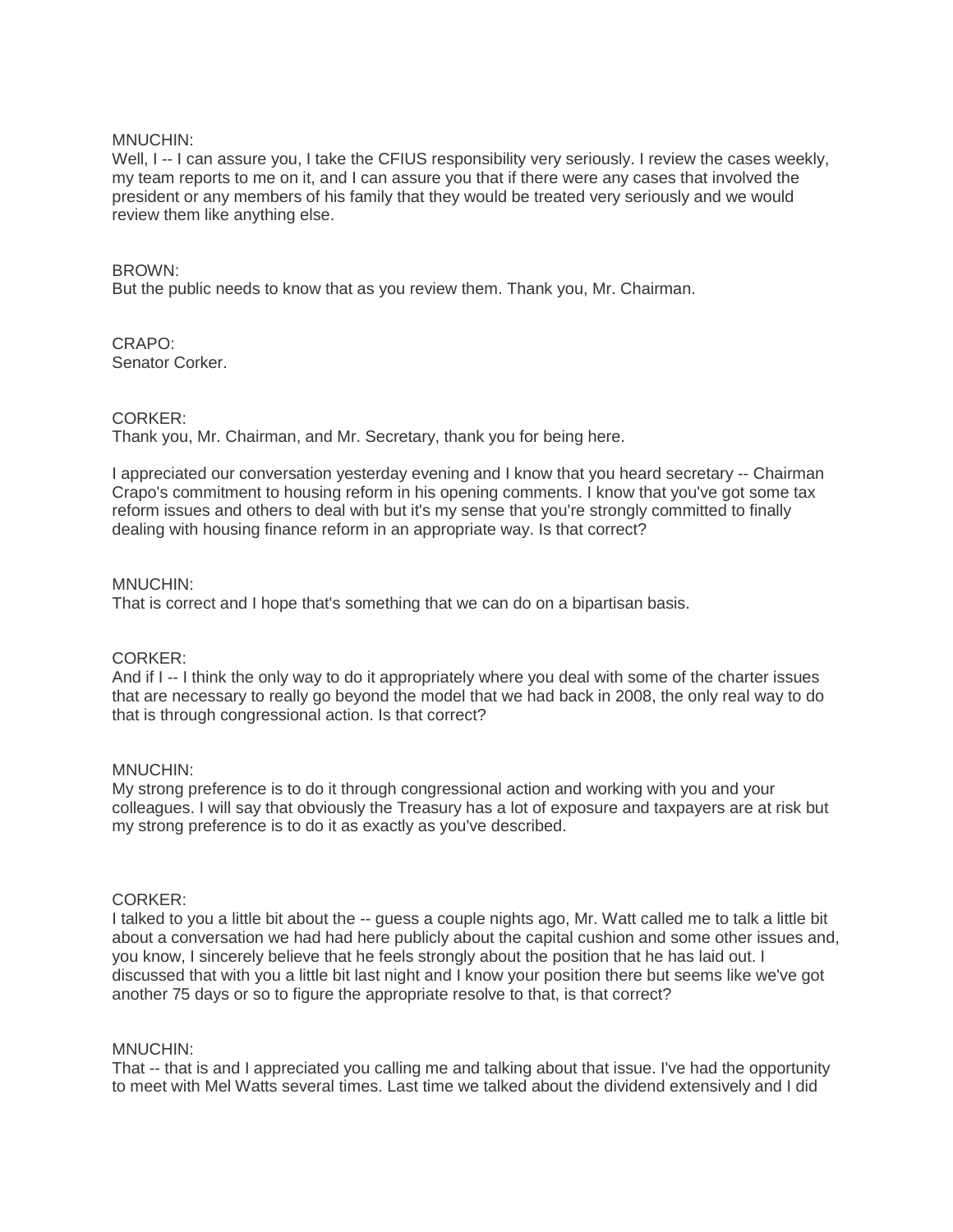MNUCHIN:
Well, I -- I can assure you, I take the CFIUS responsibility very seriously. I review the cases weekly, my team reports to me on it, and I can assure you that if there were any cases that involved the president or any members of his family that they would be treated very seriously and we would review them like anything else.

BROWN:
But the public needs to know that as you review them. Thank you, Mr. Chairman.

CRAPO:
Senator Corker.

CORKER:
Thank you, Mr. Chairman, and Mr. Secretary, thank you for being here.

I appreciated our conversation yesterday evening and I know that you heard secretary -- Chairman Crapo's commitment to housing reform in his opening comments. I know that you've got some tax reform issues and others to deal with but it's my sense that you're strongly committed to finally dealing with housing finance reform in an appropriate way. Is that correct?

MNUCHIN:
That is correct and I hope that's something that we can do on a bipartisan basis.

CORKER:
And if I -- I think the only way to do it appropriately where you deal with some of the charter issues that are necessary to really go beyond the model that we had back in 2008, the only real way to do that is through congressional action. Is that correct?

MNUCHIN:
My strong preference is to do it through congressional action and working with you and your colleagues. I will say that obviously the Treasury has a lot of exposure and taxpayers are at risk but my strong preference is to do it as exactly as you've described.

CORKER:
I talked to you a little bit about the -- guess a couple nights ago, Mr. Watt called me to talk a little bit about a conversation we had had here publicly about the capital cushion and some other issues and, you know, I sincerely believe that he feels strongly about the position that he has laid out. I discussed that with you a little bit last night and I know your position there but seems like we've got another 75 days or so to figure the appropriate resolve to that, is that correct?

MNUCHIN:
That -- that is and I appreciated you calling me and talking about that issue. I've had the opportunity to meet with Mel Watts several times. Last time we talked about the dividend extensively and I did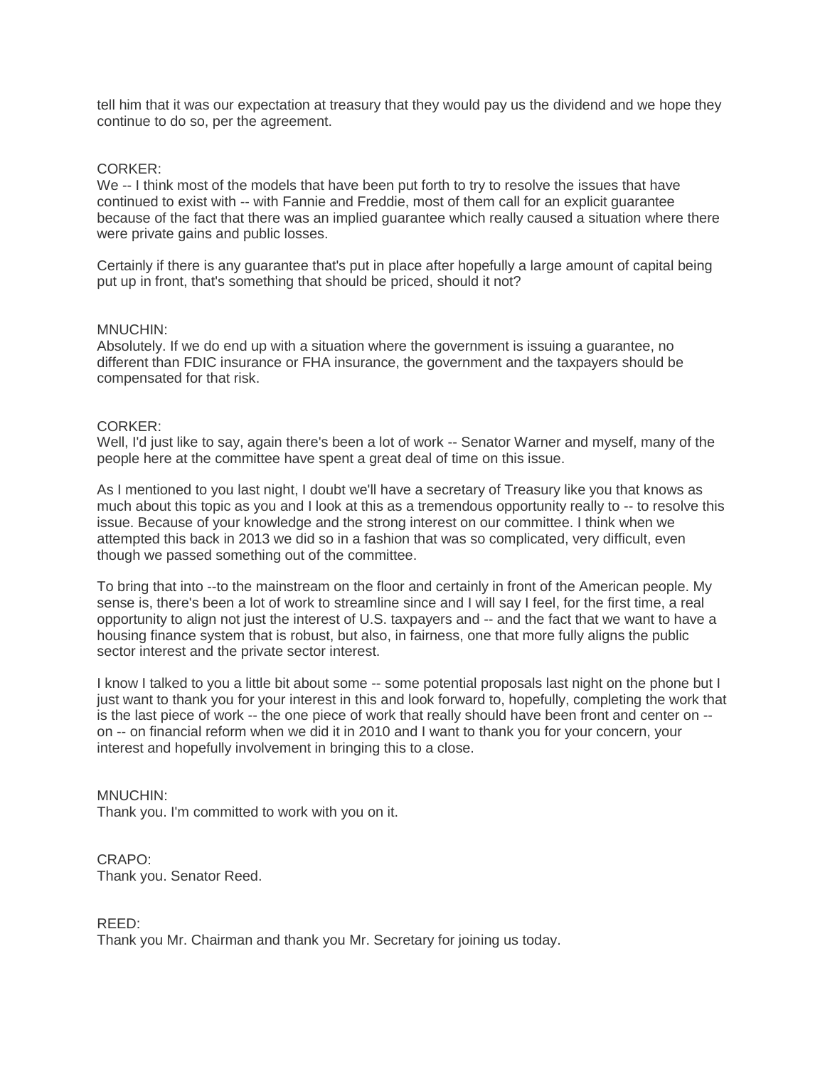tell him that it was our expectation at treasury that they would pay us the dividend and we hope they continue to do so, per the agreement.

CORKER:
We -- I think most of the models that have been put forth to try to resolve the issues that have continued to exist with -- with Fannie and Freddie, most of them call for an explicit guarantee because of the fact that there was an implied guarantee which really caused a situation where there were private gains and public losses.

Certainly if there is any guarantee that's put in place after hopefully a large amount of capital being put up in front, that's something that should be priced, should it not?

MNUCHIN:
Absolutely. If we do end up with a situation where the government is issuing a guarantee, no different than FDIC insurance or FHA insurance, the government and the taxpayers should be compensated for that risk.

CORKER:
Well, I'd just like to say, again there's been a lot of work -- Senator Warner and myself, many of the people here at the committee have spent a great deal of time on this issue.

As I mentioned to you last night, I doubt we'll have a secretary of Treasury like you that knows as much about this topic as you and I look at this as a tremendous opportunity really to -- to resolve this issue. Because of your knowledge and the strong interest on our committee. I think when we attempted this back in 2013 we did so in a fashion that was so complicated, very difficult, even though we passed something out of the committee.

To bring that into --to the mainstream on the floor and certainly in front of the American people. My sense is, there's been a lot of work to streamline since and I will say I feel, for the first time, a real opportunity to align not just the interest of U.S. taxpayers and -- and the fact that we want to have a housing finance system that is robust, but also, in fairness, one that more fully aligns the public sector interest and the private sector interest.

I know I talked to you a little bit about some -- some potential proposals last night on the phone but I just want to thank you for your interest in this and look forward to, hopefully, completing the work that is the last piece of work -- the one piece of work that really should have been front and center on -- on -- on financial reform when we did it in 2010 and I want to thank you for your concern, your interest and hopefully involvement in bringing this to a close.

MNUCHIN:
Thank you. I'm committed to work with you on it.

CRAPO:
Thank you. Senator Reed.

REED:
Thank you Mr. Chairman and thank you Mr. Secretary for joining us today.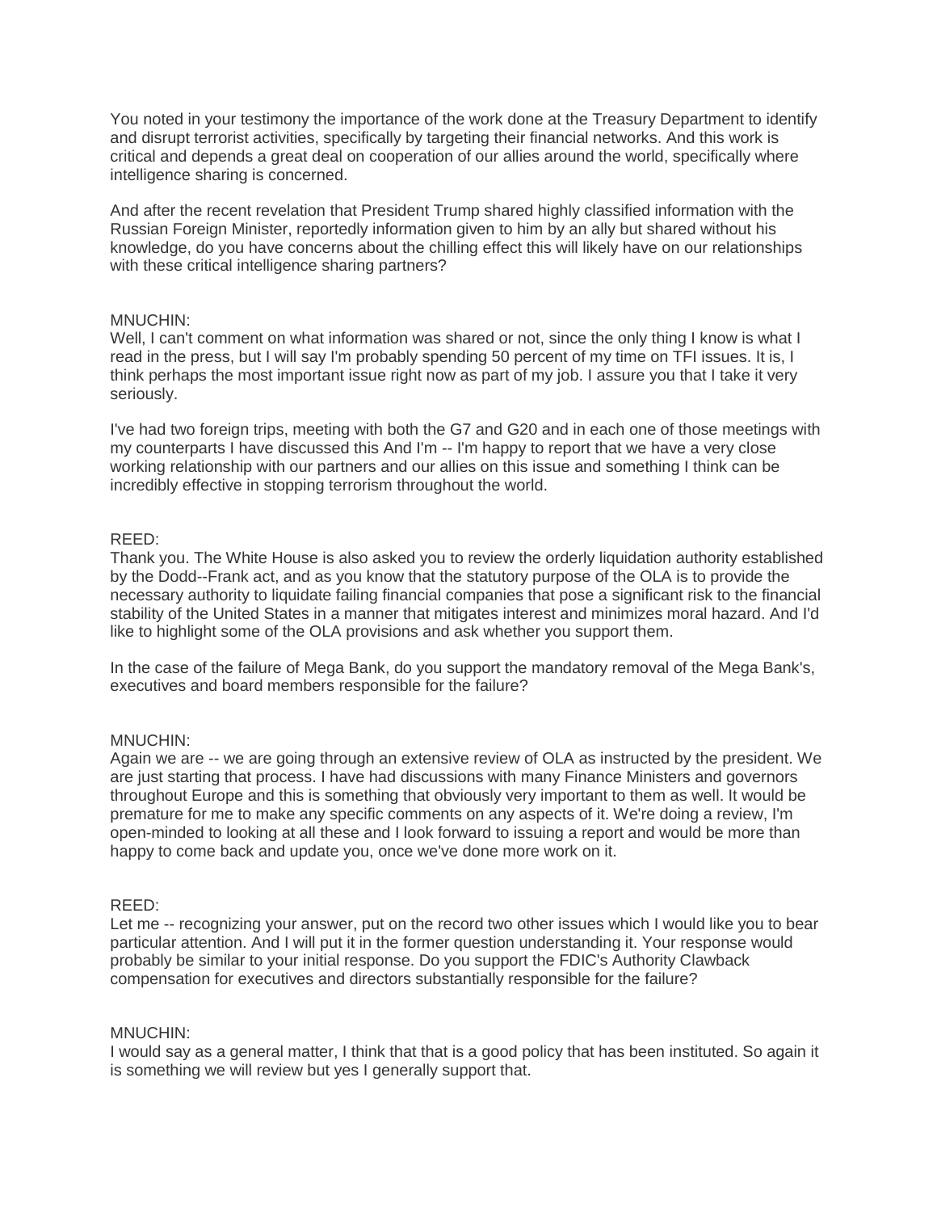You noted in your testimony the importance of the work done at the Treasury Department to identify and disrupt terrorist activities, specifically by targeting their financial networks. And this work is critical and depends a great deal on cooperation of our allies around the world, specifically where intelligence sharing is concerned.

And after the recent revelation that President Trump shared highly classified information with the Russian Foreign Minister, reportedly information given to him by an ally but shared without his knowledge, do you have concerns about the chilling effect this will likely have on our relationships with these critical intelligence sharing partners?

MNUCHIN:
Well, I can't comment on what information was shared or not, since the only thing I know is what I read in the press, but I will say I'm probably spending 50 percent of my time on TFI issues. It is, I think perhaps the most important issue right now as part of my job. I assure you that I take it very seriously.

I've had two foreign trips, meeting with both the G7 and G20 and in each one of those meetings with my counterparts I have discussed this And I'm -- I'm happy to report that we have a very close working relationship with our partners and our allies on this issue and something I think can be incredibly effective in stopping terrorism throughout the world.

REED:
Thank you. The White House is also asked you to review the orderly liquidation authority established by the Dodd--Frank act, and as you know that the statutory purpose of the OLA is to provide the necessary authority to liquidate failing financial companies that pose a significant risk to the financial stability of the United States in a manner that mitigates interest and minimizes moral hazard. And I'd like to highlight some of the OLA provisions and ask whether you support them.

In the case of the failure of Mega Bank, do you support the mandatory removal of the Mega Bank's, executives and board members responsible for the failure?

MNUCHIN:
Again we are -- we are going through an extensive review of OLA as instructed by the president. We are just starting that process. I have had discussions with many Finance Ministers and governors throughout Europe and this is something that obviously very important to them as well. It would be premature for me to make any specific comments on any aspects of it. We're doing a review, I'm open-minded to looking at all these and I look forward to issuing a report and would be more than happy to come back and update you, once we've done more work on it.

REED:
Let me -- recognizing your answer, put on the record two other issues which I would like you to bear particular attention. And I will put it in the former question understanding it. Your response would probably be similar to your initial response. Do you support the FDIC's Authority Clawback compensation for executives and directors substantially responsible for the failure?

MNUCHIN:
I would say as a general matter, I think that that is a good policy that has been instituted. So again it is something we will review but yes I generally support that.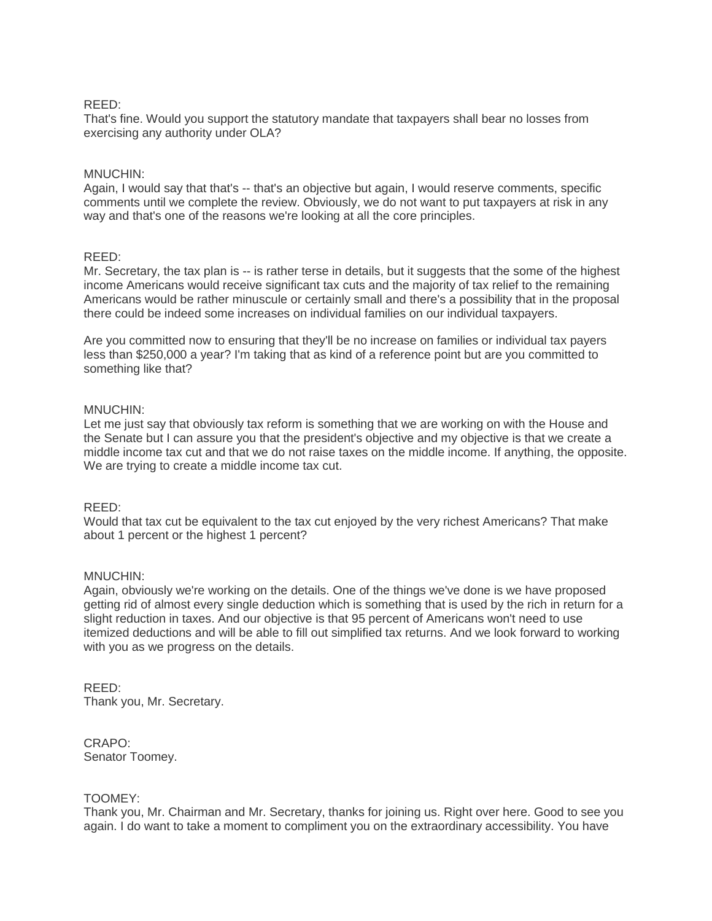REED:
That's fine. Would you support the statutory mandate that taxpayers shall bear no losses from exercising any authority under OLA?

MNUCHIN:
Again, I would say that that's -- that's an objective but again, I would reserve comments, specific comments until we complete the review. Obviously, we do not want to put taxpayers at risk in any way and that's one of the reasons we're looking at all the core principles.

REED:
Mr. Secretary, the tax plan is -- is rather terse in details, but it suggests that the some of the highest income Americans would receive significant tax cuts and the majority of tax relief to the remaining Americans would be rather minuscule or certainly small and there's a possibility that in the proposal there could be indeed some increases on individual families on our individual taxpayers.

Are you committed now to ensuring that they'll be no increase on families or individual tax payers less than $250,000 a year? I'm taking that as kind of a reference point but are you committed to something like that?

MNUCHIN:
Let me just say that obviously tax reform is something that we are working on with the House and the Senate but I can assure you that the president's objective and my objective is that we create a middle income tax cut and that we do not raise taxes on the middle income. If anything, the opposite. We are trying to create a middle income tax cut.

REED:
Would that tax cut be equivalent to the tax cut enjoyed by the very richest Americans? That make about 1 percent or the highest 1 percent?

MNUCHIN:
Again, obviously we're working on the details. One of the things we've done is we have proposed getting rid of almost every single deduction which is something that is used by the rich in return for a slight reduction in taxes. And our objective is that 95 percent of Americans won't need to use itemized deductions and will be able to fill out simplified tax returns. And we look forward to working with you as we progress on the details.

REED:
Thank you, Mr. Secretary.

CRAPO:
Senator Toomey.

TOOMEY:
Thank you, Mr. Chairman and Mr. Secretary, thanks for joining us. Right over here. Good to see you again. I do want to take a moment to compliment you on the extraordinary accessibility. You have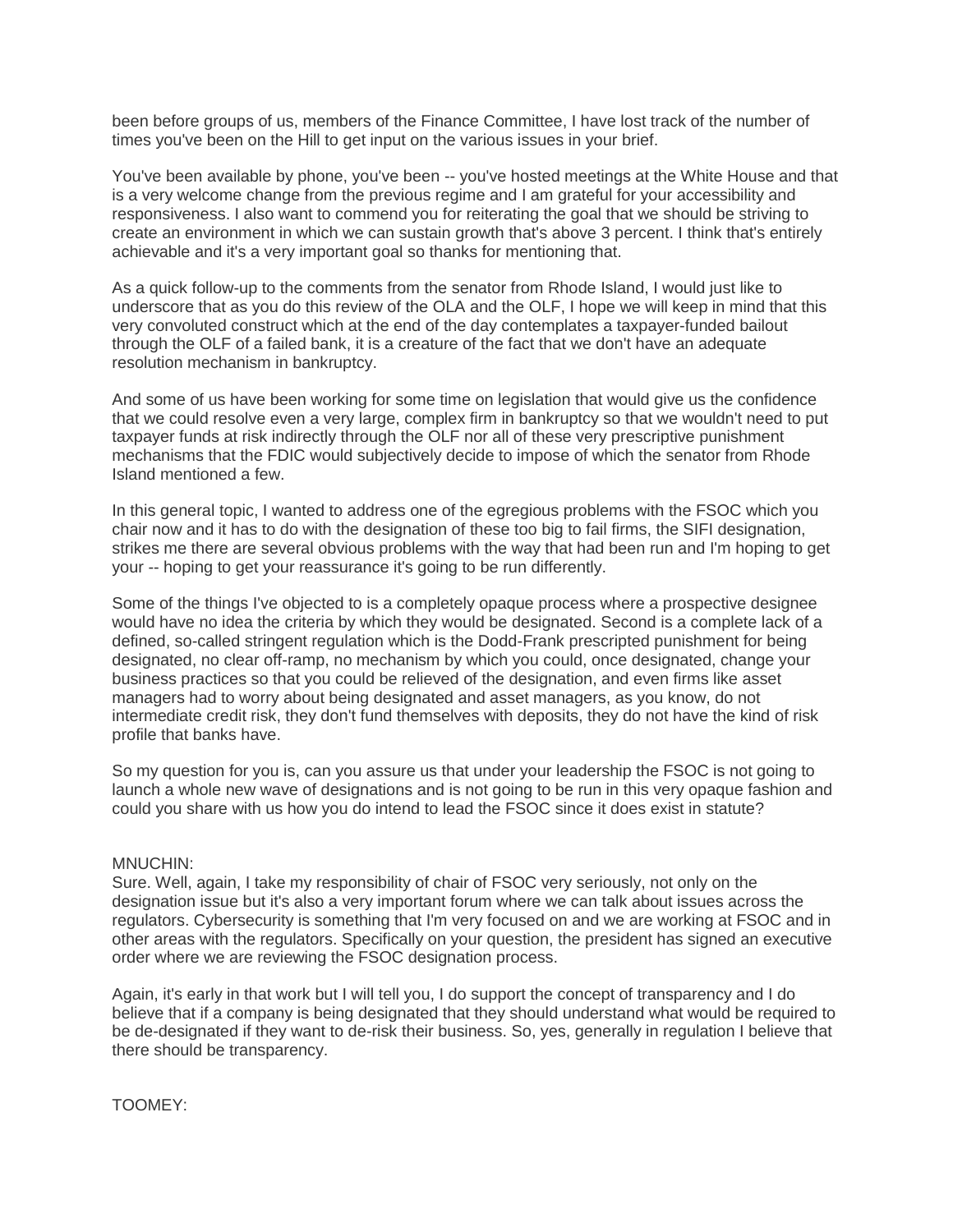been before groups of us, members of the Finance Committee, I have lost track of the number of times you've been on the Hill to get input on the various issues in your brief.

You've been available by phone, you've been -- you've hosted meetings at the White House and that is a very welcome change from the previous regime and I am grateful for your accessibility and responsiveness. I also want to commend you for reiterating the goal that we should be striving to create an environment in which we can sustain growth that's above 3 percent. I think that's entirely achievable and it's a very important goal so thanks for mentioning that.

As a quick follow-up to the comments from the senator from Rhode Island, I would just like to underscore that as you do this review of the OLA and the OLF, I hope we will keep in mind that this very convoluted construct which at the end of the day contemplates a taxpayer-funded bailout through the OLF of a failed bank, it is a creature of the fact that we don't have an adequate resolution mechanism in bankruptcy.

And some of us have been working for some time on legislation that would give us the confidence that we could resolve even a very large, complex firm in bankruptcy so that we wouldn't need to put taxpayer funds at risk indirectly through the OLF nor all of these very prescriptive punishment mechanisms that the FDIC would subjectively decide to impose of which the senator from Rhode Island mentioned a few.

In this general topic, I wanted to address one of the egregious problems with the FSOC which you chair now and it has to do with the designation of these too big to fail firms, the SIFI designation, strikes me there are several obvious problems with the way that had been run and I'm hoping to get your -- hoping to get your reassurance it's going to be run differently.

Some of the things I've objected to is a completely opaque process where a prospective designee would have no idea the criteria by which they would be designated. Second is a complete lack of a defined, so-called stringent regulation which is the Dodd-Frank prescripted punishment for being designated, no clear off-ramp, no mechanism by which you could, once designated, change your business practices so that you could be relieved of the designation, and even firms like asset managers had to worry about being designated and asset managers, as you know, do not intermediate credit risk, they don't fund themselves with deposits, they do not have the kind of risk profile that banks have.

So my question for you is, can you assure us that under your leadership the FSOC is not going to launch a whole new wave of designations and is not going to be run in this very opaque fashion and could you share with us how you do intend to lead the FSOC since it does exist in statute?

MNUCHIN:
Sure. Well, again, I take my responsibility of chair of FSOC very seriously, not only on the designation issue but it's also a very important forum where we can talk about issues across the regulators. Cybersecurity is something that I'm very focused on and we are working at FSOC and in other areas with the regulators. Specifically on your question, the president has signed an executive order where we are reviewing the FSOC designation process.

Again, it's early in that work but I will tell you, I do support the concept of transparency and I do believe that if a company is being designated that they should understand what would be required to be de-designated if they want to de-risk their business. So, yes, generally in regulation I believe that there should be transparency.

TOOMEY: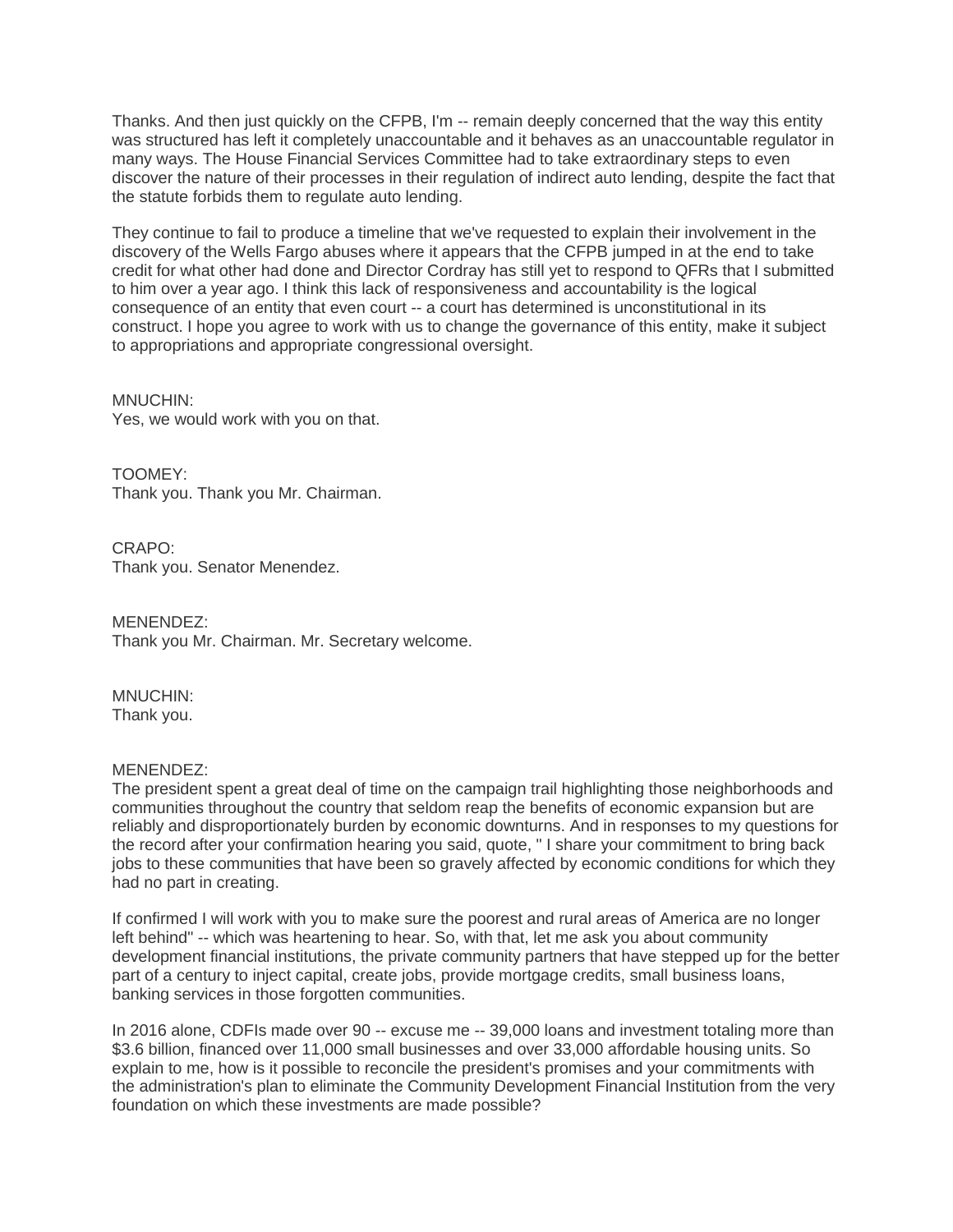Thanks. And then just quickly on the CFPB, I'm -- remain deeply concerned that the way this entity was structured has left it completely unaccountable and it behaves as an unaccountable regulator in many ways. The House Financial Services Committee had to take extraordinary steps to even discover the nature of their processes in their regulation of indirect auto lending, despite the fact that the statute forbids them to regulate auto lending.

They continue to fail to produce a timeline that we've requested to explain their involvement in the discovery of the Wells Fargo abuses where it appears that the CFPB jumped in at the end to take credit for what other had done and Director Cordray has still yet to respond to QFRs that I submitted to him over a year ago. I think this lack of responsiveness and accountability is the logical consequence of an entity that even court -- a court has determined is unconstitutional in its construct. I hope you agree to work with us to change the governance of this entity, make it subject to appropriations and appropriate congressional oversight.

MNUCHIN:
Yes, we would work with you on that.

TOOMEY:
Thank you. Thank you Mr. Chairman.

CRAPO:
Thank you. Senator Menendez.

MENENDEZ:
Thank you Mr. Chairman. Mr. Secretary welcome.

MNUCHIN:
Thank you.

MENENDEZ:
The president spent a great deal of time on the campaign trail highlighting those neighborhoods and communities throughout the country that seldom reap the benefits of economic expansion but are reliably and disproportionately burden by economic downturns. And in responses to my questions for the record after your confirmation hearing you said, quote, " I share your commitment to bring back jobs to these communities that have been so gravely affected by economic conditions for which they had no part in creating.

If confirmed I will work with you to make sure the poorest and rural areas of America are no longer left behind" -- which was heartening to hear. So, with that, let me ask you about community development financial institutions, the private community partners that have stepped up for the better part of a century to inject capital, create jobs, provide mortgage credits, small business loans, banking services in those forgotten communities.

In 2016 alone, CDFIs made over 90 -- excuse me -- 39,000 loans and investment totaling more than $3.6 billion, financed over 11,000 small businesses and over 33,000 affordable housing units. So explain to me, how is it possible to reconcile the president's promises and your commitments with the administration's plan to eliminate the Community Development Financial Institution from the very foundation on which these investments are made possible?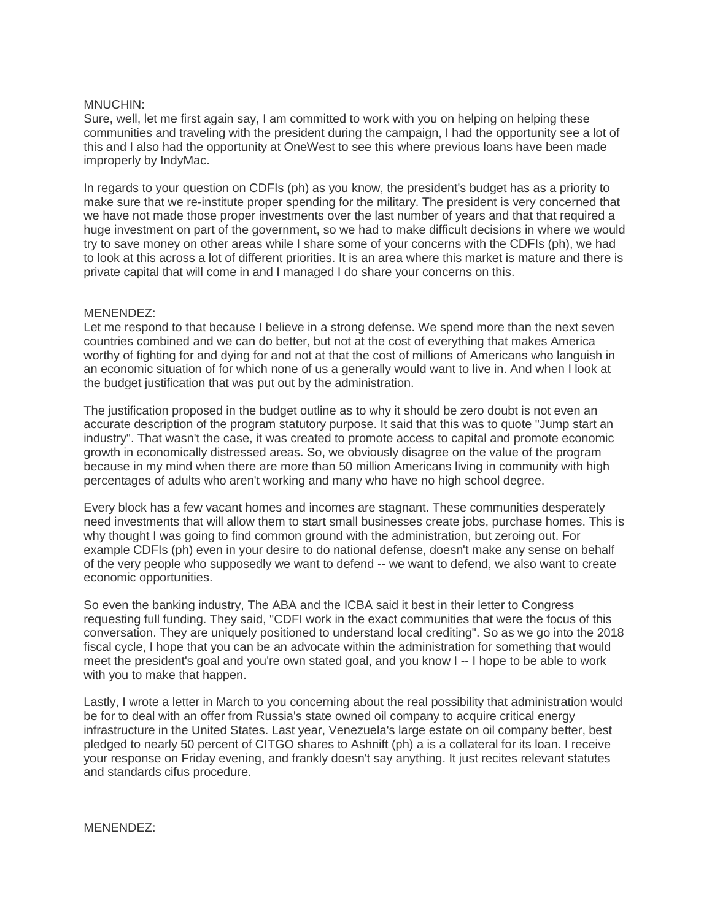MNUCHIN:
Sure, well, let me first again say, I am committed to work with you on helping on helping these communities and traveling with the president during the campaign, I had the opportunity see a lot of this and I also had the opportunity at OneWest to see this where previous loans have been made improperly by IndyMac.

In regards to your question on CDFIs (ph) as you know, the president's budget has as a priority to make sure that we re-institute proper spending for the military. The president is very concerned that we have not made those proper investments over the last number of years and that that required a huge investment on part of the government, so we had to make difficult decisions in where we would try to save money on other areas while I share some of your concerns with the CDFIs (ph), we had to look at this across a lot of different priorities. It is an area where this market is mature and there is private capital that will come in and I managed I do share your concerns on this.

MENENDEZ:
Let me respond to that because I believe in a strong defense. We spend more than the next seven countries combined and we can do better, but not at the cost of everything that makes America worthy of fighting for and dying for and not at that the cost of millions of Americans who languish in an economic situation of for which none of us a generally would want to live in. And when I look at the budget justification that was put out by the administration.

The justification proposed in the budget outline as to why it should be zero doubt is not even an accurate description of the program statutory purpose. It said that this was to quote "Jump start an industry". That wasn't the case, it was created to promote access to capital and promote economic growth in economically distressed areas. So, we obviously disagree on the value of the program because in my mind when there are more than 50 million Americans living in community with high percentages of adults who aren't working and many who have no high school degree.

Every block has a few vacant homes and incomes are stagnant. These communities desperately need investments that will allow them to start small businesses create jobs, purchase homes. This is why thought I was going to find common ground with the administration, but zeroing out. For example CDFIs (ph) even in your desire to do national defense, doesn't make any sense on behalf of the very people who supposedly we want to defend -- we want to defend, we also want to create economic opportunities.

So even the banking industry, The ABA and the ICBA said it best in their letter to Congress requesting full funding. They said, "CDFI work in the exact communities that were the focus of this conversation. They are uniquely positioned to understand local crediting". So as we go into the 2018 fiscal cycle, I hope that you can be an advocate within the administration for something that would meet the president's goal and you're own stated goal, and you know I -- I hope to be able to work with you to make that happen.

Lastly, I wrote a letter in March to you concerning about the real possibility that administration would be for to deal with an offer from Russia's state owned oil company to acquire critical energy infrastructure in the United States. Last year, Venezuela's large estate on oil company better, best pledged to nearly 50 percent of CITGO shares to Ashnift (ph) a is a collateral for its loan. I receive your response on Friday evening, and frankly doesn't say anything. It just recites relevant statutes and standards cifus procedure.

MENENDEZ: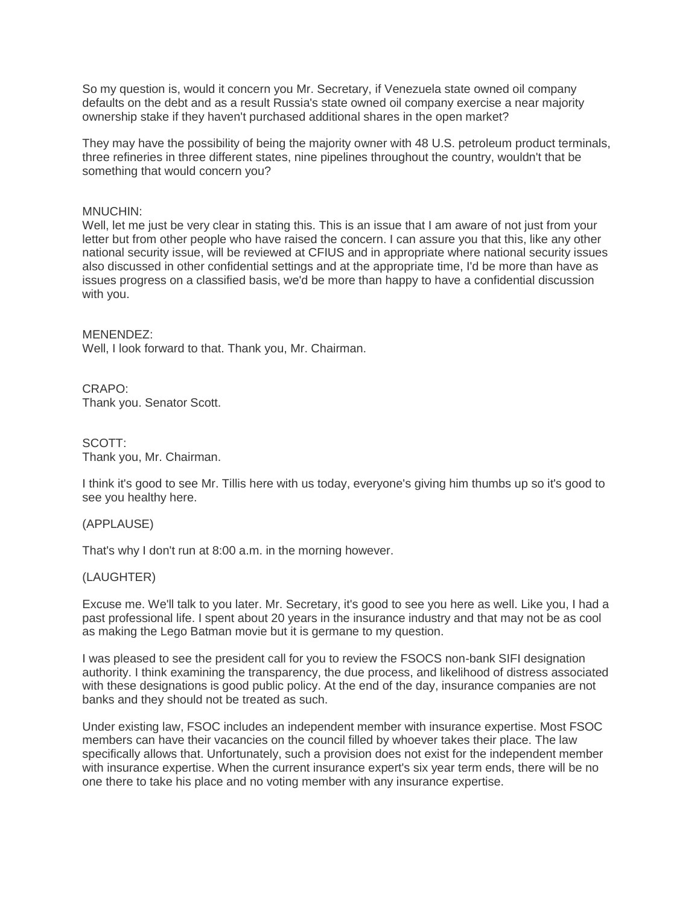So my question is, would it concern you Mr. Secretary, if Venezuela state owned oil company defaults on the debt and as a result Russia's state owned oil company exercise a near majority ownership stake if they haven't purchased additional shares in the open market?

They may have the possibility of being the majority owner with 48 U.S. petroleum product terminals, three refineries in three different states, nine pipelines throughout the country, wouldn't that be something that would concern you?

MNUCHIN:
Well, let me just be very clear in stating this. This is an issue that I am aware of not just from your letter but from other people who have raised the concern. I can assure you that this, like any other national security issue, will be reviewed at CFIUS and in appropriate where national security issues also discussed in other confidential settings and at the appropriate time, I'd be more than have as issues progress on a classified basis, we'd be more than happy to have a confidential discussion with you.

MENENDEZ:
Well, I look forward to that. Thank you, Mr. Chairman.

CRAPO:
Thank you. Senator Scott.

SCOTT:
Thank you, Mr. Chairman.

I think it's good to see Mr. Tillis here with us today, everyone's giving him thumbs up so it's good to see you healthy here.

(APPLAUSE)

That's why I don't run at 8:00 a.m. in the morning however.

(LAUGHTER)

Excuse me. We'll talk to you later. Mr. Secretary, it's good to see you here as well. Like you, I had a past professional life. I spent about 20 years in the insurance industry and that may not be as cool as making the Lego Batman movie but it is germane to my question.

I was pleased to see the president call for you to review the FSOCS non-bank SIFI designation authority. I think examining the transparency, the due process, and likelihood of distress associated with these designations is good public policy. At the end of the day, insurance companies are not banks and they should not be treated as such.

Under existing law, FSOC includes an independent member with insurance expertise. Most FSOC members can have their vacancies on the council filled by whoever takes their place. The law specifically allows that. Unfortunately, such a provision does not exist for the independent member with insurance expertise. When the current insurance expert's six year term ends, there will be no one there to take his place and no voting member with any insurance expertise.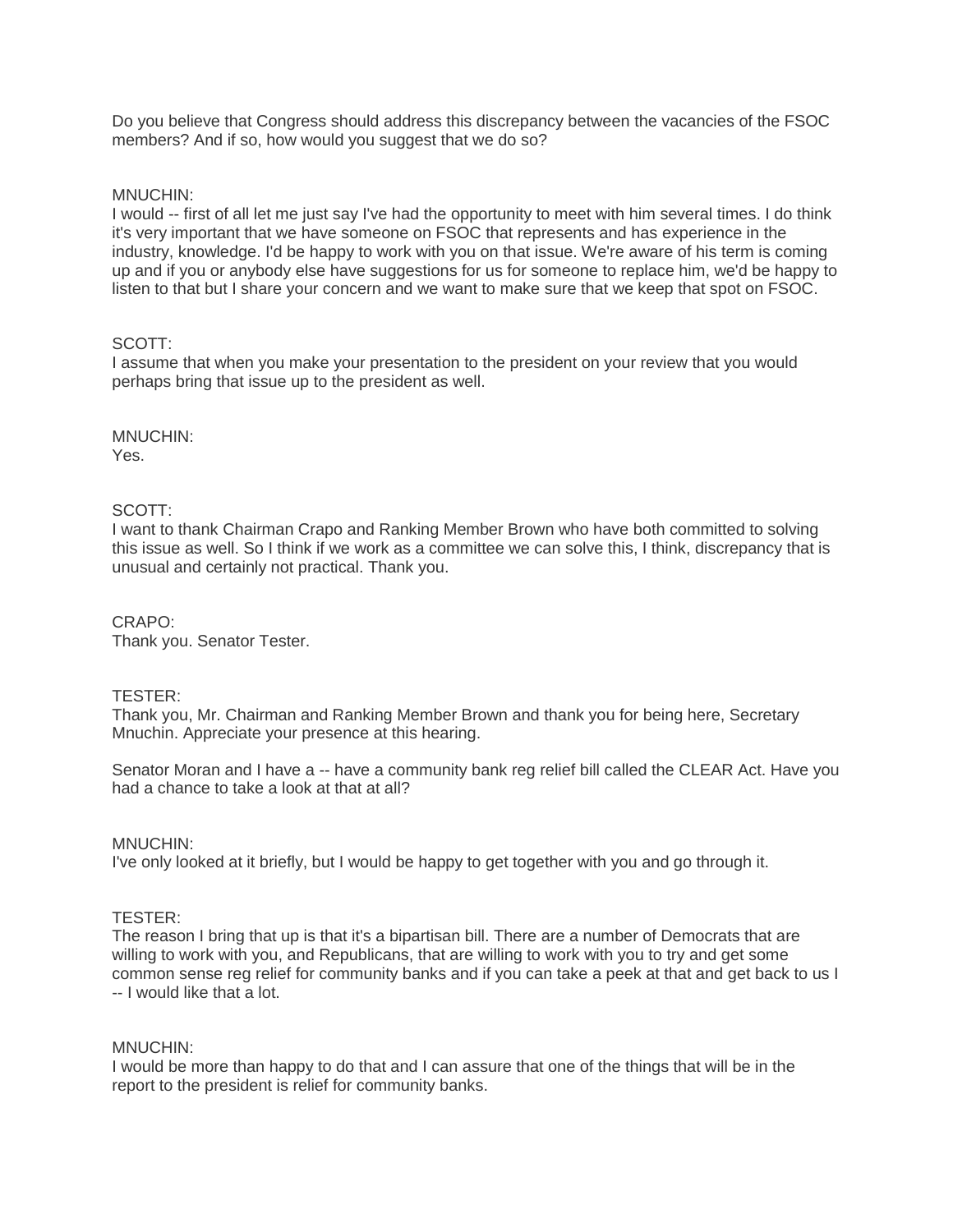Do you believe that Congress should address this discrepancy between the vacancies of the FSOC members? And if so, how would you suggest that we do so?

MNUCHIN:
I would -- first of all let me just say I've had the opportunity to meet with him several times. I do think it's very important that we have someone on FSOC that represents and has experience in the industry, knowledge. I'd be happy to work with you on that issue. We're aware of his term is coming up and if you or anybody else have suggestions for us for someone to replace him, we'd be happy to listen to that but I share your concern and we want to make sure that we keep that spot on FSOC.

SCOTT:
I assume that when you make your presentation to the president on your review that you would perhaps bring that issue up to the president as well.

MNUCHIN:
Yes.

SCOTT:
I want to thank Chairman Crapo and Ranking Member Brown who have both committed to solving this issue as well. So I think if we work as a committee we can solve this, I think, discrepancy that is unusual and certainly not practical. Thank you.

CRAPO:
Thank you. Senator Tester.

TESTER:
Thank you, Mr. Chairman and Ranking Member Brown and thank you for being here, Secretary Mnuchin. Appreciate your presence at this hearing.

Senator Moran and I have a -- have a community bank reg relief bill called the CLEAR Act. Have you had a chance to take a look at that at all?

MNUCHIN:
I've only looked at it briefly, but I would be happy to get together with you and go through it.

TESTER:
The reason I bring that up is that it's a bipartisan bill. There are a number of Democrats that are willing to work with you, and Republicans, that are willing to work with you to try and get some common sense reg relief for community banks and if you can take a peek at that and get back to us I -- I would like that a lot.

MNUCHIN:
I would be more than happy to do that and I can assure that one of the things that will be in the report to the president is relief for community banks.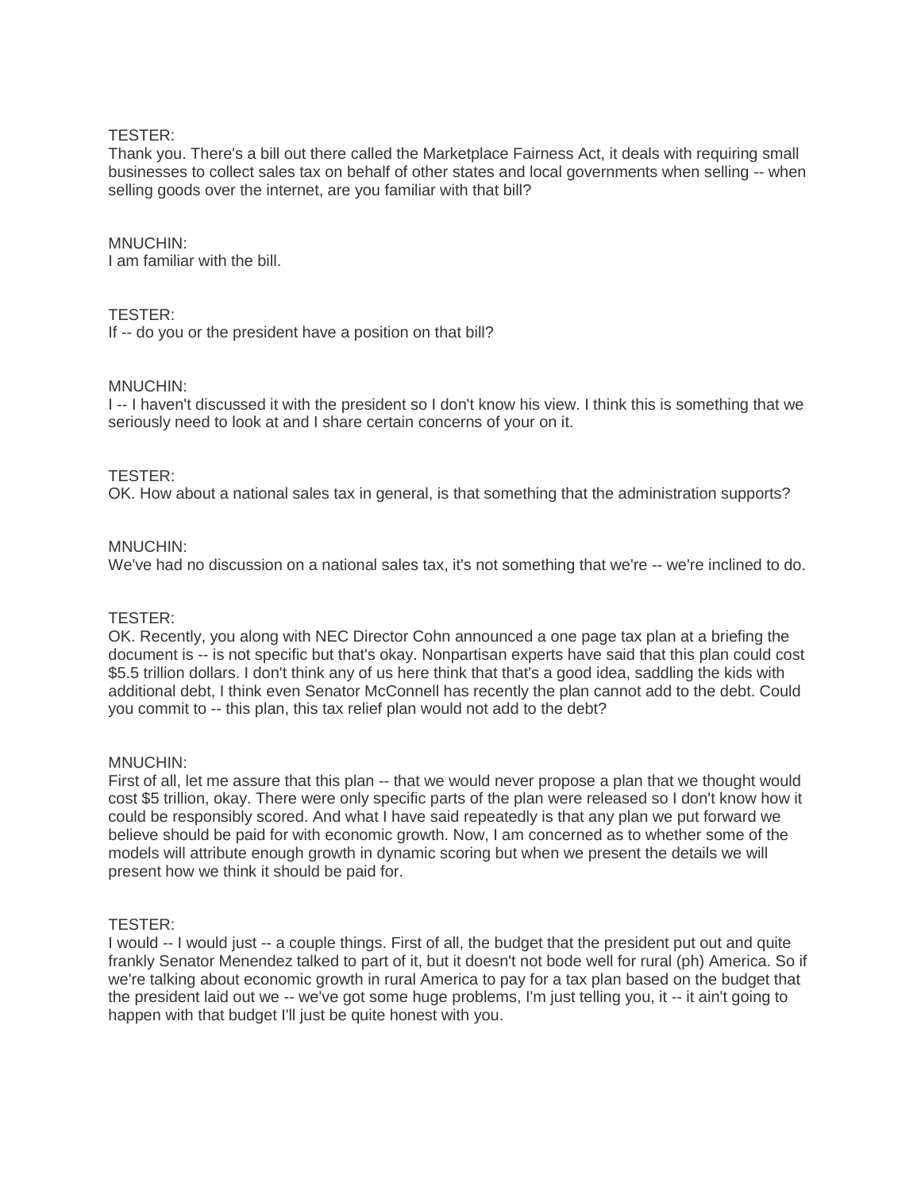TESTER:
Thank you. There's a bill out there called the Marketplace Fairness Act, it deals with requiring small businesses to collect sales tax on behalf of other states and local governments when selling -- when selling goods over the internet, are you familiar with that bill?

MNUCHIN:
I am familiar with the bill.

TESTER:
If -- do you or the president have a position on that bill?

MNUCHIN:
I -- I haven't discussed it with the president so I don't know his view. I think this is something that we seriously need to look at and I share certain concerns of your on it.

TESTER:
OK. How about a national sales tax in general, is that something that the administration supports?

MNUCHIN:
We've had no discussion on a national sales tax, it's not something that we're -- we're inclined to do.

TESTER:
OK. Recently, you along with NEC Director Cohn announced a one page tax plan at a briefing the document is -- is not specific but that's okay. Nonpartisan experts have said that this plan could cost $5.5 trillion dollars. I don't think any of us here think that that's a good idea, saddling the kids with additional debt, I think even Senator McConnell has recently the plan cannot add to the debt. Could you commit to -- this plan, this tax relief plan would not add to the debt?

MNUCHIN:
First of all, let me assure that this plan -- that we would never propose a plan that we thought would cost $5 trillion, okay. There were only specific parts of the plan were released so I don't know how it could be responsibly scored. And what I have said repeatedly is that any plan we put forward we believe should be paid for with economic growth. Now, I am concerned as to whether some of the models will attribute enough growth in dynamic scoring but when we present the details we will present how we think it should be paid for.

TESTER:
I would -- I would just -- a couple things. First of all, the budget that the president put out and quite frankly Senator Menendez talked to part of it, but it doesn't not bode well for rural (ph) America. So if we're talking about economic growth in rural America to pay for a tax plan based on the budget that the president laid out we -- we've got some huge problems, I'm just telling you, it -- it ain't going to happen with that budget I'll just be quite honest with you.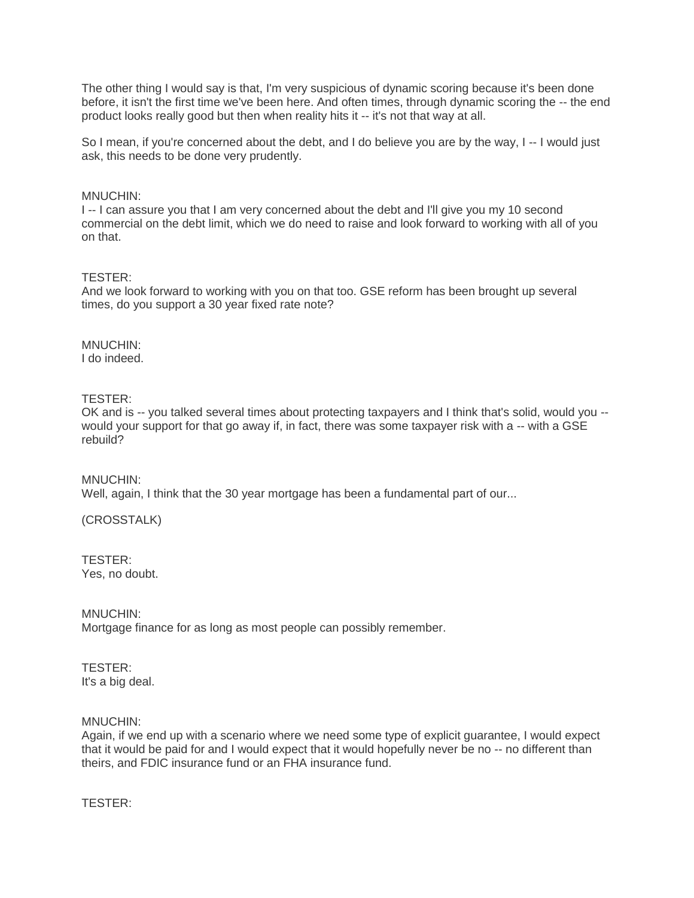The other thing I would say is that, I'm very suspicious of dynamic scoring because it's been done before, it isn't the first time we've been here. And often times, through dynamic scoring the -- the end product looks really good but then when reality hits it -- it's not that way at all.

So I mean, if you're concerned about the debt, and I do believe you are by the way, I -- I would just ask, this needs to be done very prudently.

MNUCHIN:
I -- I can assure you that I am very concerned about the debt and I'll give you my 10 second commercial on the debt limit, which we do need to raise and look forward to working with all of you on that.

TESTER:
And we look forward to working with you on that too. GSE reform has been brought up several times, do you support a 30 year fixed rate note?

MNUCHIN:
I do indeed.

TESTER:
OK and is -- you talked several times about protecting taxpayers and I think that's solid, would you -- would your support for that go away if, in fact, there was some taxpayer risk with a -- with a GSE rebuild?

MNUCHIN:
Well, again, I think that the 30 year mortgage has been a fundamental part of our...

(CROSSTALK)

TESTER:
Yes, no doubt.

MNUCHIN:
Mortgage finance for as long as most people can possibly remember.

TESTER:
It's a big deal.

MNUCHIN:
Again, if we end up with a scenario where we need some type of explicit guarantee, I would expect that it would be paid for and I would expect that it would hopefully never be no -- no different than theirs, and FDIC insurance fund or an FHA insurance fund.

TESTER: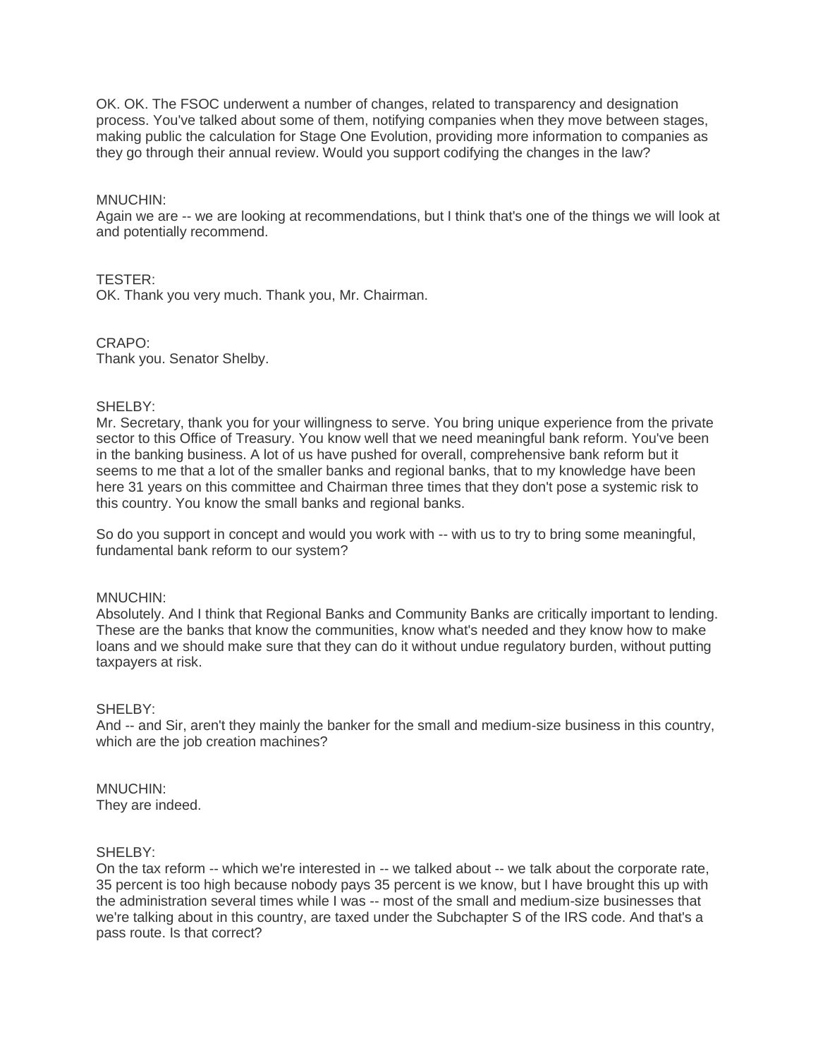OK. OK. The FSOC underwent a number of changes, related to transparency and designation process. You've talked about some of them, notifying companies when they move between stages, making public the calculation for Stage One Evolution, providing more information to companies as they go through their annual review. Would you support codifying the changes in the law?

MNUCHIN:
Again we are -- we are looking at recommendations, but I think that's one of the things we will look at and potentially recommend.

TESTER:
OK. Thank you very much. Thank you, Mr. Chairman.

CRAPO:
Thank you. Senator Shelby.

SHELBY:
Mr. Secretary, thank you for your willingness to serve. You bring unique experience from the private sector to this Office of Treasury. You know well that we need meaningful bank reform. You've been in the banking business. A lot of us have pushed for overall, comprehensive bank reform but it seems to me that a lot of the smaller banks and regional banks, that to my knowledge have been here 31 years on this committee and Chairman three times that they don't pose a systemic risk to this country. You know the small banks and regional banks.

So do you support in concept and would you work with -- with us to try to bring some meaningful, fundamental bank reform to our system?

MNUCHIN:
Absolutely. And I think that Regional Banks and Community Banks are critically important to lending. These are the banks that know the communities, know what's needed and they know how to make loans and we should make sure that they can do it without undue regulatory burden, without putting taxpayers at risk.

SHELBY:
And -- and Sir, aren't they mainly the banker for the small and medium-size business in this country, which are the job creation machines?

MNUCHIN:
They are indeed.

SHELBY:
On the tax reform -- which we're interested in -- we talked about -- we talk about the corporate rate, 35 percent is too high because nobody pays 35 percent is we know, but I have brought this up with the administration several times while I was -- most of the small and medium-size businesses that we're talking about in this country, are taxed under the Subchapter S of the IRS code. And that's a pass route. Is that correct?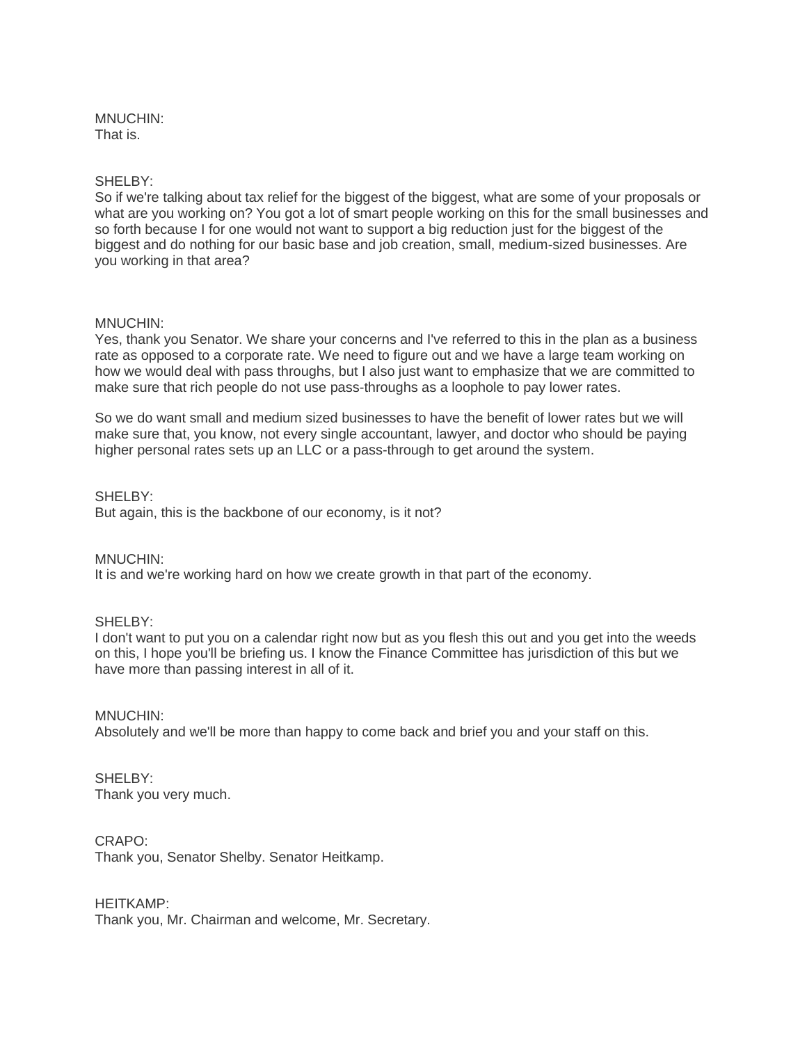MNUCHIN:
That is.

SHELBY:
So if we're talking about tax relief for the biggest of the biggest, what are some of your proposals or what are you working on? You got a lot of smart people working on this for the small businesses and so forth because I for one would not want to support a big reduction just for the biggest of the biggest and do nothing for our basic base and job creation, small, medium-sized businesses. Are you working in that area?

MNUCHIN:
Yes, thank you Senator. We share your concerns and I've referred to this in the plan as a business rate as opposed to a corporate rate. We need to figure out and we have a large team working on how we would deal with pass throughs, but I also just want to emphasize that we are committed to make sure that rich people do not use pass-throughs as a loophole to pay lower rates.

So we do want small and medium sized businesses to have the benefit of lower rates but we will make sure that, you know, not every single accountant, lawyer, and doctor who should be paying higher personal rates sets up an LLC or a pass-through to get around the system.

SHELBY:
But again, this is the backbone of our economy, is it not?

MNUCHIN:
It is and we're working hard on how we create growth in that part of the economy.

SHELBY:
I don't want to put you on a calendar right now but as you flesh this out and you get into the weeds on this, I hope you'll be briefing us. I know the Finance Committee has jurisdiction of this but we have more than passing interest in all of it.

MNUCHIN:
Absolutely and we'll be more than happy to come back and brief you and your staff on this.

SHELBY:
Thank you very much.

CRAPO:
Thank you, Senator Shelby. Senator Heitkamp.

HEITKAMP:
Thank you, Mr. Chairman and welcome, Mr. Secretary.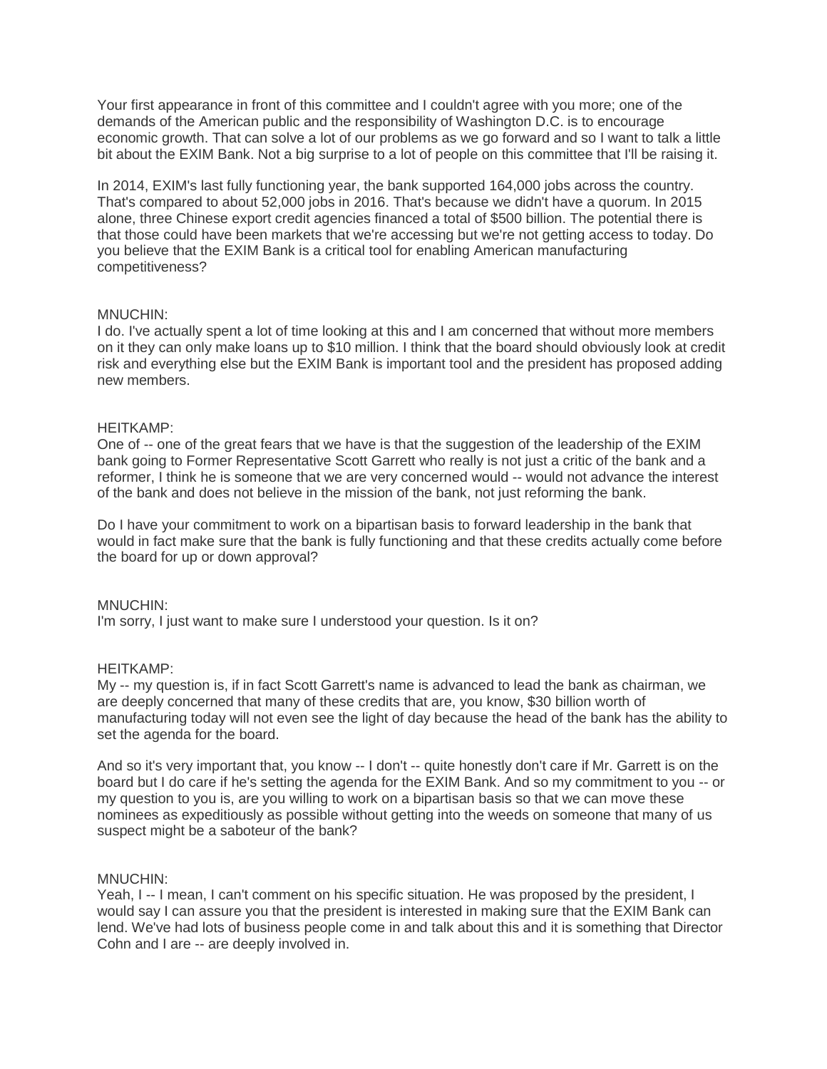Your first appearance in front of this committee and I couldn't agree with you more; one of the demands of the American public and the responsibility of Washington D.C. is to encourage economic growth. That can solve a lot of our problems as we go forward and so I want to talk a little bit about the EXIM Bank. Not a big surprise to a lot of people on this committee that I'll be raising it.

In 2014, EXIM's last fully functioning year, the bank supported 164,000 jobs across the country. That's compared to about 52,000 jobs in 2016. That's because we didn't have a quorum. In 2015 alone, three Chinese export credit agencies financed a total of $500 billion. The potential there is that those could have been markets that we're accessing but we're not getting access to today. Do you believe that the EXIM Bank is a critical tool for enabling American manufacturing competitiveness?

MNUCHIN:
I do. I've actually spent a lot of time looking at this and I am concerned that without more members on it they can only make loans up to $10 million. I think that the board should obviously look at credit risk and everything else but the EXIM Bank is important tool and the president has proposed adding new members.

HEITKAMP:
One of -- one of the great fears that we have is that the suggestion of the leadership of the EXIM bank going to Former Representative Scott Garrett who really is not just a critic of the bank and a reformer, I think he is someone that we are very concerned would -- would not advance the interest of the bank and does not believe in the mission of the bank, not just reforming the bank.

Do I have your commitment to work on a bipartisan basis to forward leadership in the bank that would in fact make sure that the bank is fully functioning and that these credits actually come before the board for up or down approval?

MNUCHIN:
I'm sorry, I just want to make sure I understood your question. Is it on?

HEITKAMP:
My -- my question is, if in fact Scott Garrett's name is advanced to lead the bank as chairman, we are deeply concerned that many of these credits that are, you know, $30 billion worth of manufacturing today will not even see the light of day because the head of the bank has the ability to set the agenda for the board.

And so it's very important that, you know -- I don't -- quite honestly don't care if Mr. Garrett is on the board but I do care if he's setting the agenda for the EXIM Bank. And so my commitment to you -- or my question to you is, are you willing to work on a bipartisan basis so that we can move these nominees as expeditiously as possible without getting into the weeds on someone that many of us suspect might be a saboteur of the bank?

MNUCHIN:
Yeah, I -- I mean, I can't comment on his specific situation. He was proposed by the president, I would say I can assure you that the president is interested in making sure that the EXIM Bank can lend. We've had lots of business people come in and talk about this and it is something that Director Cohn and I are -- are deeply involved in.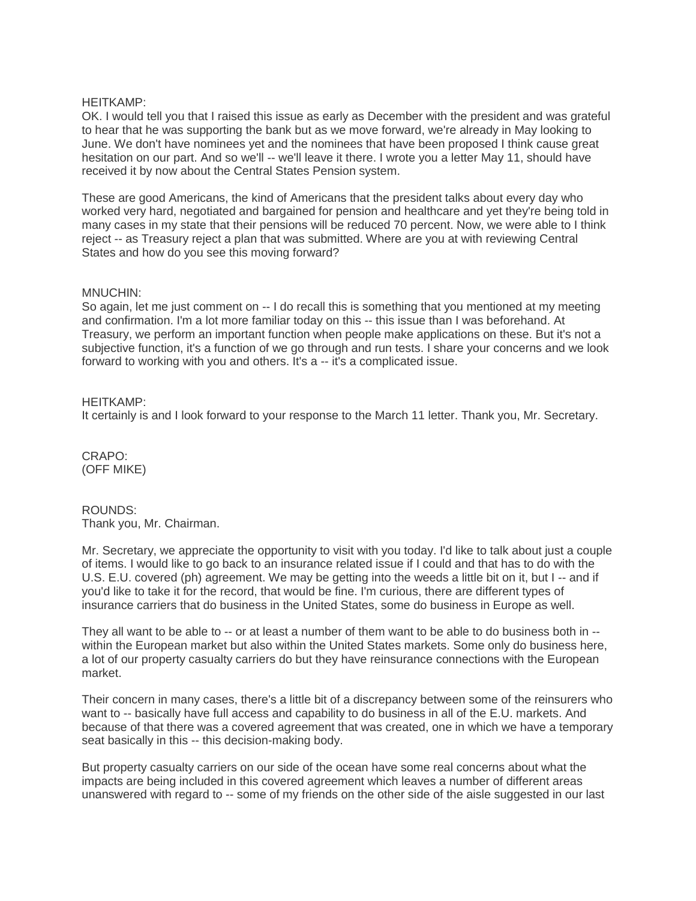HEITKAMP:
OK. I would tell you that I raised this issue as early as December with the president and was grateful to hear that he was supporting the bank but as we move forward, we're already in May looking to June. We don't have nominees yet and the nominees that have been proposed I think cause great hesitation on our part. And so we'll -- we'll leave it there. I wrote you a letter May 11, should have received it by now about the Central States Pension system.

These are good Americans, the kind of Americans that the president talks about every day who worked very hard, negotiated and bargained for pension and healthcare and yet they're being told in many cases in my state that their pensions will be reduced 70 percent. Now, we were able to I think reject -- as Treasury reject a plan that was submitted. Where are you at with reviewing Central States and how do you see this moving forward?

MNUCHIN:
So again, let me just comment on -- I do recall this is something that you mentioned at my meeting and confirmation. I'm a lot more familiar today on this -- this issue than I was beforehand. At Treasury, we perform an important function when people make applications on these. But it's not a subjective function, it's a function of we go through and run tests. I share your concerns and we look forward to working with you and others. It's a -- it's a complicated issue.

HEITKAMP:
It certainly is and I look forward to your response to the March 11 letter. Thank you, Mr. Secretary.

CRAPO:
(OFF MIKE)

ROUNDS:
Thank you, Mr. Chairman.

Mr. Secretary, we appreciate the opportunity to visit with you today. I'd like to talk about just a couple of items. I would like to go back to an insurance related issue if I could and that has to do with the U.S. E.U. covered (ph) agreement. We may be getting into the weeds a little bit on it, but I -- and if you'd like to take it for the record, that would be fine. I'm curious, there are different types of insurance carriers that do business in the United States, some do business in Europe as well.

They all want to be able to -- or at least a number of them want to be able to do business both in -- within the European market but also within the United States markets. Some only do business here, a lot of our property casualty carriers do but they have reinsurance connections with the European market.

Their concern in many cases, there's a little bit of a discrepancy between some of the reinsurers who want to -- basically have full access and capability to do business in all of the E.U. markets. And because of that there was a covered agreement that was created, one in which we have a temporary seat basically in this -- this decision-making body.

But property casualty carriers on our side of the ocean have some real concerns about what the impacts are being included in this covered agreement which leaves a number of different areas unanswered with regard to -- some of my friends on the other side of the aisle suggested in our last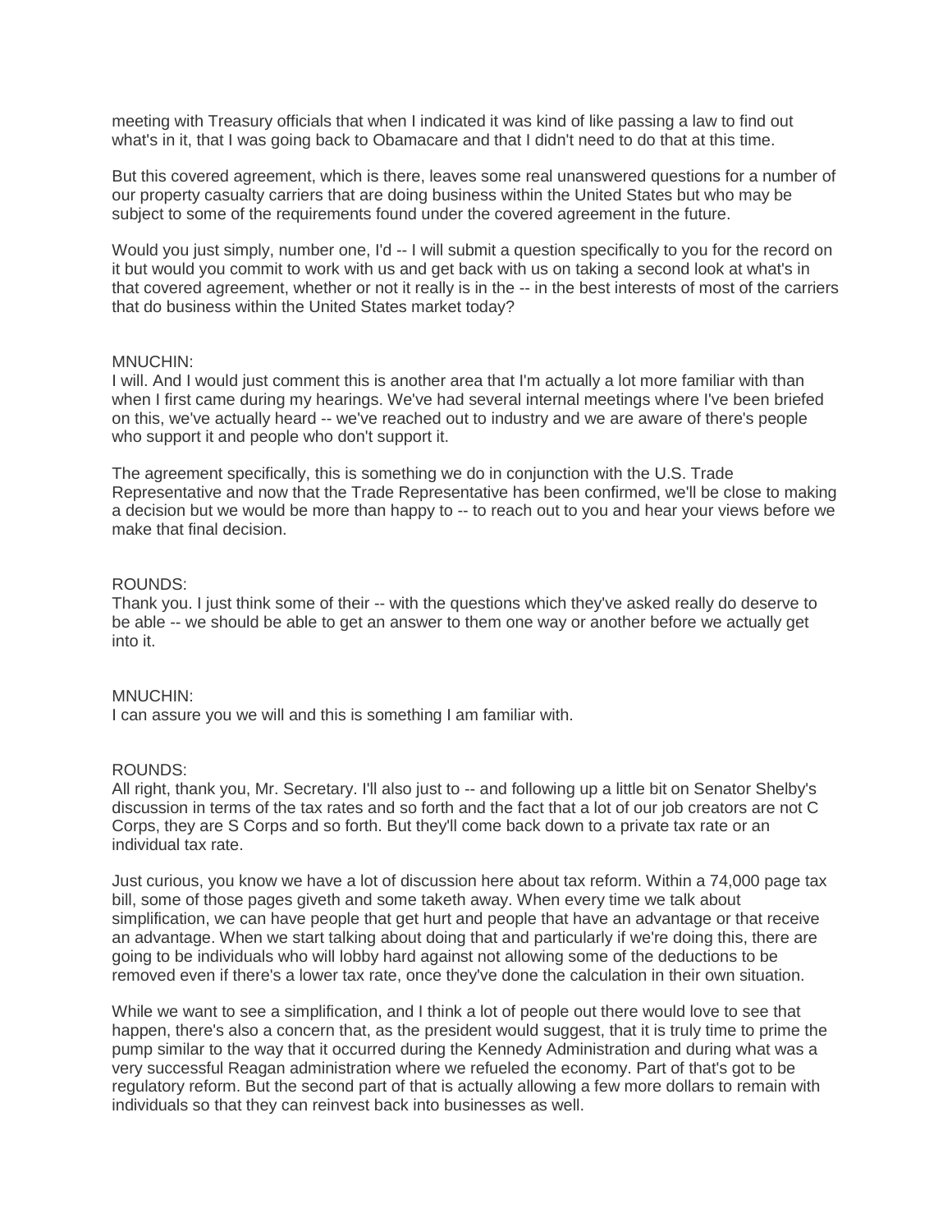meeting with Treasury officials that when I indicated it was kind of like passing a law to find out what's in it, that I was going back to Obamacare and that I didn't need to do that at this time.

But this covered agreement, which is there, leaves some real unanswered questions for a number of our property casualty carriers that are doing business within the United States but who may be subject to some of the requirements found under the covered agreement in the future.

Would you just simply, number one, I'd -- I will submit a question specifically to you for the record on it but would you commit to work with us and get back with us on taking a second look at what's in that covered agreement, whether or not it really is in the -- in the best interests of most of the carriers that do business within the United States market today?

MNUCHIN:
I will. And I would just comment this is another area that I'm actually a lot more familiar with than when I first came during my hearings. We've had several internal meetings where I've been briefed on this, we've actually heard -- we've reached out to industry and we are aware of there's people who support it and people who don't support it.

The agreement specifically, this is something we do in conjunction with the U.S. Trade Representative and now that the Trade Representative has been confirmed, we'll be close to making a decision but we would be more than happy to -- to reach out to you and hear your views before we make that final decision.

ROUNDS:
Thank you. I just think some of their -- with the questions which they've asked really do deserve to be able -- we should be able to get an answer to them one way or another before we actually get into it.

MNUCHIN:
I can assure you we will and this is something I am familiar with.

ROUNDS:
All right, thank you, Mr. Secretary. I'll also just to -- and following up a little bit on Senator Shelby's discussion in terms of the tax rates and so forth and the fact that a lot of our job creators are not C Corps, they are S Corps and so forth. But they'll come back down to a private tax rate or an individual tax rate.

Just curious, you know we have a lot of discussion here about tax reform. Within a 74,000 page tax bill, some of those pages giveth and some taketh away. When every time we talk about simplification, we can have people that get hurt and people that have an advantage or that receive an advantage. When we start talking about doing that and particularly if we're doing this, there are going to be individuals who will lobby hard against not allowing some of the deductions to be removed even if there's a lower tax rate, once they've done the calculation in their own situation.

While we want to see a simplification, and I think a lot of people out there would love to see that happen, there's also a concern that, as the president would suggest, that it is truly time to prime the pump similar to the way that it occurred during the Kennedy Administration and during what was a very successful Reagan administration where we refueled the economy. Part of that's got to be regulatory reform. But the second part of that is actually allowing a few more dollars to remain with individuals so that they can reinvest back into businesses as well.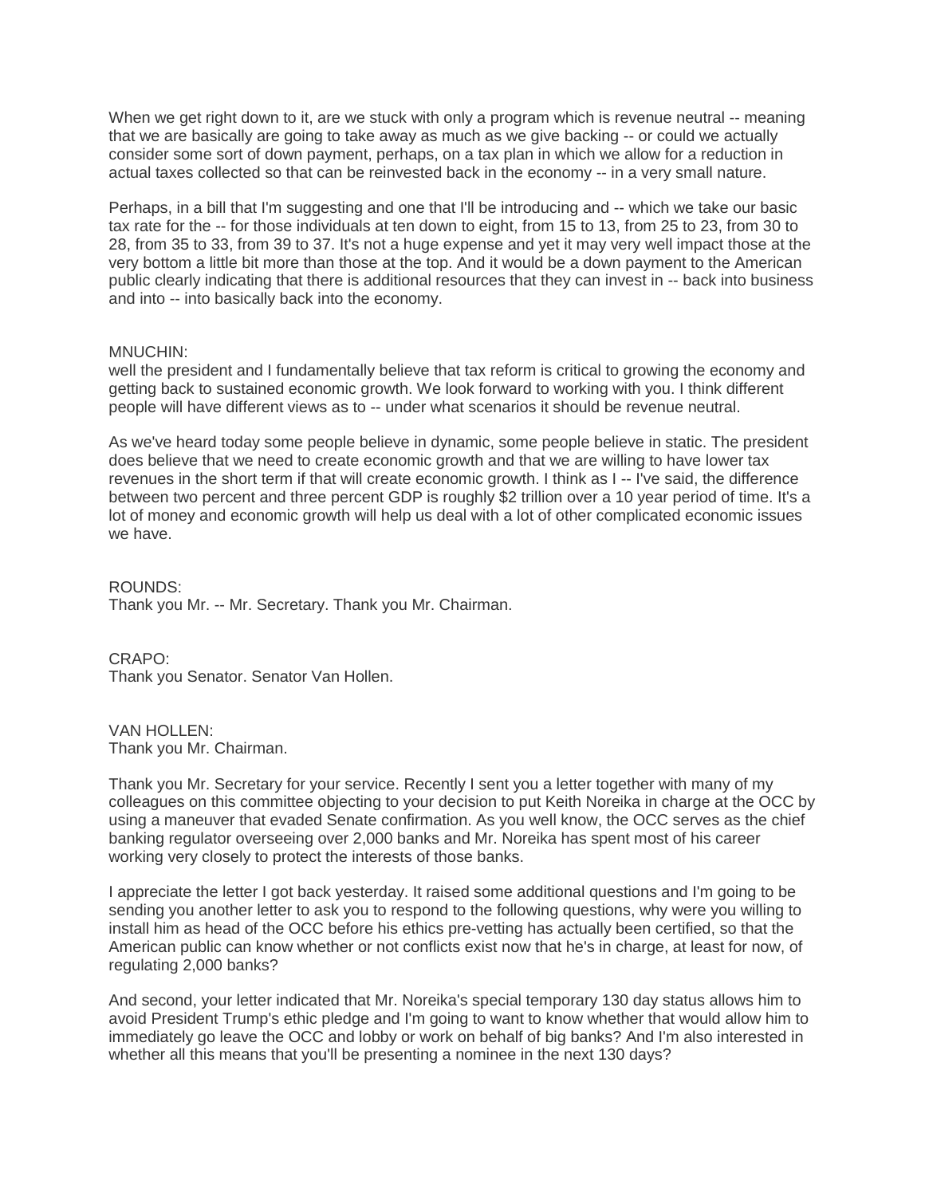When we get right down to it, are we stuck with only a program which is revenue neutral -- meaning that we are basically are going to take away as much as we give backing -- or could we actually consider some sort of down payment, perhaps, on a tax plan in which we allow for a reduction in actual taxes collected so that can be reinvested back in the economy -- in a very small nature.

Perhaps, in a bill that I'm suggesting and one that I'll be introducing and -- which we take our basic tax rate for the -- for those individuals at ten down to eight, from 15 to 13, from 25 to 23, from 30 to 28, from 35 to 33, from 39 to 37. It's not a huge expense and yet it may very well impact those at the very bottom a little bit more than those at the top. And it would be a down payment to the American public clearly indicating that there is additional resources that they can invest in -- back into business and into -- into basically back into the economy.

MNUCHIN:
well the president and I fundamentally believe that tax reform is critical to growing the economy and getting back to sustained economic growth. We look forward to working with you. I think different people will have different views as to -- under what scenarios it should be revenue neutral.

As we've heard today some people believe in dynamic, some people believe in static. The president does believe that we need to create economic growth and that we are willing to have lower tax revenues in the short term if that will create economic growth. I think as I -- I've said, the difference between two percent and three percent GDP is roughly $2 trillion over a 10 year period of time. It's a lot of money and economic growth will help us deal with a lot of other complicated economic issues we have.

ROUNDS:
Thank you Mr. -- Mr. Secretary. Thank you Mr. Chairman.

CRAPO:
Thank you Senator. Senator Van Hollen.

VAN HOLLEN:
Thank you Mr. Chairman.

Thank you Mr. Secretary for your service. Recently I sent you a letter together with many of my colleagues on this committee objecting to your decision to put Keith Noreika in charge at the OCC by using a maneuver that evaded Senate confirmation. As you well know, the OCC serves as the chief banking regulator overseeing over 2,000 banks and Mr. Noreika has spent most of his career working very closely to protect the interests of those banks.

I appreciate the letter I got back yesterday. It raised some additional questions and I'm going to be sending you another letter to ask you to respond to the following questions, why were you willing to install him as head of the OCC before his ethics pre-vetting has actually been certified, so that the American public can know whether or not conflicts exist now that he's in charge, at least for now, of regulating 2,000 banks?

And second, your letter indicated that Mr. Noreika's special temporary 130 day status allows him to avoid President Trump's ethic pledge and I'm going to want to know whether that would allow him to immediately go leave the OCC and lobby or work on behalf of big banks? And I'm also interested in whether all this means that you'll be presenting a nominee in the next 130 days?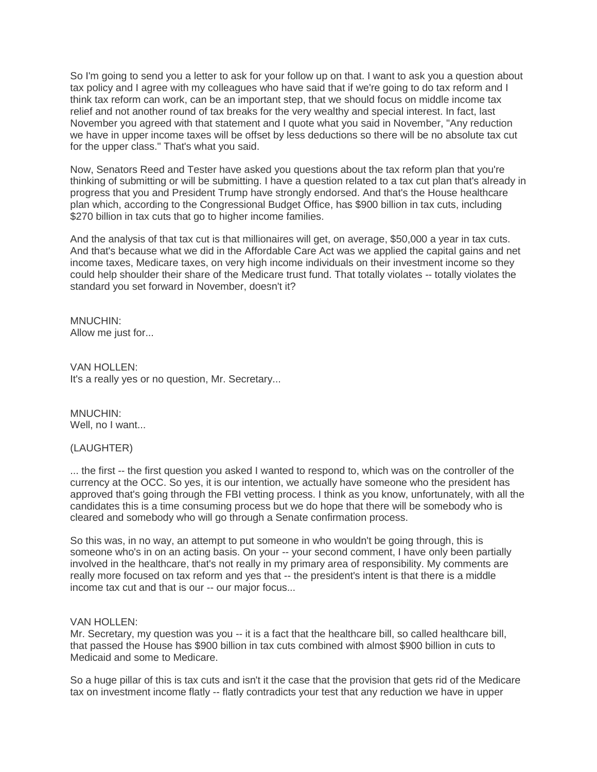So I'm going to send you a letter to ask for your follow up on that. I want to ask you a question about tax policy and I agree with my colleagues who have said that if we're going to do tax reform and I think tax reform can work, can be an important step, that we should focus on middle income tax relief and not another round of tax breaks for the very wealthy and special interest. In fact, last November you agreed with that statement and I quote what you said in November, "Any reduction we have in upper income taxes will be offset by less deductions so there will be no absolute tax cut for the upper class." That's what you said.

Now, Senators Reed and Tester have asked you questions about the tax reform plan that you're thinking of submitting or will be submitting. I have a question related to a tax cut plan that's already in progress that you and President Trump have strongly endorsed. And that's the House healthcare plan which, according to the Congressional Budget Office, has $900 billion in tax cuts, including $270 billion in tax cuts that go to higher income families.

And the analysis of that tax cut is that millionaires will get, on average, $50,000 a year in tax cuts. And that's because what we did in the Affordable Care Act was we applied the capital gains and net income taxes, Medicare taxes, on very high income individuals on their investment income so they could help shoulder their share of the Medicare trust fund. That totally violates -- totally violates the standard you set forward in November, doesn't it?

MNUCHIN:
Allow me just for...

VAN HOLLEN:
It's a really yes or no question, Mr. Secretary...

MNUCHIN:
Well, no I want...

(LAUGHTER)

... the first -- the first question you asked I wanted to respond to, which was on the controller of the currency at the OCC. So yes, it is our intention, we actually have someone who the president has approved that's going through the FBI vetting process. I think as you know, unfortunately, with all the candidates this is a time consuming process but we do hope that there will be somebody who is cleared and somebody who will go through a Senate confirmation process.

So this was, in no way, an attempt to put someone in who wouldn't be going through, this is someone who's in on an acting basis. On your -- your second comment, I have only been partially involved in the healthcare, that's not really in my primary area of responsibility. My comments are really more focused on tax reform and yes that -- the president's intent is that there is a middle income tax cut and that is our -- our major focus...

VAN HOLLEN:
Mr. Secretary, my question was you -- it is a fact that the healthcare bill, so called healthcare bill, that passed the House has $900 billion in tax cuts combined with almost $900 billion in cuts to Medicaid and some to Medicare.

So a huge pillar of this is tax cuts and isn't it the case that the provision that gets rid of the Medicare tax on investment income flatly -- flatly contradicts your test that any reduction we have in upper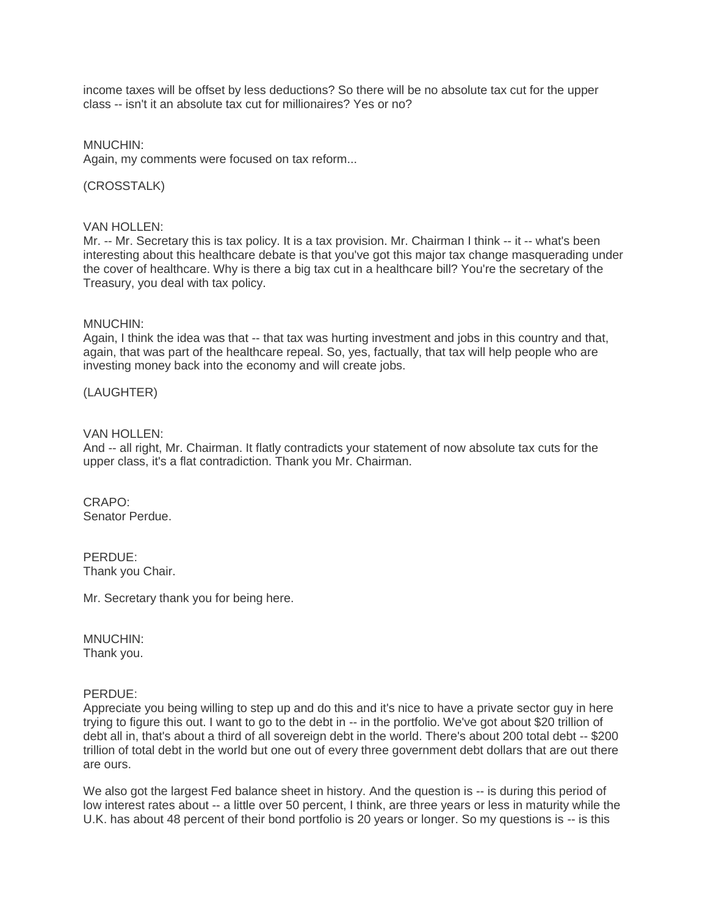income taxes will be offset by less deductions? So there will be no absolute tax cut for the upper class -- isn't it an absolute tax cut for millionaires? Yes or no?

MNUCHIN:
Again, my comments were focused on tax reform...

(CROSSTALK)

VAN HOLLEN:
Mr. -- Mr. Secretary this is tax policy. It is a tax provision. Mr. Chairman I think -- it -- what's been interesting about this healthcare debate is that you've got this major tax change masquerading under the cover of healthcare. Why is there a big tax cut in a healthcare bill? You're the secretary of the Treasury, you deal with tax policy.

MNUCHIN:
Again, I think the idea was that -- that tax was hurting investment and jobs in this country and that, again, that was part of the healthcare repeal. So, yes, factually, that tax will help people who are investing money back into the economy and will create jobs.

(LAUGHTER)

VAN HOLLEN:
And -- all right, Mr. Chairman. It flatly contradicts your statement of now absolute tax cuts for the upper class, it's a flat contradiction. Thank you Mr. Chairman.

CRAPO:
Senator Perdue.

PERDUE:
Thank you Chair.

Mr. Secretary thank you for being here.

MNUCHIN:
Thank you.

PERDUE:
Appreciate you being willing to step up and do this and it's nice to have a private sector guy in here trying to figure this out. I want to go to the debt in -- in the portfolio. We've got about $20 trillion of debt all in, that's about a third of all sovereign debt in the world. There's about 200 total debt -- $200 trillion of total debt in the world but one out of every three government debt dollars that are out there are ours.

We also got the largest Fed balance sheet in history. And the question is -- is during this period of low interest rates about -- a little over 50 percent, I think, are three years or less in maturity while the U.K. has about 48 percent of their bond portfolio is 20 years or longer. So my questions is -- is this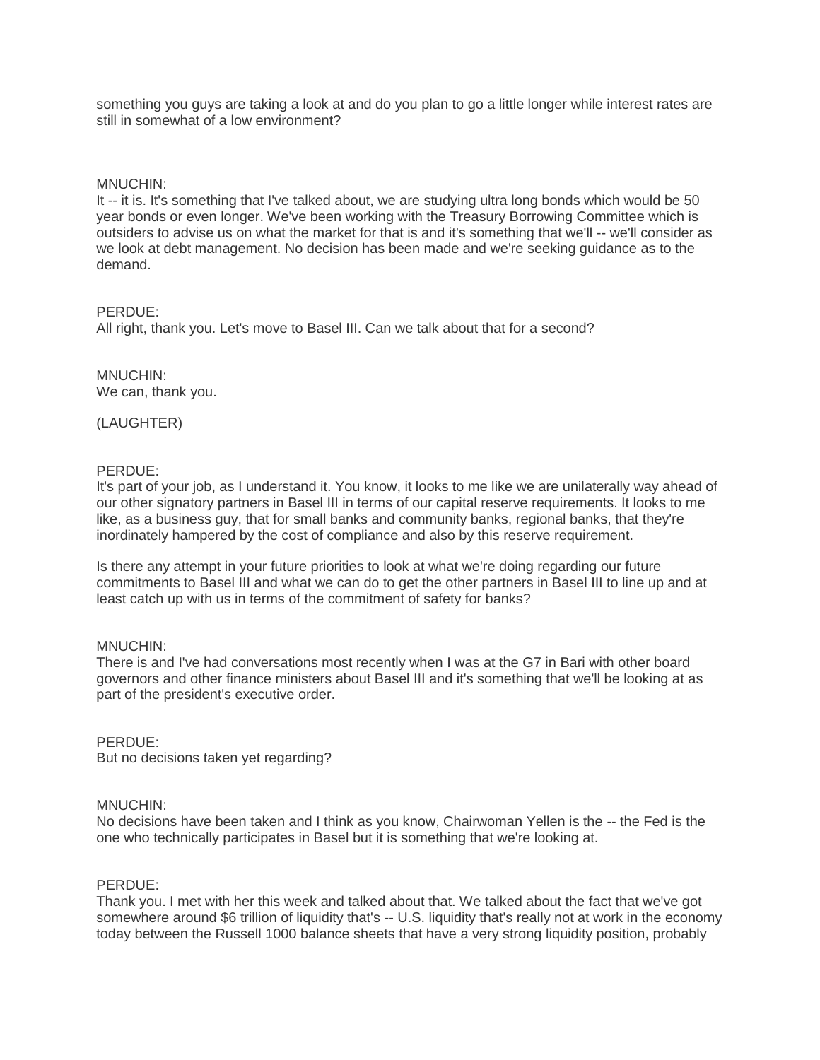something you guys are taking a look at and do you plan to go a little longer while interest rates are still in somewhat of a low environment?

MNUCHIN:
It -- it is. It's something that I've talked about, we are studying ultra long bonds which would be 50 year bonds or even longer. We've been working with the Treasury Borrowing Committee which is outsiders to advise us on what the market for that is and it's something that we'll -- we'll consider as we look at debt management. No decision has been made and we're seeking guidance as to the demand.

PERDUE:
All right, thank you. Let's move to Basel III. Can we talk about that for a second?

MNUCHIN:
We can, thank you.

(LAUGHTER)

PERDUE:
It's part of your job, as I understand it. You know, it looks to me like we are unilaterally way ahead of our other signatory partners in Basel III in terms of our capital reserve requirements. It looks to me like, as a business guy, that for small banks and community banks, regional banks, that they're inordinately hampered by the cost of compliance and also by this reserve requirement.

Is there any attempt in your future priorities to look at what we're doing regarding our future commitments to Basel III and what we can do to get the other partners in Basel III to line up and at least catch up with us in terms of the commitment of safety for banks?

MNUCHIN:
There is and I've had conversations most recently when I was at the G7 in Bari with other board governors and other finance ministers about Basel III and it's something that we'll be looking at as part of the president's executive order.

PERDUE:
But no decisions taken yet regarding?

MNUCHIN:
No decisions have been taken and I think as you know, Chairwoman Yellen is the -- the Fed is the one who technically participates in Basel but it is something that we're looking at.

PERDUE:
Thank you. I met with her this week and talked about that. We talked about the fact that we've got somewhere around $6 trillion of liquidity that's -- U.S. liquidity that's really not at work in the economy today between the Russell 1000 balance sheets that have a very strong liquidity position, probably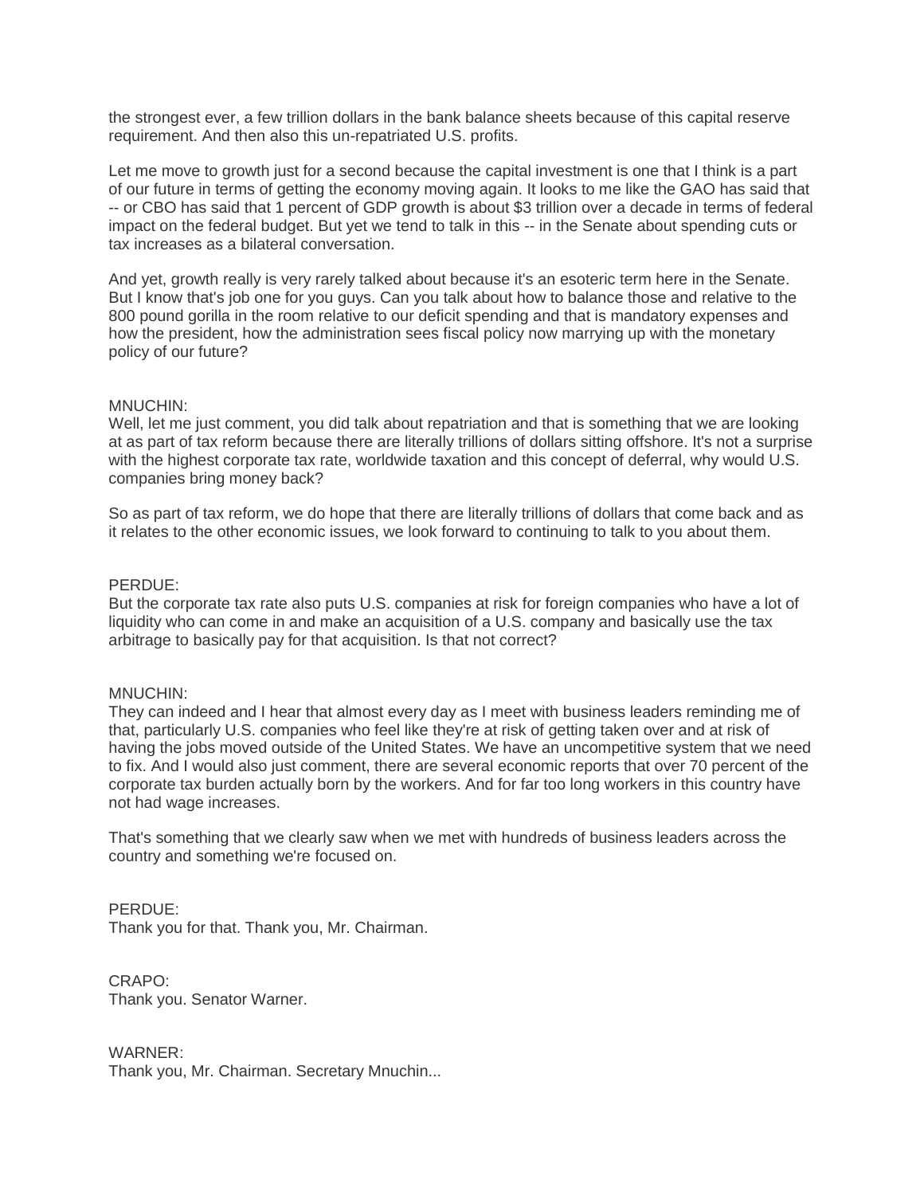the strongest ever, a few trillion dollars in the bank balance sheets because of this capital reserve requirement. And then also this un-repatriated U.S. profits.

Let me move to growth just for a second because the capital investment is one that I think is a part of our future in terms of getting the economy moving again. It looks to me like the GAO has said that -- or CBO has said that 1 percent of GDP growth is about $3 trillion over a decade in terms of federal impact on the federal budget. But yet we tend to talk in this -- in the Senate about spending cuts or tax increases as a bilateral conversation.

And yet, growth really is very rarely talked about because it's an esoteric term here in the Senate. But I know that's job one for you guys. Can you talk about how to balance those and relative to the 800 pound gorilla in the room relative to our deficit spending and that is mandatory expenses and how the president, how the administration sees fiscal policy now marrying up with the monetary policy of our future?

MNUCHIN:
Well, let me just comment, you did talk about repatriation and that is something that we are looking at as part of tax reform because there are literally trillions of dollars sitting offshore. It's not a surprise with the highest corporate tax rate, worldwide taxation and this concept of deferral, why would U.S. companies bring money back?

So as part of tax reform, we do hope that there are literally trillions of dollars that come back and as it relates to the other economic issues, we look forward to continuing to talk to you about them.

PERDUE:
But the corporate tax rate also puts U.S. companies at risk for foreign companies who have a lot of liquidity who can come in and make an acquisition of a U.S. company and basically use the tax arbitrage to basically pay for that acquisition. Is that not correct?

MNUCHIN:
They can indeed and I hear that almost every day as I meet with business leaders reminding me of that, particularly U.S. companies who feel like they're at risk of getting taken over and at risk of having the jobs moved outside of the United States. We have an uncompetitive system that we need to fix. And I would also just comment, there are several economic reports that over 70 percent of the corporate tax burden actually born by the workers. And for far too long workers in this country have not had wage increases.

That's something that we clearly saw when we met with hundreds of business leaders across the country and something we're focused on.

PERDUE:
Thank you for that. Thank you, Mr. Chairman.

CRAPO:
Thank you. Senator Warner.

WARNER:
Thank you, Mr. Chairman. Secretary Mnuchin...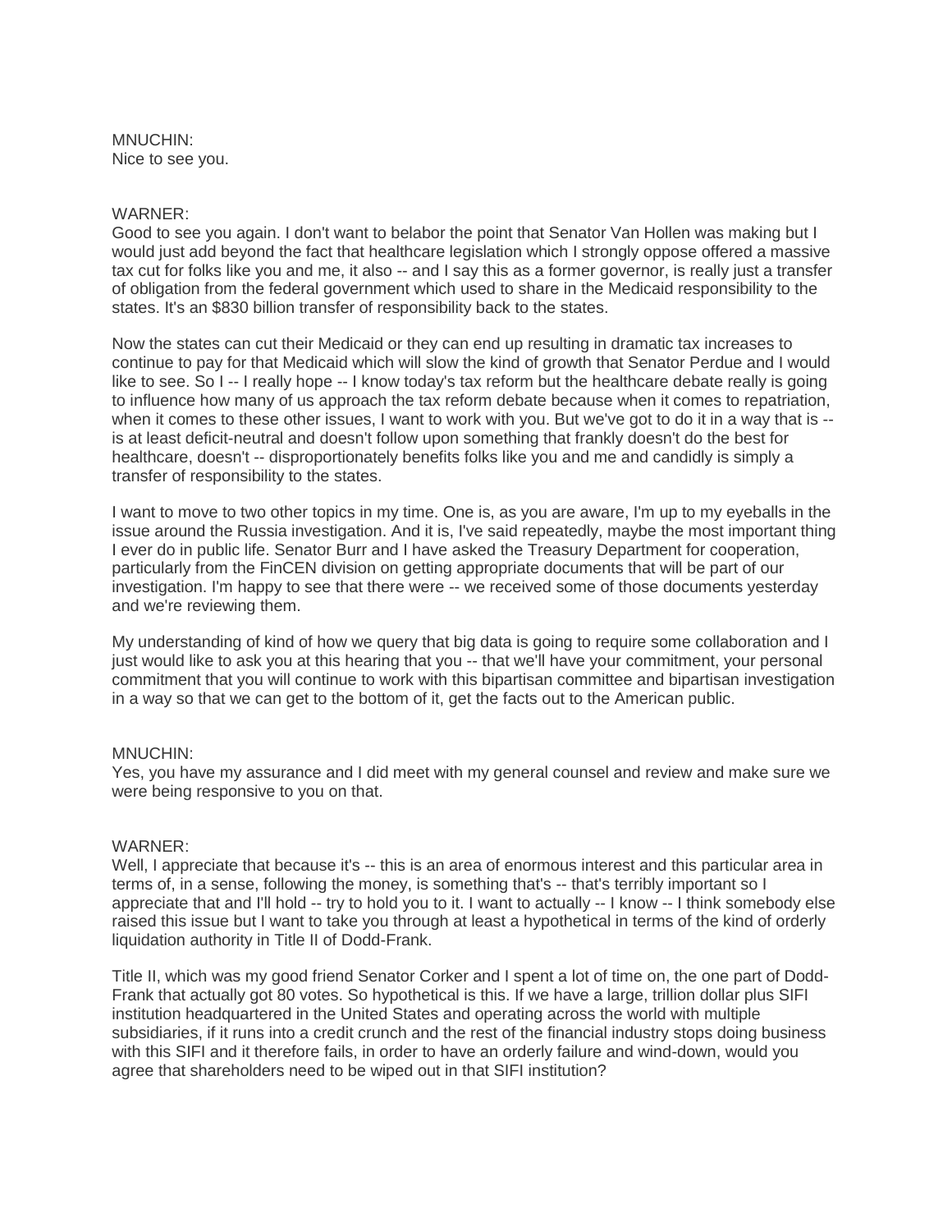MNUCHIN:
Nice to see you.

WARNER:
Good to see you again. I don't want to belabor the point that Senator Van Hollen was making but I would just add beyond the fact that healthcare legislation which I strongly oppose offered a massive tax cut for folks like you and me, it also -- and I say this as a former governor, is really just a transfer of obligation from the federal government which used to share in the Medicaid responsibility to the states. It's an $830 billion transfer of responsibility back to the states.

Now the states can cut their Medicaid or they can end up resulting in dramatic tax increases to continue to pay for that Medicaid which will slow the kind of growth that Senator Perdue and I would like to see. So I -- I really hope -- I know today's tax reform but the healthcare debate really is going to influence how many of us approach the tax reform debate because when it comes to repatriation, when it comes to these other issues, I want to work with you. But we've got to do it in a way that is -- is at least deficit-neutral and doesn't follow upon something that frankly doesn't do the best for healthcare, doesn't -- disproportionately benefits folks like you and me and candidly is simply a transfer of responsibility to the states.

I want to move to two other topics in my time. One is, as you are aware, I'm up to my eyeballs in the issue around the Russia investigation. And it is, I've said repeatedly, maybe the most important thing I ever do in public life. Senator Burr and I have asked the Treasury Department for cooperation, particularly from the FinCEN division on getting appropriate documents that will be part of our investigation. I'm happy to see that there were -- we received some of those documents yesterday and we're reviewing them.

My understanding of kind of how we query that big data is going to require some collaboration and I just would like to ask you at this hearing that you -- that we'll have your commitment, your personal commitment that you will continue to work with this bipartisan committee and bipartisan investigation in a way so that we can get to the bottom of it, get the facts out to the American public.

MNUCHIN:
Yes, you have my assurance and I did meet with my general counsel and review and make sure we were being responsive to you on that.

WARNER:
Well, I appreciate that because it's -- this is an area of enormous interest and this particular area in terms of, in a sense, following the money, is something that's -- that's terribly important so I appreciate that and I'll hold -- try to hold you to it. I want to actually -- I know -- I think somebody else raised this issue but I want to take you through at least a hypothetical in terms of the kind of orderly liquidation authority in Title II of Dodd-Frank.

Title II, which was my good friend Senator Corker and I spent a lot of time on, the one part of Dodd-Frank that actually got 80 votes. So hypothetical is this. If we have a large, trillion dollar plus SIFI institution headquartered in the United States and operating across the world with multiple subsidiaries, if it runs into a credit crunch and the rest of the financial industry stops doing business with this SIFI and it therefore fails, in order to have an orderly failure and wind-down, would you agree that shareholders need to be wiped out in that SIFI institution?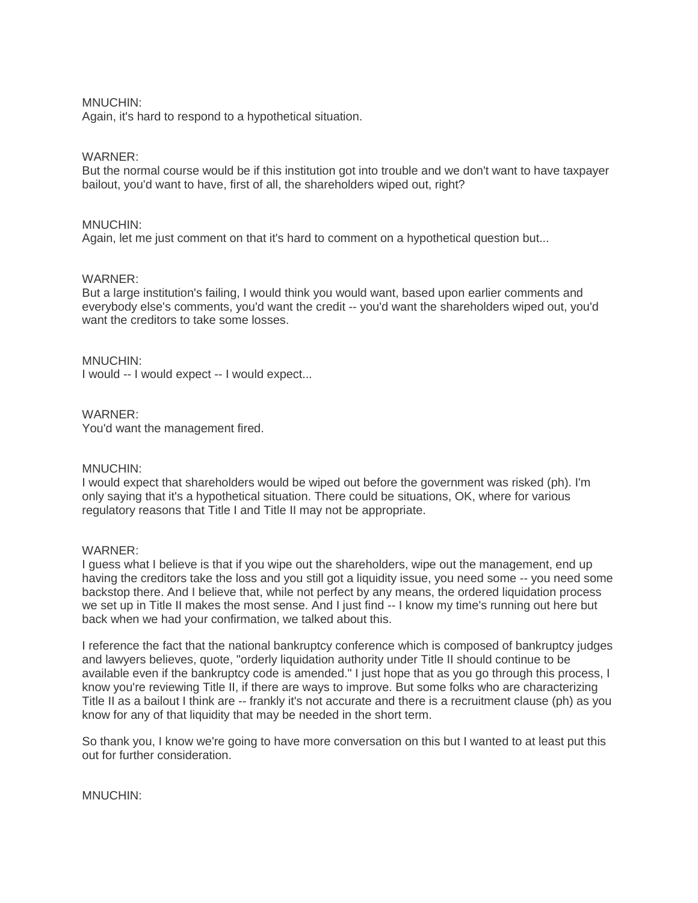MNUCHIN:
Again, it's hard to respond to a hypothetical situation.

WARNER:
But the normal course would be if this institution got into trouble and we don't want to have taxpayer bailout, you'd want to have, first of all, the shareholders wiped out, right?

MNUCHIN:
Again, let me just comment on that it's hard to comment on a hypothetical question but...

WARNER:
But a large institution's failing, I would think you would want, based upon earlier comments and everybody else's comments, you'd want the credit -- you'd want the shareholders wiped out, you'd want the creditors to take some losses.

MNUCHIN:
I would -- I would expect -- I would expect...

WARNER:
You'd want the management fired.

MNUCHIN:
I would expect that shareholders would be wiped out before the government was risked (ph). I'm only saying that it's a hypothetical situation. There could be situations, OK, where for various regulatory reasons that Title I and Title II may not be appropriate.

WARNER:
I guess what I believe is that if you wipe out the shareholders, wipe out the management, end up having the creditors take the loss and you still got a liquidity issue, you need some -- you need some backstop there. And I believe that, while not perfect by any means, the ordered liquidation process we set up in Title II makes the most sense. And I just find -- I know my time's running out here but back when we had your confirmation, we talked about this.

I reference the fact that the national bankruptcy conference which is composed of bankruptcy judges and lawyers believes, quote, "orderly liquidation authority under Title II should continue to be available even if the bankruptcy code is amended." I just hope that as you go through this process, I know you're reviewing Title II, if there are ways to improve. But some folks who are characterizing Title II as a bailout I think are -- frankly it's not accurate and there is a recruitment clause (ph) as you know for any of that liquidity that may be needed in the short term.

So thank you, I know we're going to have more conversation on this but I wanted to at least put this out for further consideration.

MNUCHIN: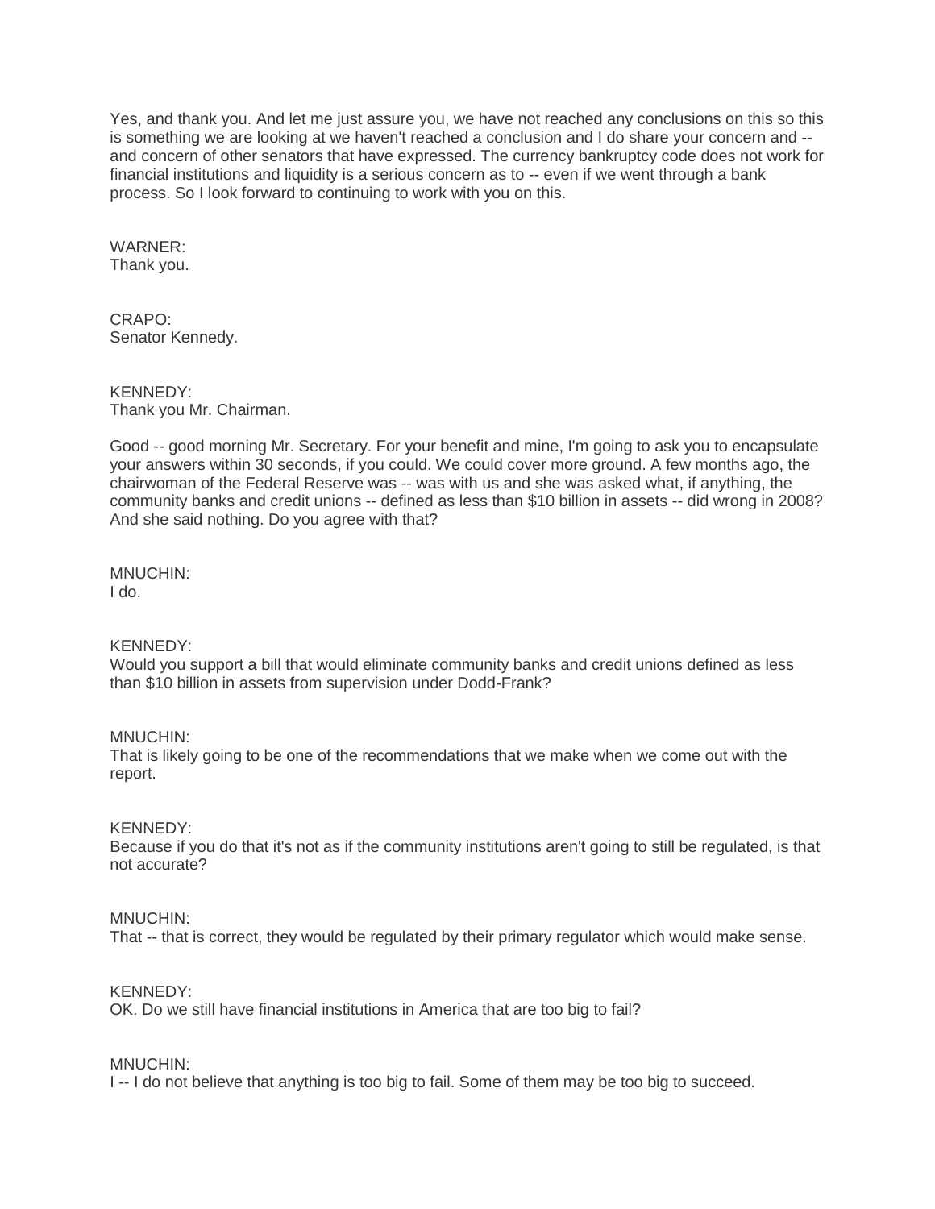Yes, and thank you. And let me just assure you, we have not reached any conclusions on this so this is something we are looking at we haven't reached a conclusion and I do share your concern and -- and concern of other senators that have expressed. The currency bankruptcy code does not work for financial institutions and liquidity is a serious concern as to -- even if we went through a bank process. So I look forward to continuing to work with you on this.

WARNER:
Thank you.

CRAPO:
Senator Kennedy.

KENNEDY:
Thank you Mr. Chairman.

Good -- good morning Mr. Secretary. For your benefit and mine, I'm going to ask you to encapsulate your answers within 30 seconds, if you could. We could cover more ground. A few months ago, the chairwoman of the Federal Reserve was -- was with us and she was asked what, if anything, the community banks and credit unions -- defined as less than $10 billion in assets -- did wrong in 2008? And she said nothing. Do you agree with that?

MNUCHIN:
I do.

KENNEDY:
Would you support a bill that would eliminate community banks and credit unions defined as less than $10 billion in assets from supervision under Dodd-Frank?

MNUCHIN:
That is likely going to be one of the recommendations that we make when we come out with the report.

KENNEDY:
Because if you do that it's not as if the community institutions aren't going to still be regulated, is that not accurate?

MNUCHIN:
That -- that is correct, they would be regulated by their primary regulator which would make sense.

KENNEDY:
OK. Do we still have financial institutions in America that are too big to fail?

MNUCHIN:
I -- I do not believe that anything is too big to fail. Some of them may be too big to succeed.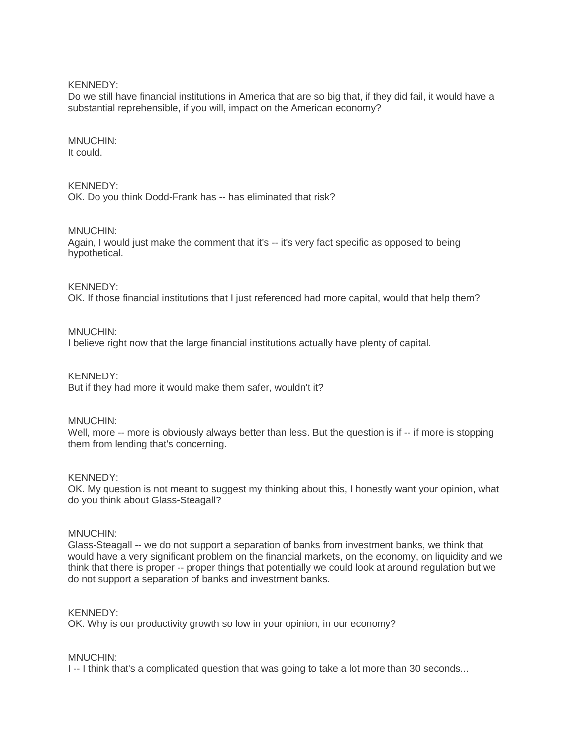KENNEDY:
Do we still have financial institutions in America that are so big that, if they did fail, it would have a substantial reprehensible, if you will, impact on the American economy?

MNUCHIN:
It could.

KENNEDY:
OK. Do you think Dodd-Frank has -- has eliminated that risk?

MNUCHIN:
Again, I would just make the comment that it's -- it's very fact specific as opposed to being hypothetical.

KENNEDY:
OK. If those financial institutions that I just referenced had more capital, would that help them?

MNUCHIN:
I believe right now that the large financial institutions actually have plenty of capital.

KENNEDY:
But if they had more it would make them safer, wouldn't it?

MNUCHIN:
Well, more -- more is obviously always better than less. But the question is if -- if more is stopping them from lending that's concerning.

KENNEDY:
OK. My question is not meant to suggest my thinking about this, I honestly want your opinion, what do you think about Glass-Steagall?

MNUCHIN:
Glass-Steagall -- we do not support a separation of banks from investment banks, we think that would have a very significant problem on the financial markets, on the economy, on liquidity and we think that there is proper -- proper things that potentially we could look at around regulation but we do not support a separation of banks and investment banks.

KENNEDY:
OK. Why is our productivity growth so low in your opinion, in our economy?

MNUCHIN:
I -- I think that's a complicated question that was going to take a lot more than 30 seconds...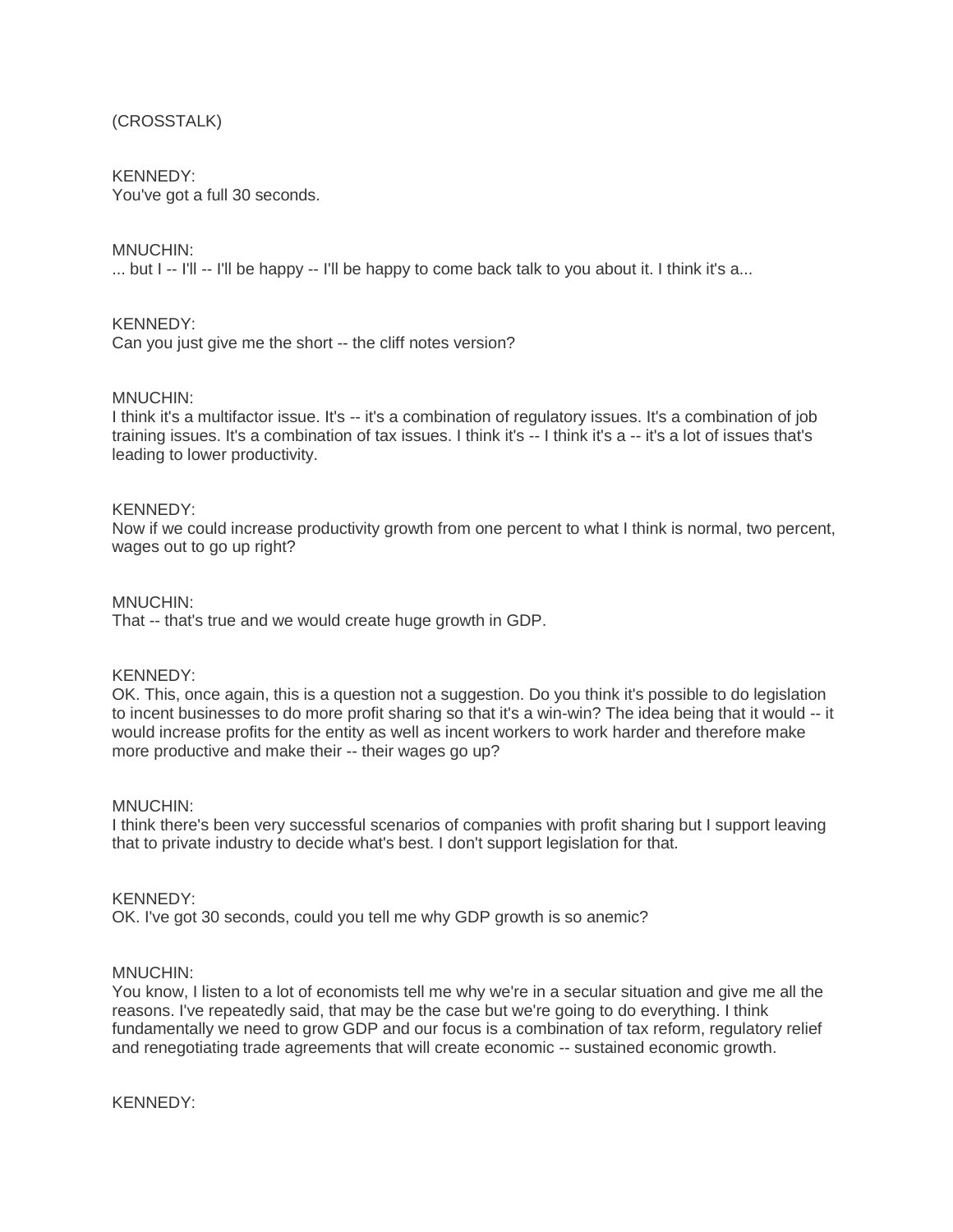(CROSSTALK)

KENNEDY:
You've got a full 30 seconds.

MNUCHIN:
... but I -- I'll -- I'll be happy -- I'll be happy to come back talk to you about it. I think it's a...

KENNEDY:
Can you just give me the short -- the cliff notes version?

MNUCHIN:
I think it's a multifactor issue. It's -- it's a combination of regulatory issues. It's a combination of job training issues. It's a combination of tax issues. I think it's -- I think it's a -- it's a lot of issues that's leading to lower productivity.

KENNEDY:
Now if we could increase productivity growth from one percent to what I think is normal, two percent, wages out to go up right?

MNUCHIN:
That -- that's true and we would create huge growth in GDP.

KENNEDY:
OK. This, once again, this is a question not a suggestion. Do you think it's possible to do legislation to incent businesses to do more profit sharing so that it's a win-win? The idea being that it would -- it would increase profits for the entity as well as incent workers to work harder and therefore make more productive and make their -- their wages go up?

MNUCHIN:
I think there's been very successful scenarios of companies with profit sharing but I support leaving that to private industry to decide what's best. I don't support legislation for that.

KENNEDY:
OK. I've got 30 seconds, could you tell me why GDP growth is so anemic?

MNUCHIN:
You know, I listen to a lot of economists tell me why we're in a secular situation and give me all the reasons. I've repeatedly said, that may be the case but we're going to do everything. I think fundamentally we need to grow GDP and our focus is a combination of tax reform, regulatory relief and renegotiating trade agreements that will create economic -- sustained economic growth.

KENNEDY: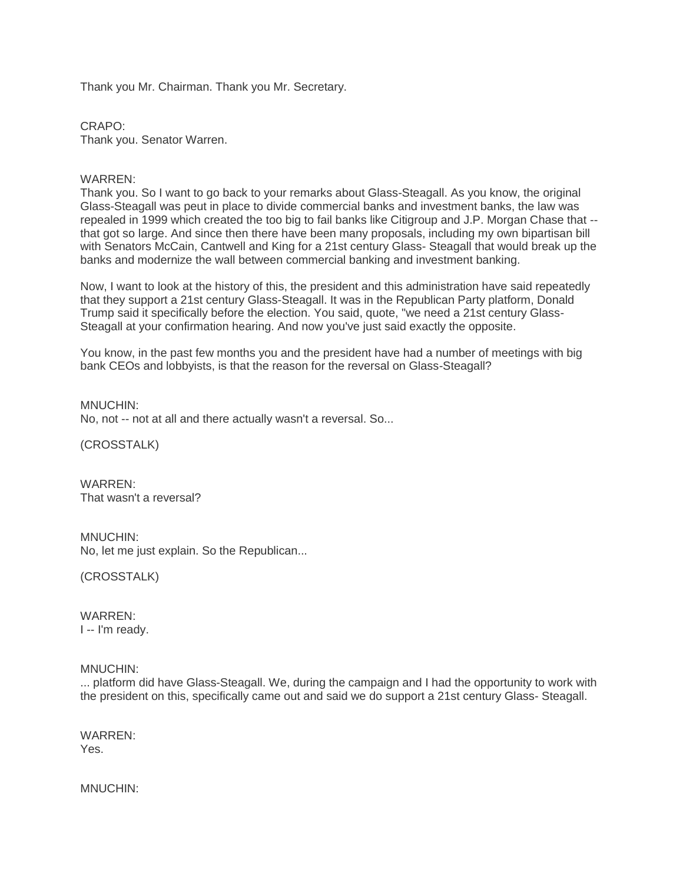Thank you Mr. Chairman. Thank you Mr. Secretary.

CRAPO:
Thank you. Senator Warren.

WARREN:
Thank you. So I want to go back to your remarks about Glass-Steagall. As you know, the original Glass-Steagall was peut in place to divide commercial banks and investment banks, the law was repealed in 1999 which created the too big to fail banks like Citigroup and J.P. Morgan Chase that -- that got so large. And since then there have been many proposals, including my own bipartisan bill with Senators McCain, Cantwell and King for a 21st century Glass- Steagall that would break up the banks and modernize the wall between commercial banking and investment banking.

Now, I want to look at the history of this, the president and this administration have said repeatedly that they support a 21st century Glass-Steagall. It was in the Republican Party platform, Donald Trump said it specifically before the election. You said, quote, "we need a 21st century Glass-Steagall at your confirmation hearing. And now you've just said exactly the opposite.

You know, in the past few months you and the president have had a number of meetings with big bank CEOs and lobbyists, is that the reason for the reversal on Glass-Steagall?

MNUCHIN:
No, not -- not at all and there actually wasn't a reversal. So...

(CROSSTALK)

WARREN:
That wasn't a reversal?

MNUCHIN:
No, let me just explain. So the Republican...

(CROSSTALK)

WARREN:
I -- I'm ready.

MNUCHIN:
... platform did have Glass-Steagall. We, during the campaign and I had the opportunity to work with the president on this, specifically came out and said we do support a 21st century Glass- Steagall.

WARREN:
Yes.

MNUCHIN: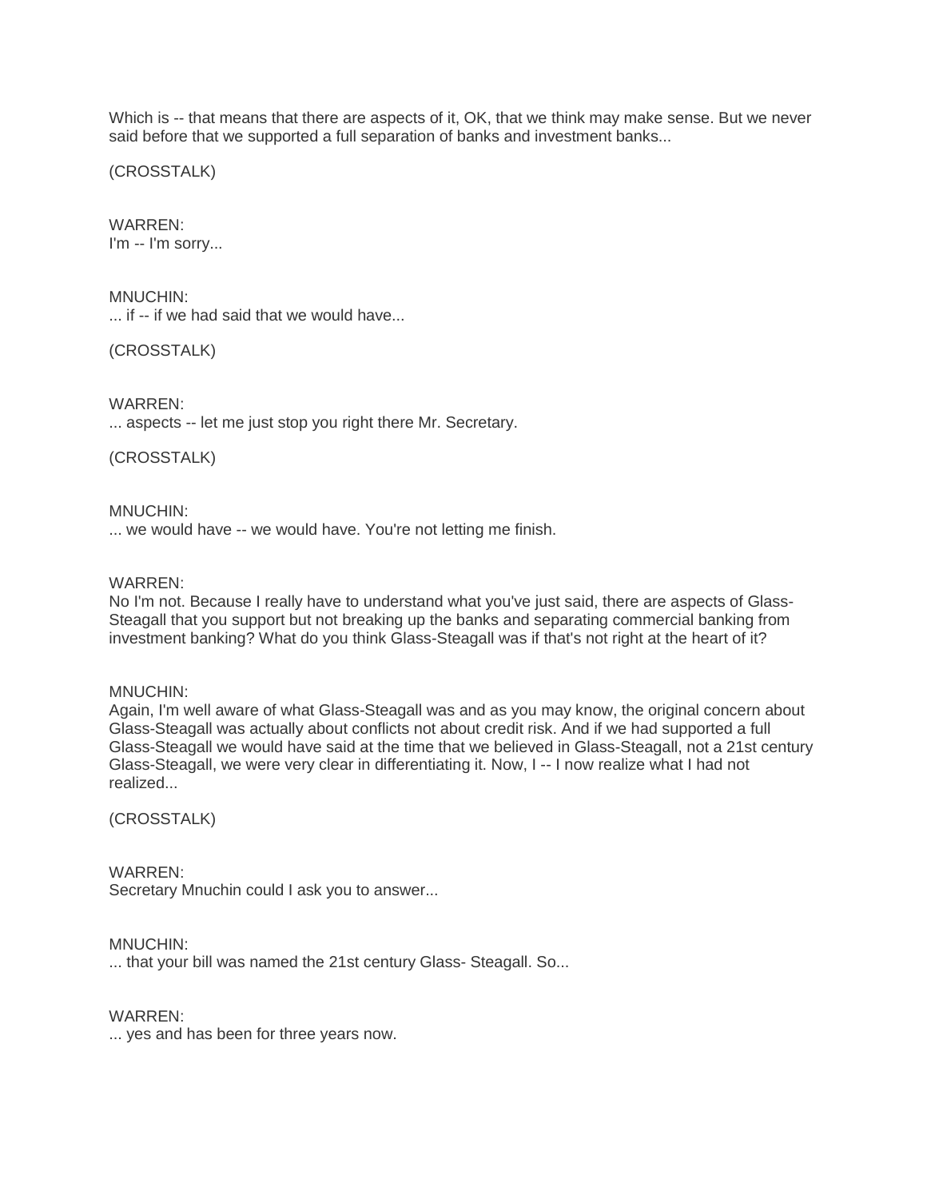Which is -- that means that there are aspects of it, OK, that we think may make sense. But we never said before that we supported a full separation of banks and investment banks...

(CROSSTALK)

WARREN:
I'm -- I'm sorry...

MNUCHIN:
... if -- if we had said that we would have...

(CROSSTALK)

WARREN:
... aspects -- let me just stop you right there Mr. Secretary.

(CROSSTALK)

MNUCHIN:
... we would have -- we would have. You're not letting me finish.

WARREN:
No I'm not. Because I really have to understand what you've just said, there are aspects of Glass-Steagall that you support but not breaking up the banks and separating commercial banking from investment banking? What do you think Glass-Steagall was if that's not right at the heart of it?

MNUCHIN:
Again, I'm well aware of what Glass-Steagall was and as you may know, the original concern about Glass-Steagall was actually about conflicts not about credit risk. And if we had supported a full Glass-Steagall we would have said at the time that we believed in Glass-Steagall, not a 21st century Glass-Steagall, we were very clear in differentiating it. Now, I -- I now realize what I had not realized...

(CROSSTALK)

WARREN:
Secretary Mnuchin could I ask you to answer...

MNUCHIN:
... that your bill was named the 21st century Glass- Steagall. So...

WARREN:
... yes and has been for three years now.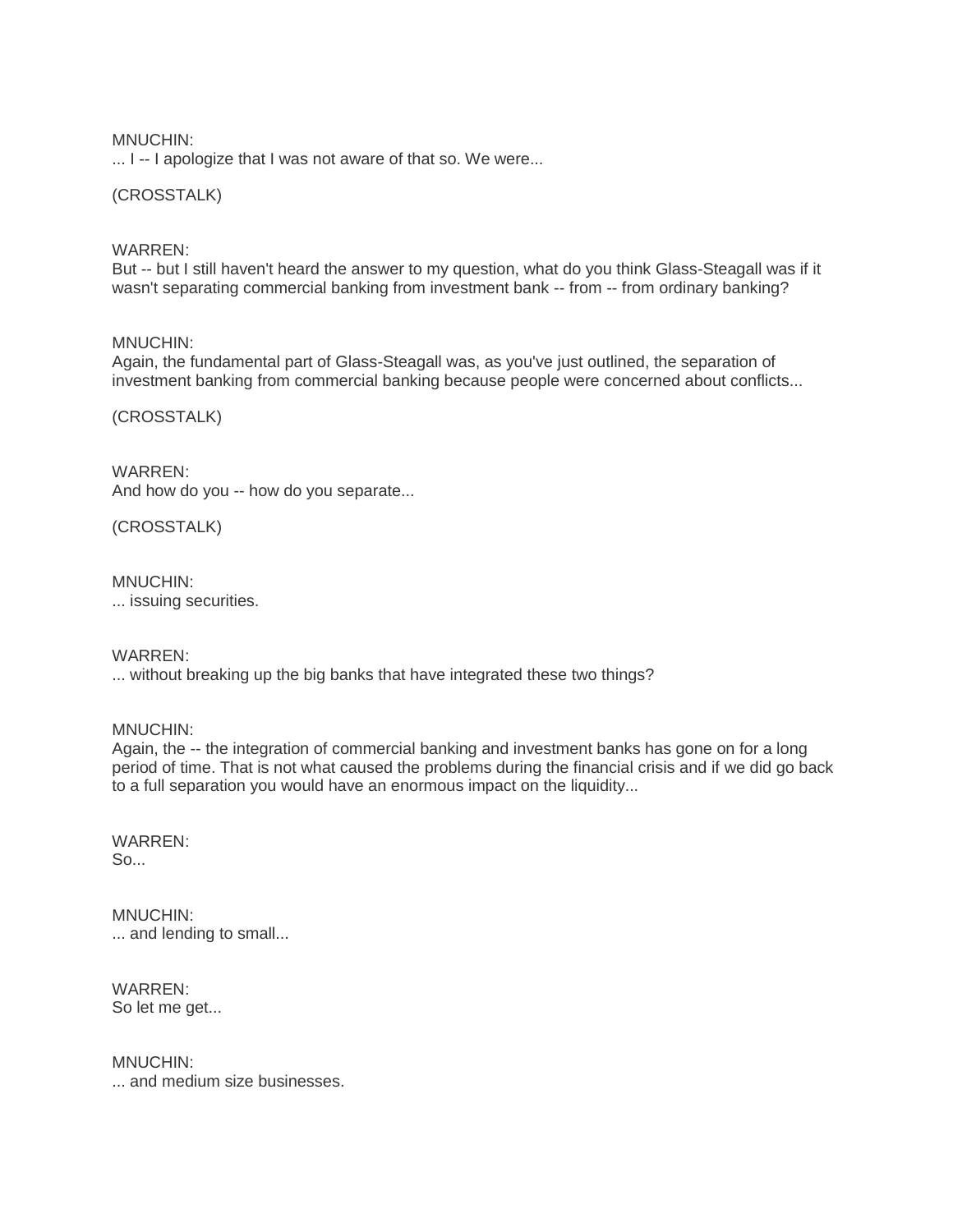MNUCHIN:
... I -- I apologize that I was not aware of that so. We were...

(CROSSTALK)

WARREN:
But -- but I still haven't heard the answer to my question, what do you think Glass-Steagall was if it wasn't separating commercial banking from investment bank -- from -- from ordinary banking?

MNUCHIN:
Again, the fundamental part of Glass-Steagall was, as you've just outlined, the separation of investment banking from commercial banking because people were concerned about conflicts...

(CROSSTALK)

WARREN:
And how do you -- how do you separate...

(CROSSTALK)

MNUCHIN:
... issuing securities.

WARREN:
... without breaking up the big banks that have integrated these two things?

MNUCHIN:
Again, the -- the integration of commercial banking and investment banks has gone on for a long period of time. That is not what caused the problems during the financial crisis and if we did go back to a full separation you would have an enormous impact on the liquidity...

WARREN:
So...

MNUCHIN:
... and lending to small...

WARREN:
So let me get...

MNUCHIN:
... and medium size businesses.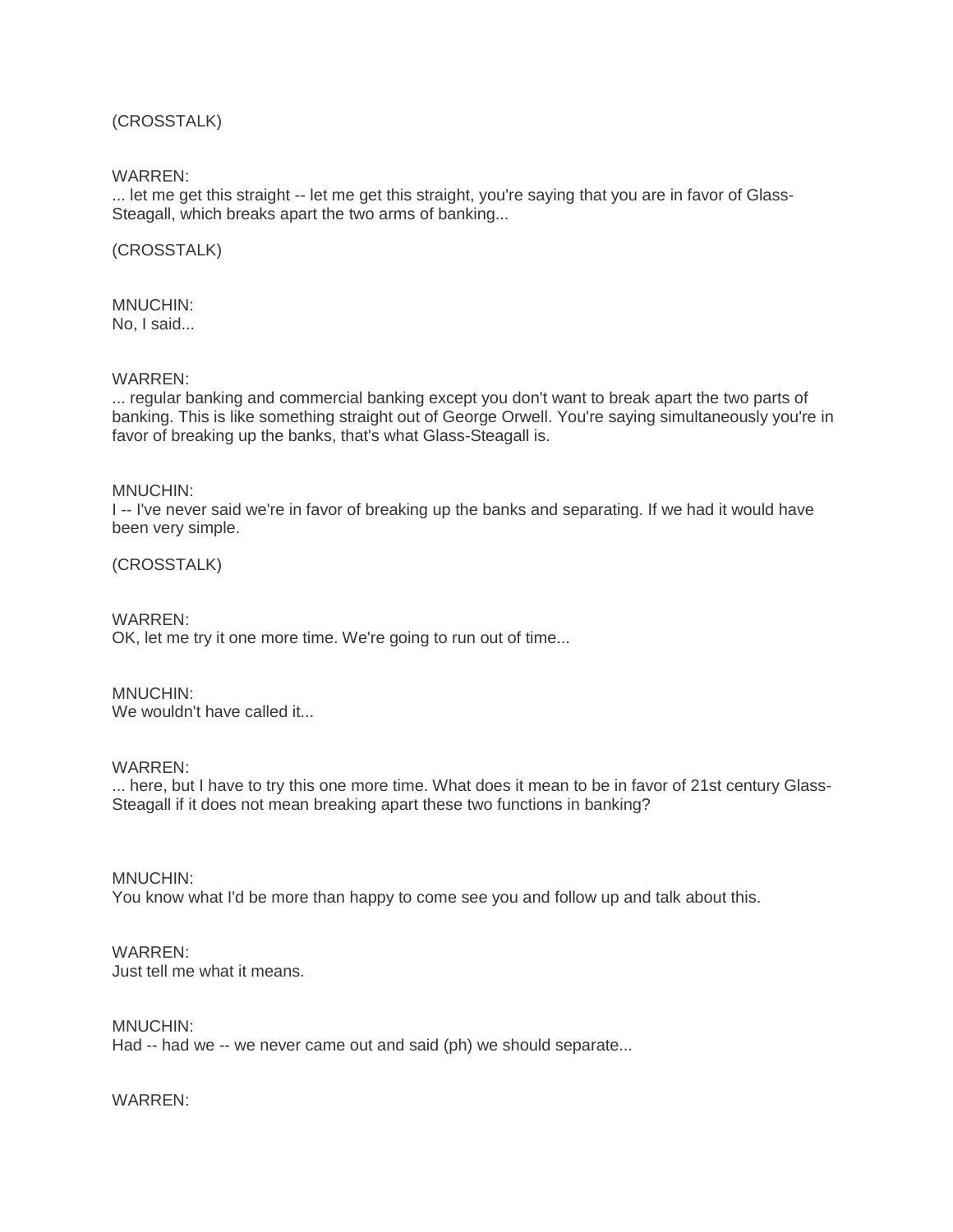(CROSSTALK)

WARREN:
... let me get this straight -- let me get this straight, you're saying that you are in favor of Glass-Steagall, which breaks apart the two arms of banking...

(CROSSTALK)

MNUCHIN:
No, I said...

WARREN:
... regular banking and commercial banking except you don't want to break apart the two parts of banking. This is like something straight out of George Orwell. You're saying simultaneously you're in favor of breaking up the banks, that's what Glass-Steagall is.

MNUCHIN:
I -- I've never said we're in favor of breaking up the banks and separating. If we had it would have been very simple.

(CROSSTALK)

WARREN:
OK, let me try it one more time. We're going to run out of time...

MNUCHIN:
We wouldn't have called it...

WARREN:
... here, but I have to try this one more time. What does it mean to be in favor of 21st century Glass-Steagall if it does not mean breaking apart these two functions in banking?

MNUCHIN:
You know what I'd be more than happy to come see you and follow up and talk about this.

WARREN:
Just tell me what it means.

MNUCHIN:
Had -- had we -- we never came out and said (ph) we should separate...

WARREN: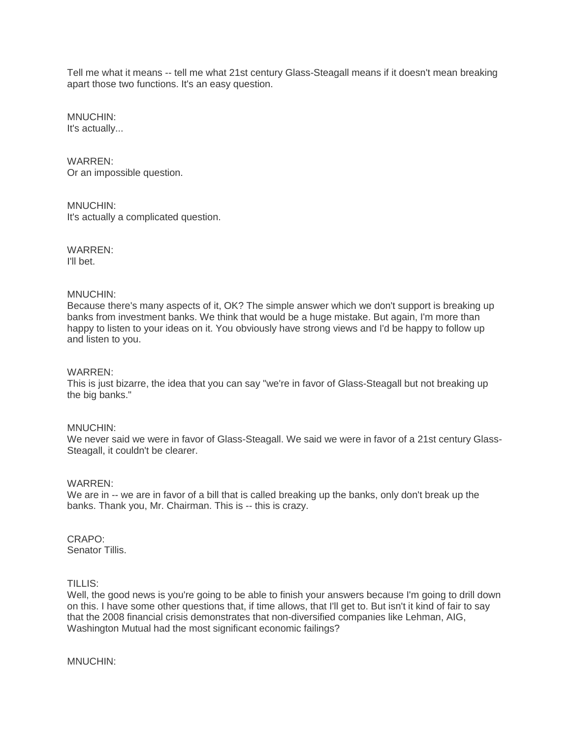Tell me what it means -- tell me what 21st century Glass-Steagall means if it doesn't mean breaking apart those two functions. It's an easy question.

MNUCHIN:
It's actually...

WARREN:
Or an impossible question.

MNUCHIN:
It's actually a complicated question.

WARREN:
I'll bet.

MNUCHIN:
Because there's many aspects of it, OK? The simple answer which we don't support is breaking up banks from investment banks. We think that would be a huge mistake. But again, I'm more than happy to listen to your ideas on it. You obviously have strong views and I'd be happy to follow up and listen to you.

WARREN:
This is just bizarre, the idea that you can say "we're in favor of Glass-Steagall but not breaking up the big banks."

MNUCHIN:
We never said we were in favor of Glass-Steagall. We said we were in favor of a 21st century Glass-Steagall, it couldn't be clearer.

WARREN:
We are in -- we are in favor of a bill that is called breaking up the banks, only don't break up the banks. Thank you, Mr. Chairman. This is -- this is crazy.

CRAPO:
Senator Tillis.

TILLIS:
Well, the good news is you're going to be able to finish your answers because I'm going to drill down on this. I have some other questions that, if time allows, that I'll get to. But isn't it kind of fair to say that the 2008 financial crisis demonstrates that non-diversified companies like Lehman, AIG, Washington Mutual had the most significant economic failings?

MNUCHIN: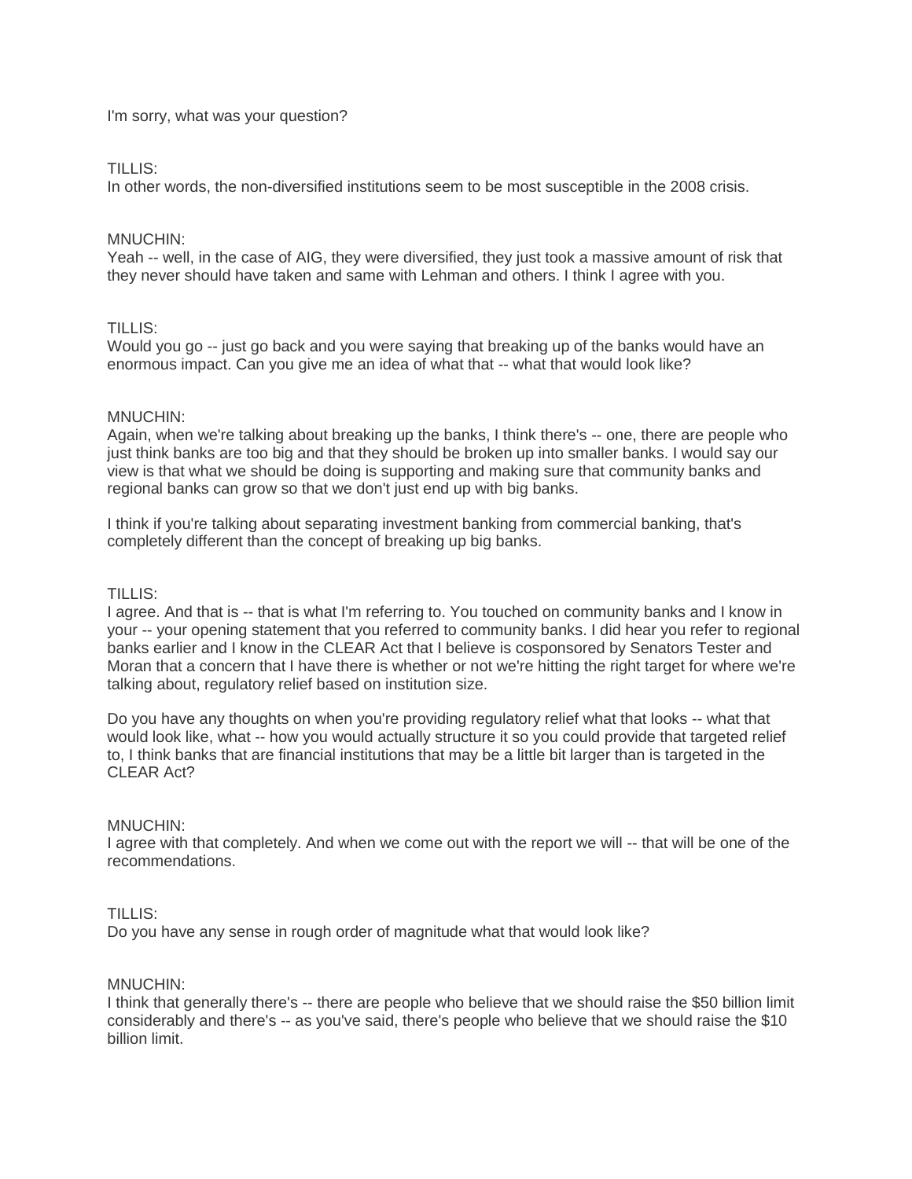I'm sorry, what was your question?

TILLIS:
In other words, the non-diversified institutions seem to be most susceptible in the 2008 crisis.

MNUCHIN:
Yeah -- well, in the case of AIG, they were diversified, they just took a massive amount of risk that they never should have taken and same with Lehman and others. I think I agree with you.

TILLIS:
Would you go -- just go back and you were saying that breaking up of the banks would have an enormous impact. Can you give me an idea of what that -- what that would look like?

MNUCHIN:
Again, when we're talking about breaking up the banks, I think there's -- one, there are people who just think banks are too big and that they should be broken up into smaller banks. I would say our view is that what we should be doing is supporting and making sure that community banks and regional banks can grow so that we don't just end up with big banks.

I think if you're talking about separating investment banking from commercial banking, that's completely different than the concept of breaking up big banks.

TILLIS:
I agree. And that is -- that is what I'm referring to. You touched on community banks and I know in your -- your opening statement that you referred to community banks. I did hear you refer to regional banks earlier and I know in the CLEAR Act that I believe is cosponsored by Senators Tester and Moran that a concern that I have there is whether or not we're hitting the right target for where we're talking about, regulatory relief based on institution size.

Do you have any thoughts on when you're providing regulatory relief what that looks -- what that would look like, what -- how you would actually structure it so you could provide that targeted relief to, I think banks that are financial institutions that may be a little bit larger than is targeted in the CLEAR Act?

MNUCHIN:
I agree with that completely. And when we come out with the report we will -- that will be one of the recommendations.

TILLIS:
Do you have any sense in rough order of magnitude what that would look like?

MNUCHIN:
I think that generally there's -- there are people who believe that we should raise the $50 billion limit considerably and there's -- as you've said, there's people who believe that we should raise the $10 billion limit.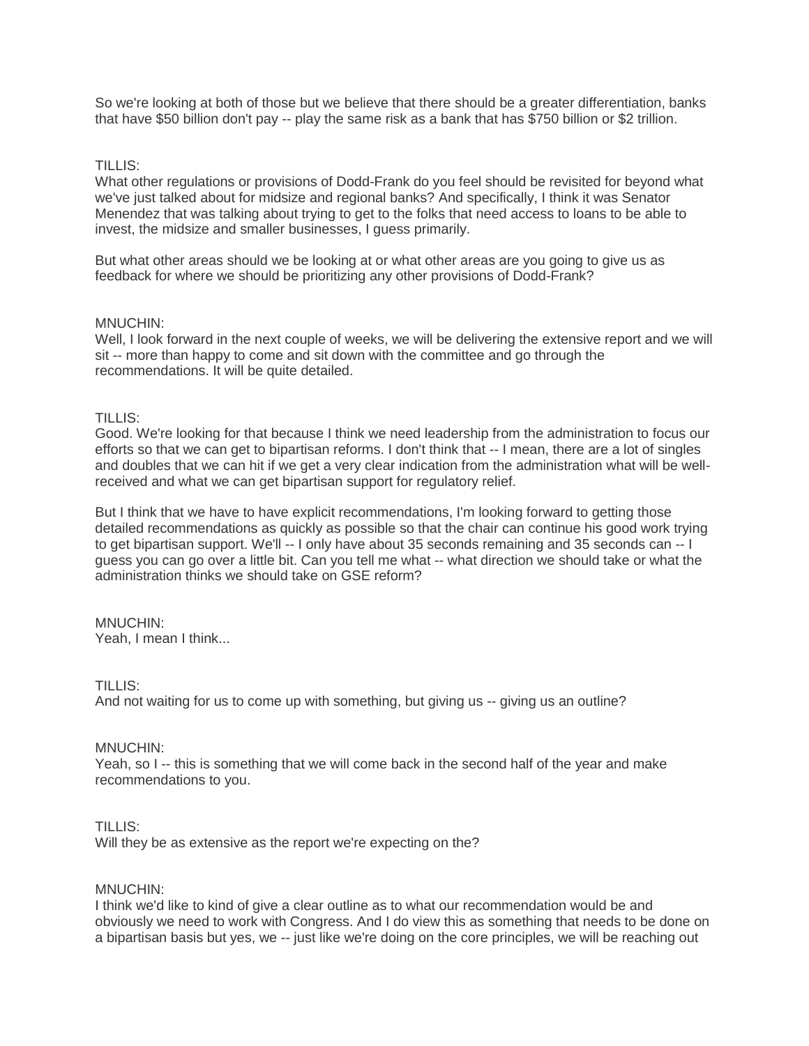So we're looking at both of those but we believe that there should be a greater differentiation, banks that have $50 billion don't pay -- play the same risk as a bank that has $750 billion or $2 trillion.

TILLIS:
What other regulations or provisions of Dodd-Frank do you feel should be revisited for beyond what we've just talked about for midsize and regional banks? And specifically, I think it was Senator Menendez that was talking about trying to get to the folks that need access to loans to be able to invest, the midsize and smaller businesses, I guess primarily.

But what other areas should we be looking at or what other areas are you going to give us as feedback for where we should be prioritizing any other provisions of Dodd-Frank?

MNUCHIN:
Well, I look forward in the next couple of weeks, we will be delivering the extensive report and we will sit -- more than happy to come and sit down with the committee and go through the recommendations. It will be quite detailed.

TILLIS:
Good. We're looking for that because I think we need leadership from the administration to focus our efforts so that we can get to bipartisan reforms. I don't think that -- I mean, there are a lot of singles and doubles that we can hit if we get a very clear indication from the administration what will be well-received and what we can get bipartisan support for regulatory relief.

But I think that we have to have explicit recommendations, I'm looking forward to getting those detailed recommendations as quickly as possible so that the chair can continue his good work trying to get bipartisan support. We'll -- I only have about 35 seconds remaining and 35 seconds can -- I guess you can go over a little bit. Can you tell me what -- what direction we should take or what the administration thinks we should take on GSE reform?

MNUCHIN:
Yeah, I mean I think...

TILLIS:
And not waiting for us to come up with something, but giving us -- giving us an outline?

MNUCHIN:
Yeah, so I -- this is something that we will come back in the second half of the year and make recommendations to you.

TILLIS:
Will they be as extensive as the report we're expecting on the?

MNUCHIN:
I think we'd like to kind of give a clear outline as to what our recommendation would be and obviously we need to work with Congress. And I do view this as something that needs to be done on a bipartisan basis but yes, we -- just like we're doing on the core principles, we will be reaching out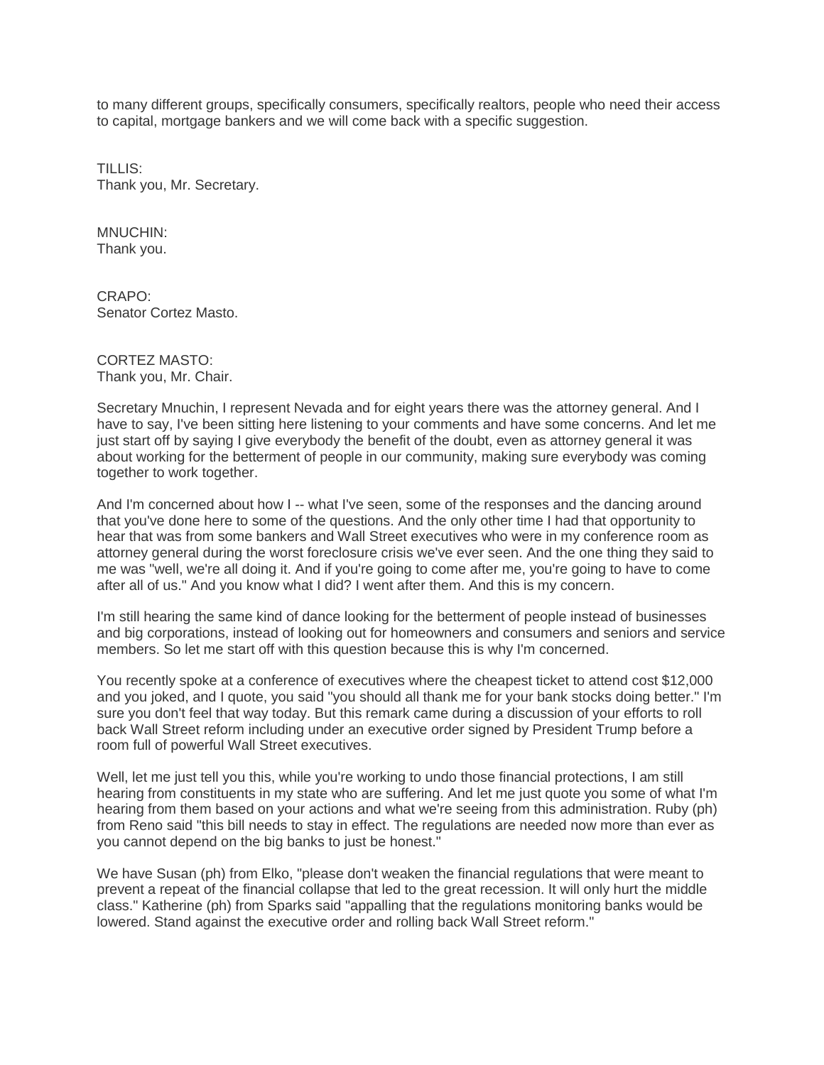to many different groups, specifically consumers, specifically realtors, people who need their access to capital, mortgage bankers and we will come back with a specific suggestion.

TILLIS:
Thank you, Mr. Secretary.

MNUCHIN:
Thank you.

CRAPO:
Senator Cortez Masto.

CORTEZ MASTO:
Thank you, Mr. Chair.

Secretary Mnuchin, I represent Nevada and for eight years there was the attorney general. And I have to say, I've been sitting here listening to your comments and have some concerns. And let me just start off by saying I give everybody the benefit of the doubt, even as attorney general it was about working for the betterment of people in our community, making sure everybody was coming together to work together.

And I'm concerned about how I -- what I've seen, some of the responses and the dancing around that you've done here to some of the questions. And the only other time I had that opportunity to hear that was from some bankers and Wall Street executives who were in my conference room as attorney general during the worst foreclosure crisis we've ever seen. And the one thing they said to me was "well, we're all doing it. And if you're going to come after me, you're going to have to come after all of us." And you know what I did? I went after them. And this is my concern.

I'm still hearing the same kind of dance looking for the betterment of people instead of businesses and big corporations, instead of looking out for homeowners and consumers and seniors and service members. So let me start off with this question because this is why I'm concerned.

You recently spoke at a conference of executives where the cheapest ticket to attend cost $12,000 and you joked, and I quote, you said "you should all thank me for your bank stocks doing better." I'm sure you don't feel that way today. But this remark came during a discussion of your efforts to roll back Wall Street reform including under an executive order signed by President Trump before a room full of powerful Wall Street executives.

Well, let me just tell you this, while you're working to undo those financial protections, I am still hearing from constituents in my state who are suffering. And let me just quote you some of what I'm hearing from them based on your actions and what we're seeing from this administration. Ruby (ph) from Reno said "this bill needs to stay in effect. The regulations are needed now more than ever as you cannot depend on the big banks to just be honest."

We have Susan (ph) from Elko, "please don't weaken the financial regulations that were meant to prevent a repeat of the financial collapse that led to the great recession. It will only hurt the middle class." Katherine (ph) from Sparks said "appalling that the regulations monitoring banks would be lowered. Stand against the executive order and rolling back Wall Street reform."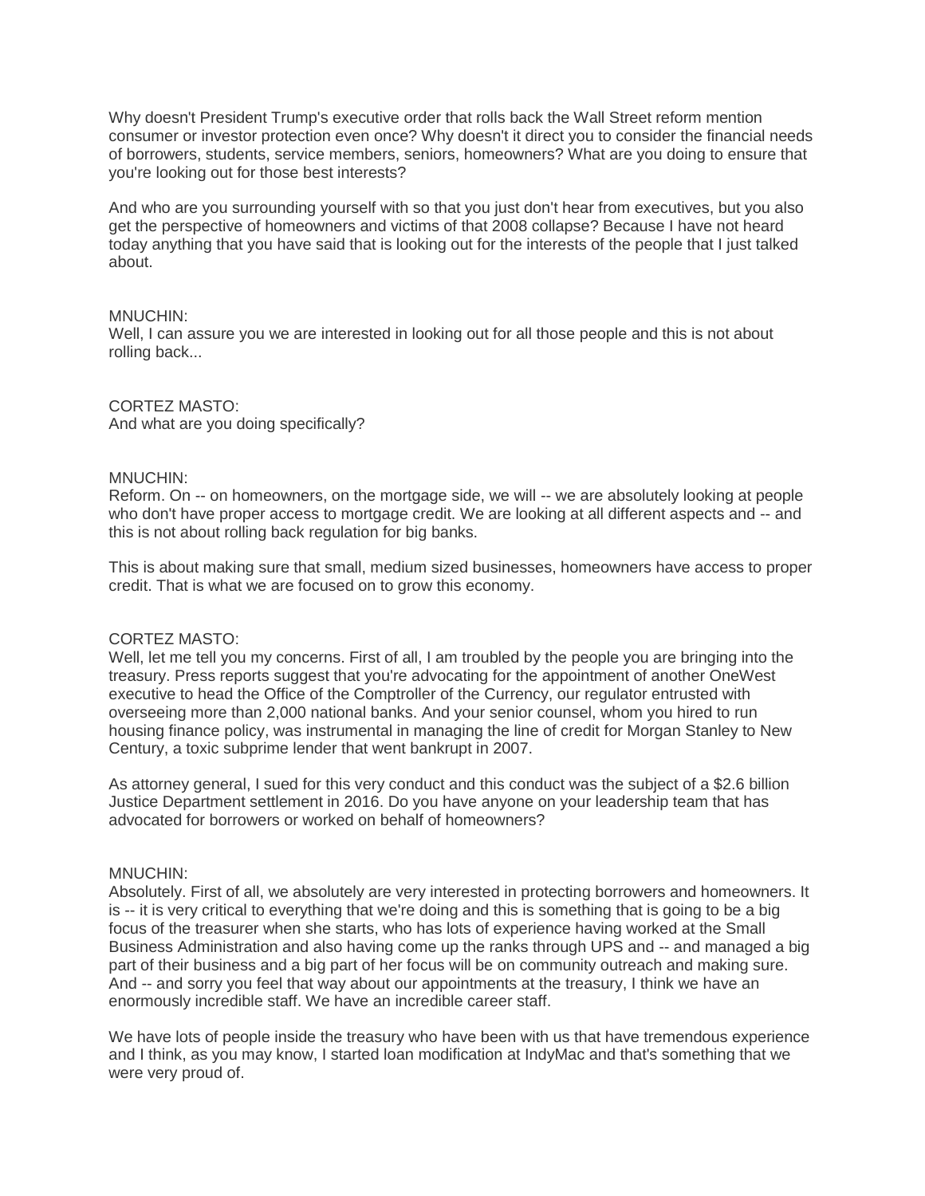Why doesn't President Trump's executive order that rolls back the Wall Street reform mention consumer or investor protection even once? Why doesn't it direct you to consider the financial needs of borrowers, students, service members, seniors, homeowners? What are you doing to ensure that you're looking out for those best interests?

And who are you surrounding yourself with so that you just don't hear from executives, but you also get the perspective of homeowners and victims of that 2008 collapse? Because I have not heard today anything that you have said that is looking out for the interests of the people that I just talked about.

MNUCHIN:
Well, I can assure you we are interested in looking out for all those people and this is not about rolling back...

CORTEZ MASTO:
And what are you doing specifically?

MNUCHIN:
Reform. On -- on homeowners, on the mortgage side, we will -- we are absolutely looking at people who don't have proper access to mortgage credit. We are looking at all different aspects and -- and this is not about rolling back regulation for big banks.

This is about making sure that small, medium sized businesses, homeowners have access to proper credit. That is what we are focused on to grow this economy.

CORTEZ MASTO:
Well, let me tell you my concerns. First of all, I am troubled by the people you are bringing into the treasury. Press reports suggest that you're advocating for the appointment of another OneWest executive to head the Office of the Comptroller of the Currency, our regulator entrusted with overseeing more than 2,000 national banks. And your senior counsel, whom you hired to run housing finance policy, was instrumental in managing the line of credit for Morgan Stanley to New Century, a toxic subprime lender that went bankrupt in 2007.

As attorney general, I sued for this very conduct and this conduct was the subject of a $2.6 billion Justice Department settlement in 2016. Do you have anyone on your leadership team that has advocated for borrowers or worked on behalf of homeowners?

MNUCHIN:
Absolutely. First of all, we absolutely are very interested in protecting borrowers and homeowners. It is -- it is very critical to everything that we're doing and this is something that is going to be a big focus of the treasurer when she starts, who has lots of experience having worked at the Small Business Administration and also having come up the ranks through UPS and -- and managed a big part of their business and a big part of her focus will be on community outreach and making sure. And -- and sorry you feel that way about our appointments at the treasury, I think we have an enormously incredible staff. We have an incredible career staff.

We have lots of people inside the treasury who have been with us that have tremendous experience and I think, as you may know, I started loan modification at IndyMac and that's something that we were very proud of.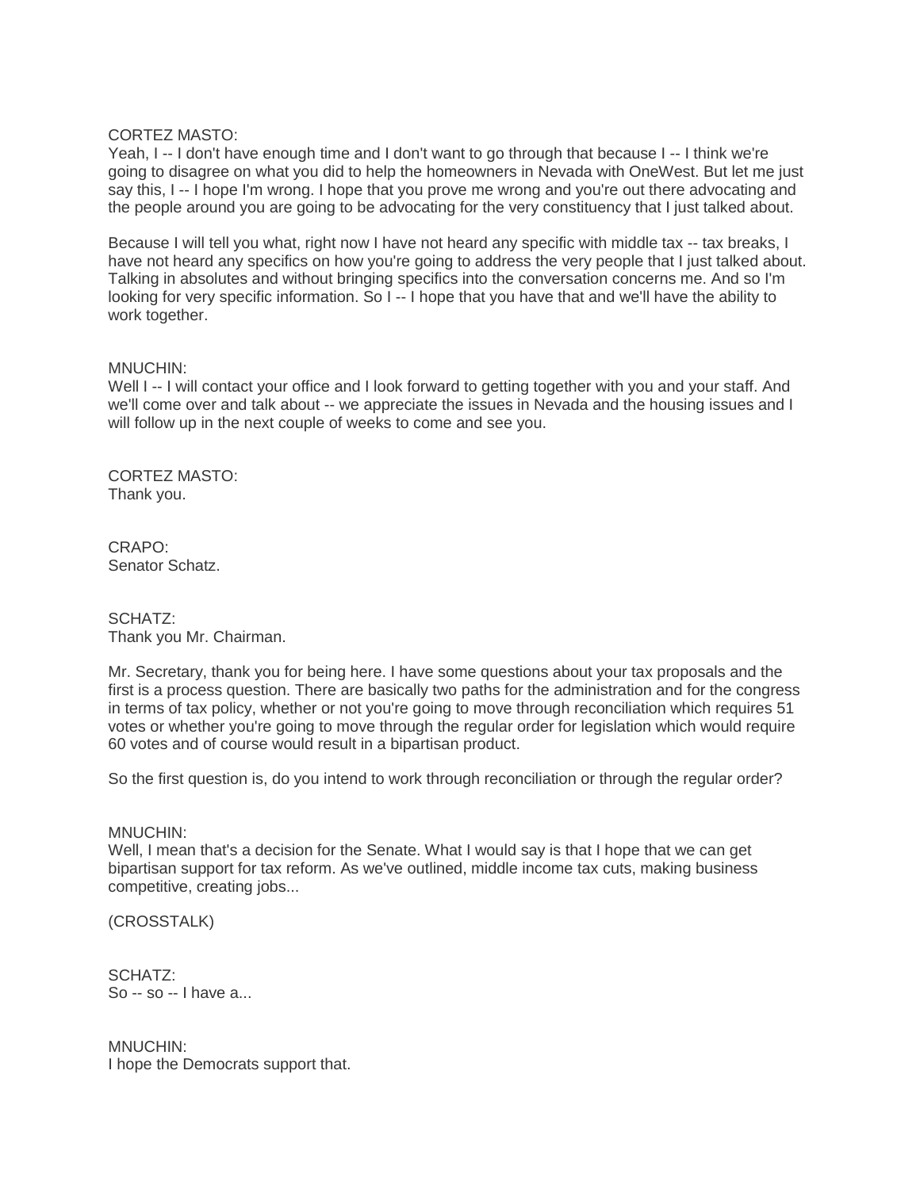CORTEZ MASTO:
Yeah, I -- I don't have enough time and I don't want to go through that because I -- I think we're going to disagree on what you did to help the homeowners in Nevada with OneWest. But let me just say this, I -- I hope I'm wrong. I hope that you prove me wrong and you're out there advocating and the people around you are going to be advocating for the very constituency that I just talked about.

Because I will tell you what, right now I have not heard any specific with middle tax -- tax breaks, I have not heard any specifics on how you're going to address the very people that I just talked about. Talking in absolutes and without bringing specifics into the conversation concerns me. And so I'm looking for very specific information. So I -- I hope that you have that and we'll have the ability to work together.

MNUCHIN:
Well I -- I will contact your office and I look forward to getting together with you and your staff. And we'll come over and talk about -- we appreciate the issues in Nevada and the housing issues and I will follow up in the next couple of weeks to come and see you.

CORTEZ MASTO:
Thank you.

CRAPO:
Senator Schatz.

SCHATZ:
Thank you Mr. Chairman.

Mr. Secretary, thank you for being here. I have some questions about your tax proposals and the first is a process question. There are basically two paths for the administration and for the congress in terms of tax policy, whether or not you're going to move through reconciliation which requires 51 votes or whether you're going to move through the regular order for legislation which would require 60 votes and of course would result in a bipartisan product.

So the first question is, do you intend to work through reconciliation or through the regular order?

MNUCHIN:
Well, I mean that's a decision for the Senate. What I would say is that I hope that we can get bipartisan support for tax reform. As we've outlined, middle income tax cuts, making business competitive, creating jobs...

(CROSSTALK)

SCHATZ:
So -- so -- I have a...

MNUCHIN:
I hope the Democrats support that.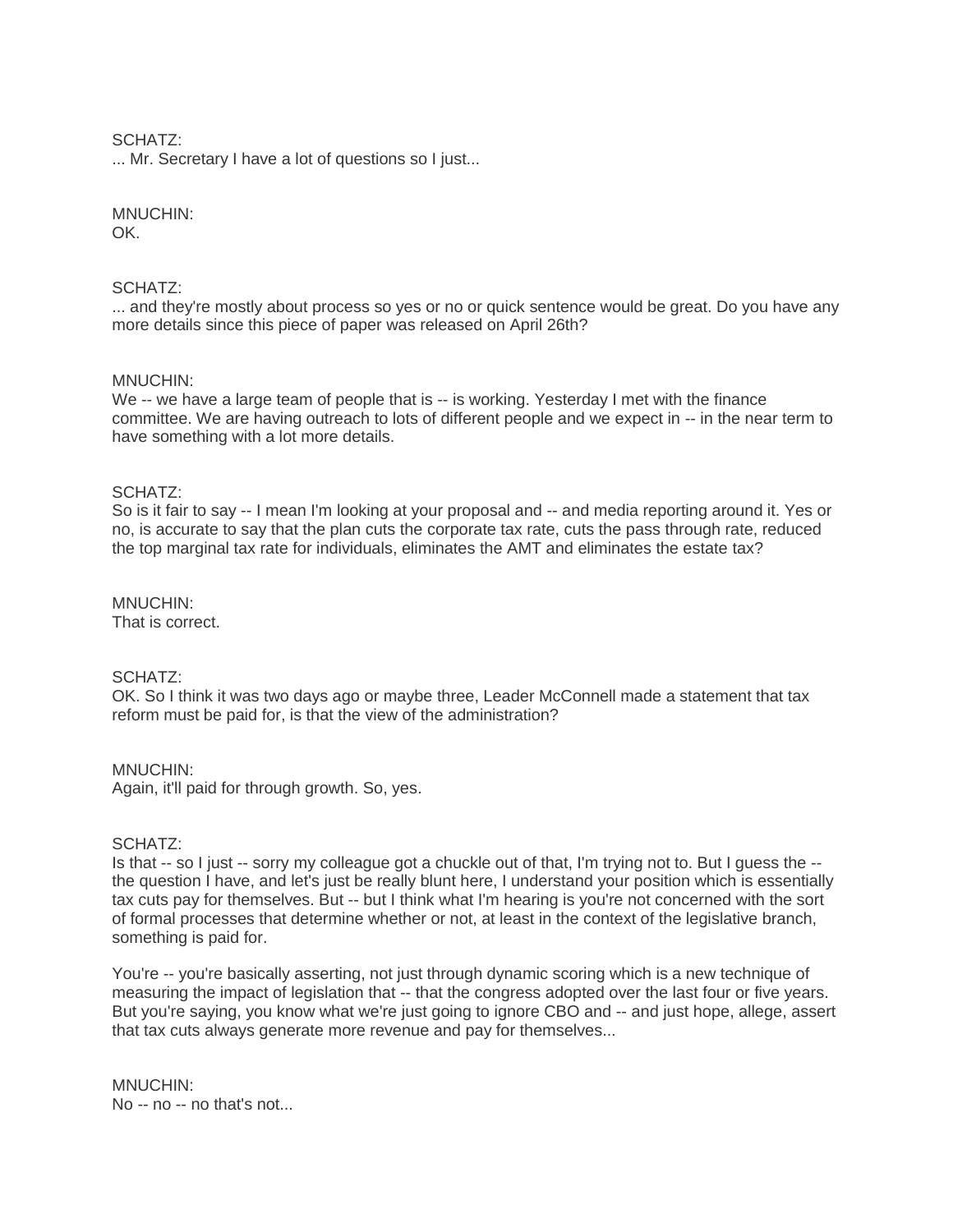SCHATZ:
... Mr. Secretary I have a lot of questions so I just...

MNUCHIN:
OK.

SCHATZ:
... and they're mostly about process so yes or no or quick sentence would be great. Do you have any more details since this piece of paper was released on April 26th?

MNUCHIN:
We -- we have a large team of people that is -- is working. Yesterday I met with the finance committee. We are having outreach to lots of different people and we expect in -- in the near term to have something with a lot more details.

SCHATZ:
So is it fair to say -- I mean I'm looking at your proposal and -- and media reporting around it. Yes or no, is accurate to say that the plan cuts the corporate tax rate, cuts the pass through rate, reduced the top marginal tax rate for individuals, eliminates the AMT and eliminates the estate tax?

MNUCHIN:
That is correct.

SCHATZ:
OK. So I think it was two days ago or maybe three, Leader McConnell made a statement that tax reform must be paid for, is that the view of the administration?

MNUCHIN:
Again, it'll paid for through growth. So, yes.

SCHATZ:
Is that -- so I just -- sorry my colleague got a chuckle out of that, I'm trying not to. But I guess the -- the question I have, and let's just be really blunt here, I understand your position which is essentially tax cuts pay for themselves. But -- but I think what I'm hearing is you're not concerned with the sort of formal processes that determine whether or not, at least in the context of the legislative branch, something is paid for.

You're -- you're basically asserting, not just through dynamic scoring which is a new technique of measuring the impact of legislation that -- that the congress adopted over the last four or five years. But you're saying, you know what we're just going to ignore CBO and -- and just hope, allege, assert that tax cuts always generate more revenue and pay for themselves...

MNUCHIN:
No -- no -- no that's not...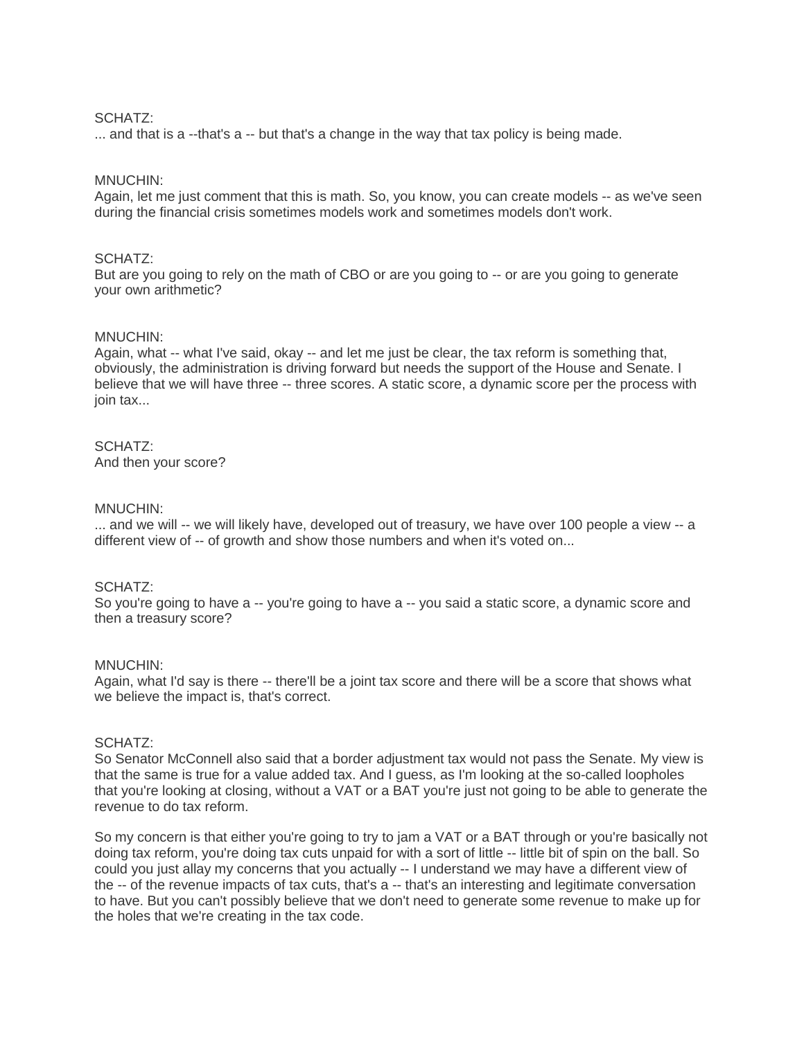SCHATZ:
... and that is a --that's a -- but that's a change in the way that tax policy is being made.

MNUCHIN:
Again, let me just comment that this is math. So, you know, you can create models -- as we've seen during the financial crisis sometimes models work and sometimes models don't work.

SCHATZ:
But are you going to rely on the math of CBO or are you going to -- or are you going to generate your own arithmetic?

MNUCHIN:
Again, what -- what I've said, okay -- and let me just be clear, the tax reform is something that, obviously, the administration is driving forward but needs the support of the House and Senate. I believe that we will have three -- three scores. A static score, a dynamic score per the process with join tax...

SCHATZ:
And then your score?

MNUCHIN:
... and we will -- we will likely have, developed out of treasury, we have over 100 people a view -- a different view of -- of growth and show those numbers and when it's voted on...

SCHATZ:
So you're going to have a -- you're going to have a -- you said a static score, a dynamic score and then a treasury score?

MNUCHIN:
Again, what I'd say is there -- there'll be a joint tax score and there will be a score that shows what we believe the impact is, that's correct.

SCHATZ:
So Senator McConnell also said that a border adjustment tax would not pass the Senate. My view is that the same is true for a value added tax. And I guess, as I'm looking at the so-called loopholes that you're looking at closing, without a VAT or a BAT you're just not going to be able to generate the revenue to do tax reform.

So my concern is that either you're going to try to jam a VAT or a BAT through or you're basically not doing tax reform, you're doing tax cuts unpaid for with a sort of little -- little bit of spin on the ball. So could you just allay my concerns that you actually -- I understand we may have a different view of the -- of the revenue impacts of tax cuts, that's a -- that's an interesting and legitimate conversation to have. But you can't possibly believe that we don't need to generate some revenue to make up for the holes that we're creating in the tax code.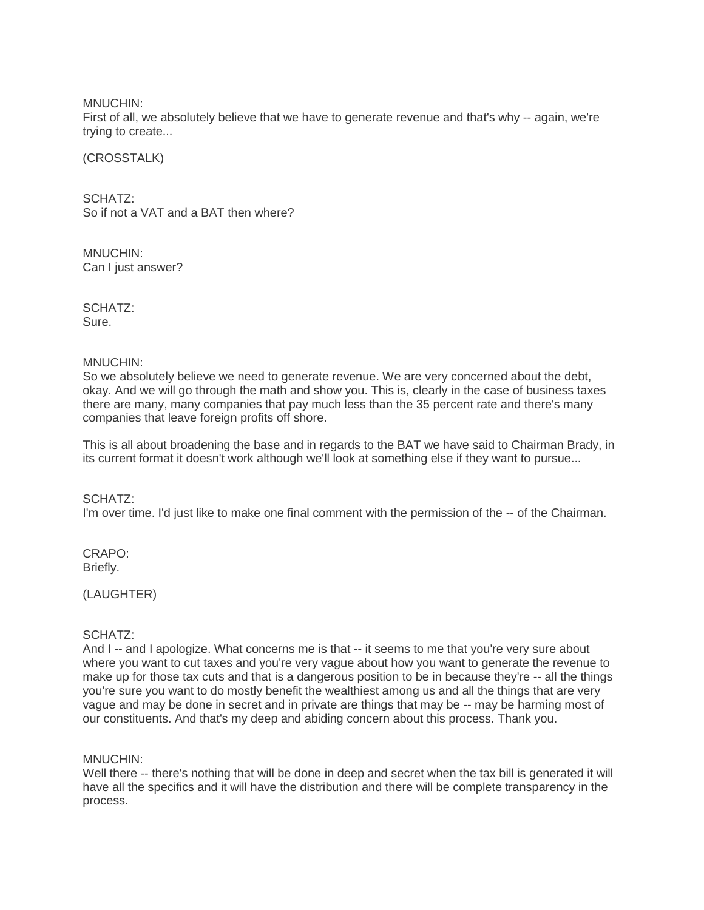MNUCHIN:
First of all, we absolutely believe that we have to generate revenue and that's why -- again, we're trying to create...

(CROSSTALK)

SCHATZ:
So if not a VAT and a BAT then where?

MNUCHIN:
Can I just answer?

SCHATZ:
Sure.

MNUCHIN:
So we absolutely believe we need to generate revenue. We are very concerned about the debt, okay. And we will go through the math and show you. This is, clearly in the case of business taxes there are many, many companies that pay much less than the 35 percent rate and there's many companies that leave foreign profits off shore.

This is all about broadening the base and in regards to the BAT we have said to Chairman Brady, in its current format it doesn't work although we'll look at something else if they want to pursue...

SCHATZ:
I'm over time. I'd just like to make one final comment with the permission of the -- of the Chairman.

CRAPO:
Briefly.

(LAUGHTER)

SCHATZ:
And I -- and I apologize. What concerns me is that -- it seems to me that you're very sure about where you want to cut taxes and you're very vague about how you want to generate the revenue to make up for those tax cuts and that is a dangerous position to be in because they're -- all the things you're sure you want to do mostly benefit the wealthiest among us and all the things that are very vague and may be done in secret and in private are things that may be -- may be harming most of our constituents. And that's my deep and abiding concern about this process. Thank you.

MNUCHIN:
Well there -- there's nothing that will be done in deep and secret when the tax bill is generated it will have all the specifics and it will have the distribution and there will be complete transparency in the process.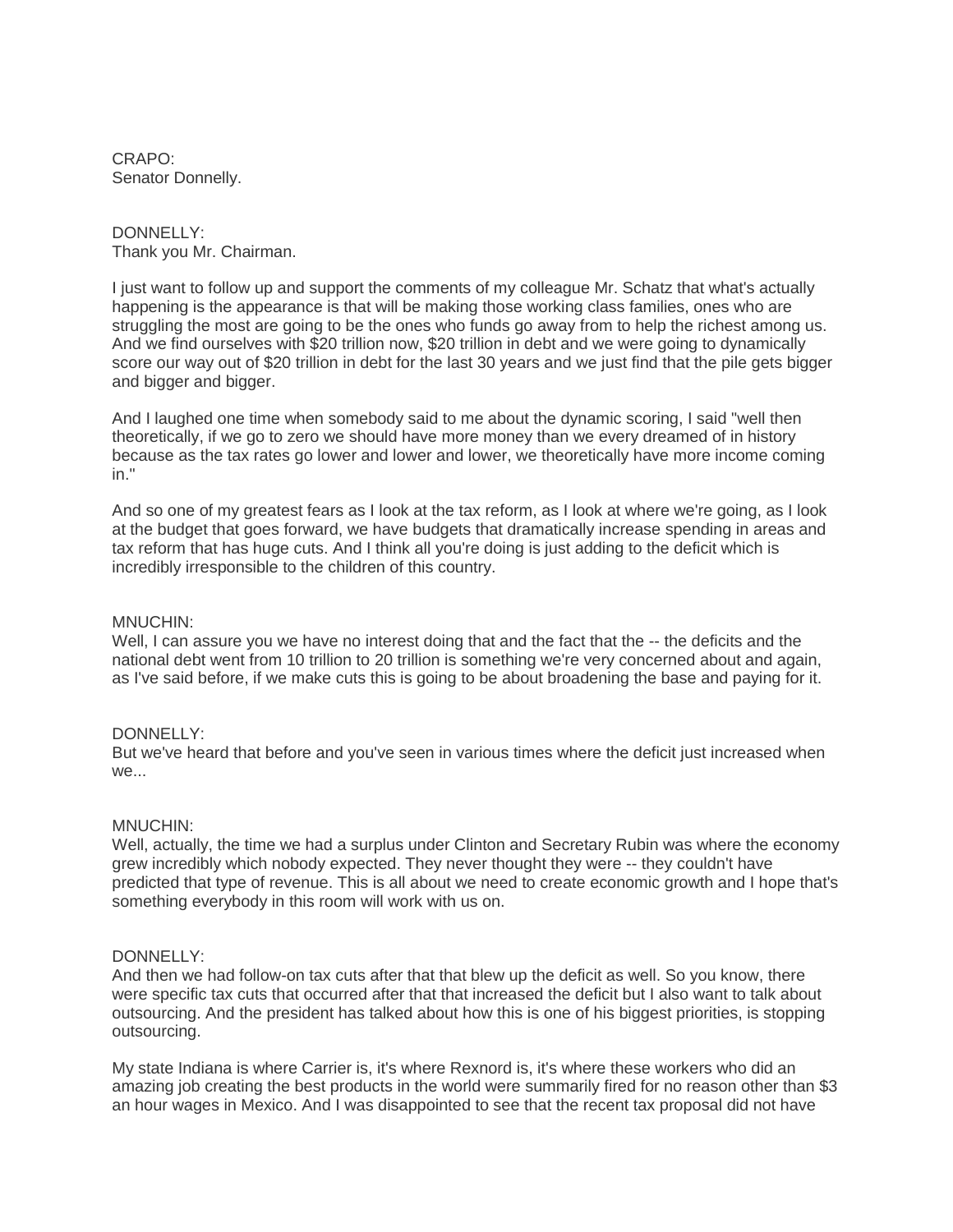CRAPO:
Senator Donnelly.

DONNELLY:
Thank you Mr. Chairman.

I just want to follow up and support the comments of my colleague Mr. Schatz that what's actually happening is the appearance is that will be making those working class families, ones who are struggling the most are going to be the ones who funds go away from to help the richest among us. And we find ourselves with $20 trillion now, $20 trillion in debt and we were going to dynamically score our way out of $20 trillion in debt for the last 30 years and we just find that the pile gets bigger and bigger and bigger.

And I laughed one time when somebody said to me about the dynamic scoring, I said "well then theoretically, if we go to zero we should have more money than we every dreamed of in history because as the tax rates go lower and lower and lower, we theoretically have more income coming in."

And so one of my greatest fears as I look at the tax reform, as I look at where we're going, as I look at the budget that goes forward, we have budgets that dramatically increase spending in areas and tax reform that has huge cuts. And I think all you're doing is just adding to the deficit which is incredibly irresponsible to the children of this country.

MNUCHIN:
Well, I can assure you we have no interest doing that and the fact that the -- the deficits and the national debt went from 10 trillion to 20 trillion is something we're very concerned about and again, as I've said before, if we make cuts this is going to be about broadening the base and paying for it.

DONNELLY:
But we've heard that before and you've seen in various times where the deficit just increased when we...

MNUCHIN:
Well, actually, the time we had a surplus under Clinton and Secretary Rubin was where the economy grew incredibly which nobody expected. They never thought they were -- they couldn't have predicted that type of revenue. This is all about we need to create economic growth and I hope that's something everybody in this room will work with us on.

DONNELLY:
And then we had follow-on tax cuts after that that blew up the deficit as well. So you know, there were specific tax cuts that occurred after that that increased the deficit but I also want to talk about outsourcing. And the president has talked about how this is one of his biggest priorities, is stopping outsourcing.

My state Indiana is where Carrier is, it's where Rexnord is, it's where these workers who did an amazing job creating the best products in the world were summarily fired for no reason other than $3 an hour wages in Mexico. And I was disappointed to see that the recent tax proposal did not have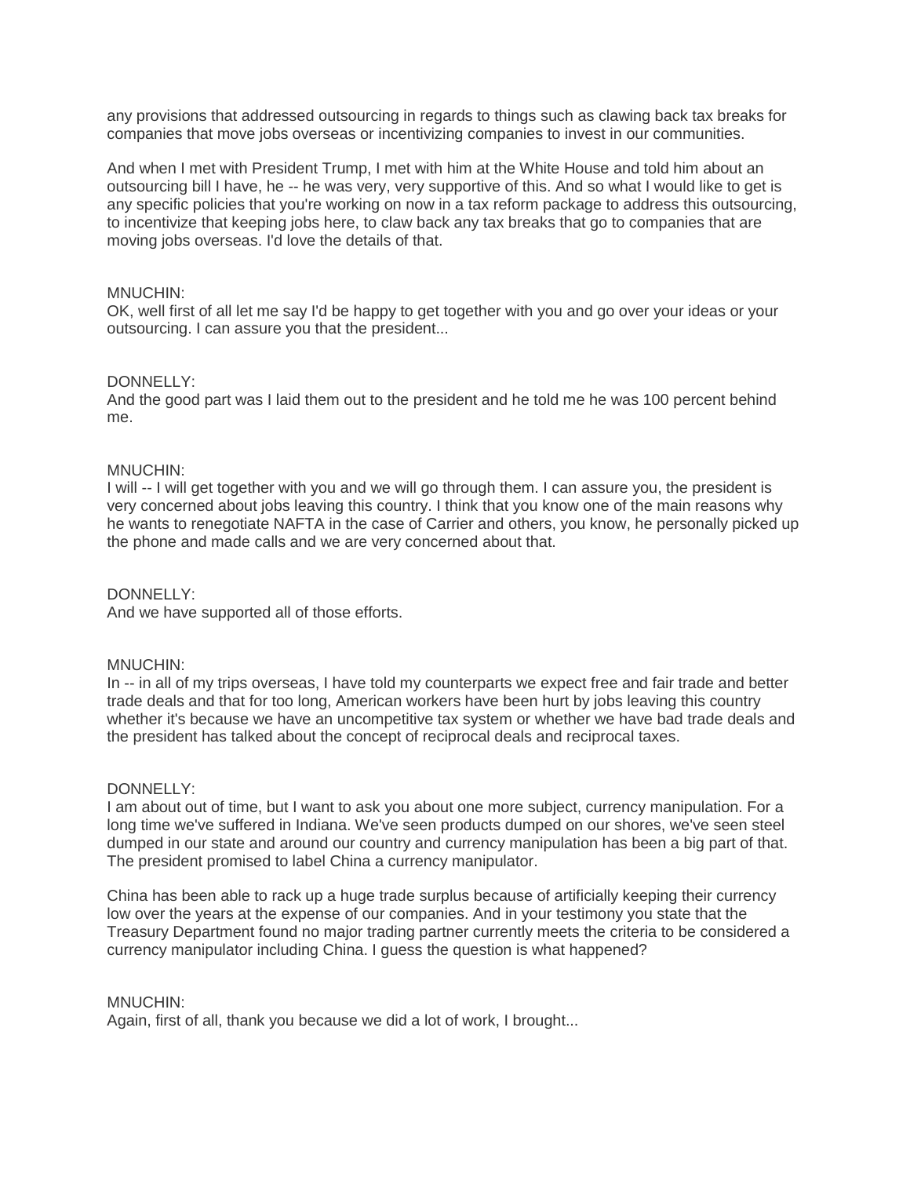any provisions that addressed outsourcing in regards to things such as clawing back tax breaks for companies that move jobs overseas or incentivizing companies to invest in our communities.

And when I met with President Trump, I met with him at the White House and told him about an outsourcing bill I have, he -- he was very, very supportive of this. And so what I would like to get is any specific policies that you're working on now in a tax reform package to address this outsourcing, to incentivize that keeping jobs here, to claw back any tax breaks that go to companies that are moving jobs overseas. I'd love the details of that.

MNUCHIN:
OK, well first of all let me say I'd be happy to get together with you and go over your ideas or your outsourcing. I can assure you that the president...

DONNELLY:
And the good part was I laid them out to the president and he told me he was 100 percent behind me.

MNUCHIN:
I will -- I will get together with you and we will go through them. I can assure you, the president is very concerned about jobs leaving this country. I think that you know one of the main reasons why he wants to renegotiate NAFTA in the case of Carrier and others, you know, he personally picked up the phone and made calls and we are very concerned about that.

DONNELLY:
And we have supported all of those efforts.

MNUCHIN:
In -- in all of my trips overseas, I have told my counterparts we expect free and fair trade and better trade deals and that for too long, American workers have been hurt by jobs leaving this country whether it's because we have an uncompetitive tax system or whether we have bad trade deals and the president has talked about the concept of reciprocal deals and reciprocal taxes.

DONNELLY:
I am about out of time, but I want to ask you about one more subject, currency manipulation. For a long time we've suffered in Indiana. We've seen products dumped on our shores, we've seen steel dumped in our state and around our country and currency manipulation has been a big part of that. The president promised to label China a currency manipulator.

China has been able to rack up a huge trade surplus because of artificially keeping their currency low over the years at the expense of our companies. And in your testimony you state that the Treasury Department found no major trading partner currently meets the criteria to be considered a currency manipulator including China. I guess the question is what happened?

MNUCHIN:
Again, first of all, thank you because we did a lot of work, I brought...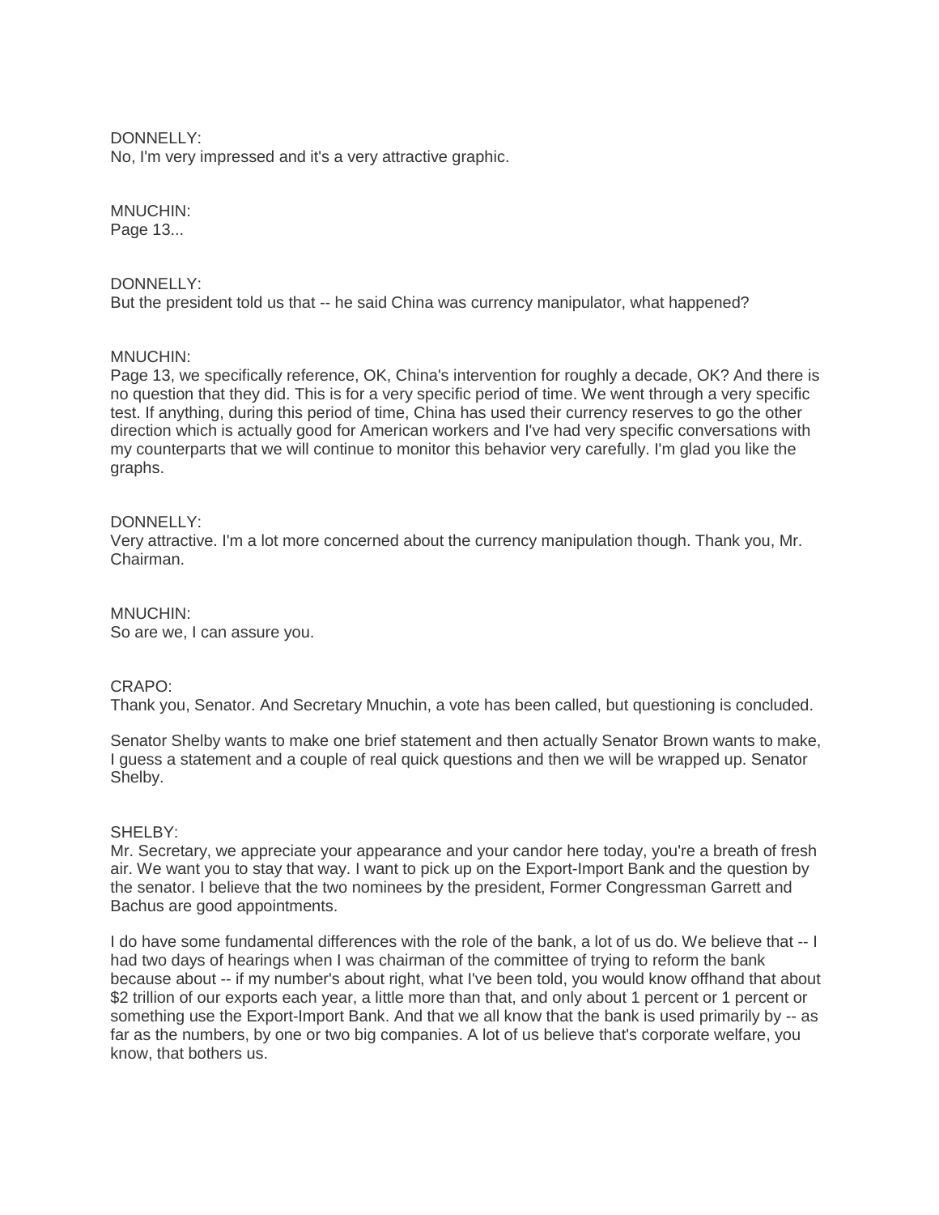DONNELLY:
No, I'm very impressed and it's a very attractive graphic.

MNUCHIN:
Page 13...

DONNELLY:
But the president told us that -- he said China was currency manipulator, what happened?

MNUCHIN:
Page 13, we specifically reference, OK, China's intervention for roughly a decade, OK? And there is no question that they did. This is for a very specific period of time. We went through a very specific test. If anything, during this period of time, China has used their currency reserves to go the other direction which is actually good for American workers and I've had very specific conversations with my counterparts that we will continue to monitor this behavior very carefully. I'm glad you like the graphs.

DONNELLY:
Very attractive. I'm a lot more concerned about the currency manipulation though. Thank you, Mr. Chairman.

MNUCHIN:
So are we, I can assure you.

CRAPO:
Thank you, Senator. And Secretary Mnuchin, a vote has been called, but questioning is concluded.

Senator Shelby wants to make one brief statement and then actually Senator Brown wants to make, I guess a statement and a couple of real quick questions and then we will be wrapped up. Senator Shelby.

SHELBY:
Mr. Secretary, we appreciate your appearance and your candor here today, you're a breath of fresh air. We want you to stay that way. I want to pick up on the Export-Import Bank and the question by the senator. I believe that the two nominees by the president, Former Congressman Garrett and Bachus are good appointments.

I do have some fundamental differences with the role of the bank, a lot of us do. We believe that -- I had two days of hearings when I was chairman of the committee of trying to reform the bank because about -- if my number's about right, what I've been told, you would know offhand that about $2 trillion of our exports each year, a little more than that, and only about 1 percent or 1 percent or something use the Export-Import Bank. And that we all know that the bank is used primarily by -- as far as the numbers, by one or two big companies. A lot of us believe that's corporate welfare, you know, that bothers us.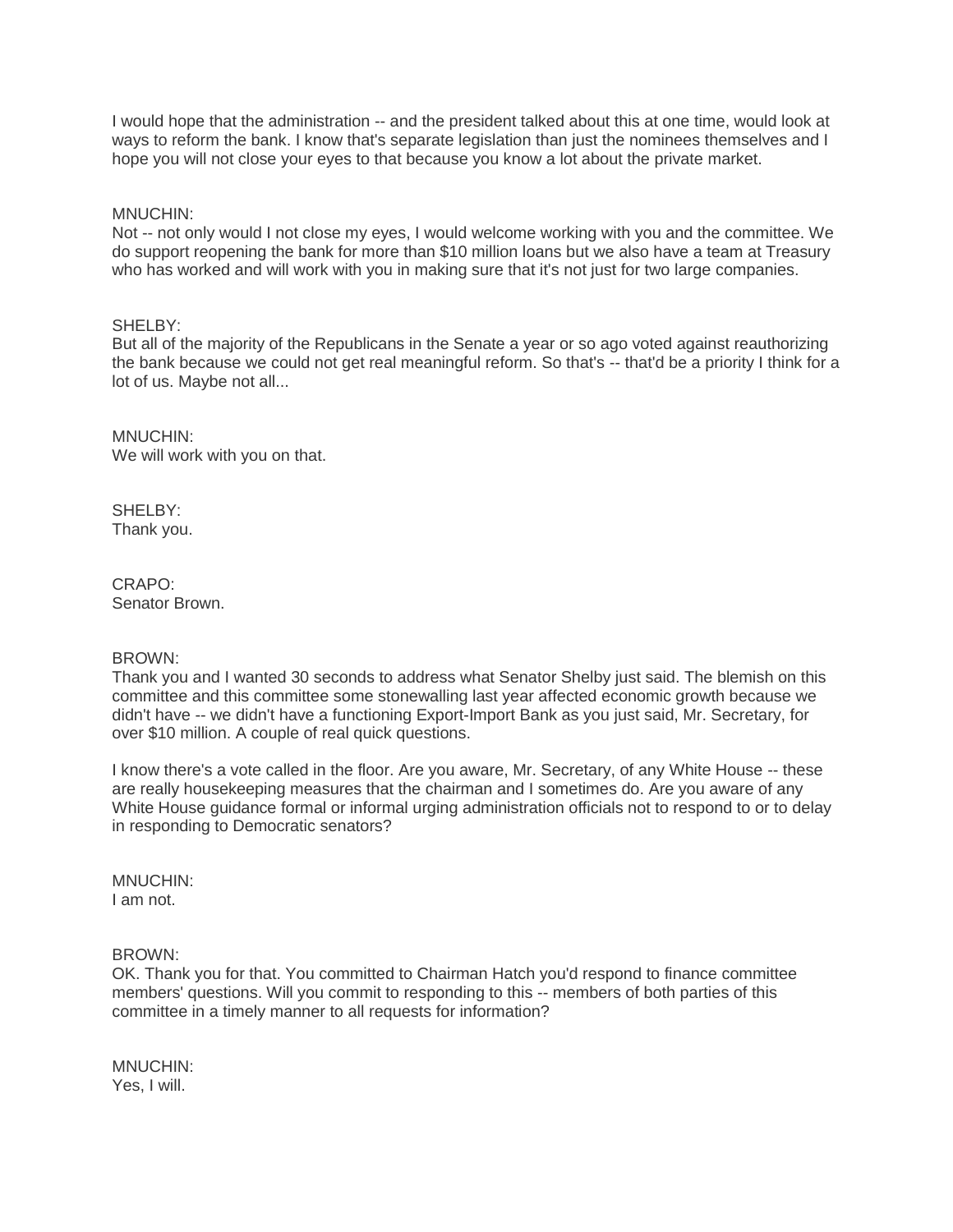I would hope that the administration -- and the president talked about this at one time, would look at ways to reform the bank. I know that's separate legislation than just the nominees themselves and I hope you will not close your eyes to that because you know a lot about the private market.

MNUCHIN:
Not -- not only would I not close my eyes, I would welcome working with you and the committee. We do support reopening the bank for more than $10 million loans but we also have a team at Treasury who has worked and will work with you in making sure that it's not just for two large companies.

SHELBY:
But all of the majority of the Republicans in the Senate a year or so ago voted against reauthorizing the bank because we could not get real meaningful reform. So that's -- that'd be a priority I think for a lot of us. Maybe not all...

MNUCHIN:
We will work with you on that.

SHELBY:
Thank you.

CRAPO:
Senator Brown.

BROWN:
Thank you and I wanted 30 seconds to address what Senator Shelby just said. The blemish on this committee and this committee some stonewalling last year affected economic growth because we didn't have -- we didn't have a functioning Export-Import Bank as you just said, Mr. Secretary, for over $10 million. A couple of real quick questions.

I know there's a vote called in the floor. Are you aware, Mr. Secretary, of any White House -- these are really housekeeping measures that the chairman and I sometimes do. Are you aware of any White House guidance formal or informal urging administration officials not to respond to or to delay in responding to Democratic senators?

MNUCHIN:
I am not.

BROWN:
OK. Thank you for that. You committed to Chairman Hatch you'd respond to finance committee members' questions. Will you commit to responding to this -- members of both parties of this committee in a timely manner to all requests for information?

MNUCHIN:
Yes, I will.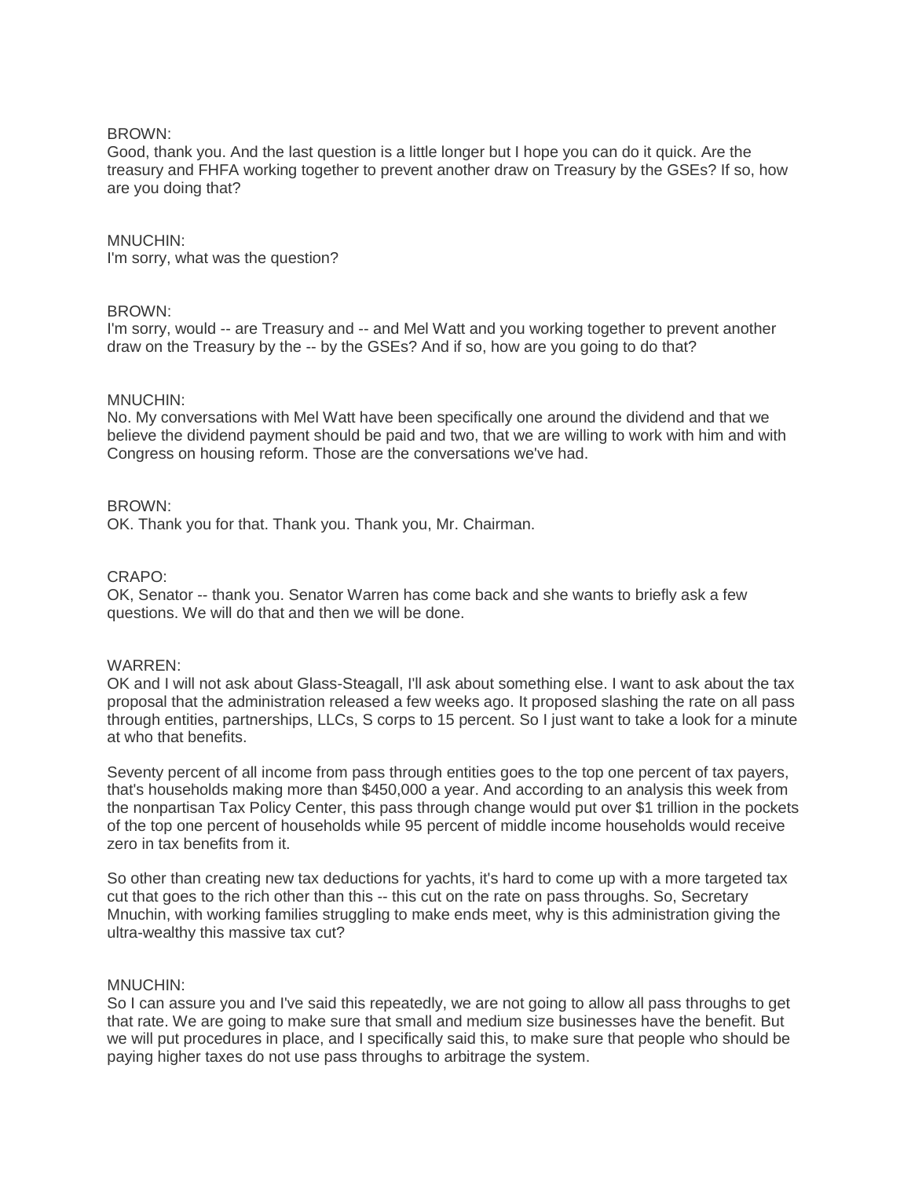BROWN:
Good, thank you. And the last question is a little longer but I hope you can do it quick. Are the treasury and FHFA working together to prevent another draw on Treasury by the GSEs? If so, how are you doing that?

MNUCHIN:
I'm sorry, what was the question?

BROWN:
I'm sorry, would -- are Treasury and -- and Mel Watt and you working together to prevent another draw on the Treasury by the -- by the GSEs? And if so, how are you going to do that?

MNUCHIN:
No. My conversations with Mel Watt have been specifically one around the dividend and that we believe the dividend payment should be paid and two, that we are willing to work with him and with Congress on housing reform. Those are the conversations we've had.

BROWN:
OK. Thank you for that. Thank you. Thank you, Mr. Chairman.

CRAPO:
OK, Senator -- thank you. Senator Warren has come back and she wants to briefly ask a few questions. We will do that and then we will be done.

WARREN:
OK and I will not ask about Glass-Steagall, I'll ask about something else. I want to ask about the tax proposal that the administration released a few weeks ago. It proposed slashing the rate on all pass through entities, partnerships, LLCs, S corps to 15 percent. So I just want to take a look for a minute at who that benefits.

Seventy percent of all income from pass through entities goes to the top one percent of tax payers, that's households making more than $450,000 a year. And according to an analysis this week from the nonpartisan Tax Policy Center, this pass through change would put over $1 trillion in the pockets of the top one percent of households while 95 percent of middle income households would receive zero in tax benefits from it.

So other than creating new tax deductions for yachts, it's hard to come up with a more targeted tax cut that goes to the rich other than this -- this cut on the rate on pass throughs. So, Secretary Mnuchin, with working families struggling to make ends meet, why is this administration giving the ultra-wealthy this massive tax cut?

MNUCHIN:
So I can assure you and I've said this repeatedly, we are not going to allow all pass throughs to get that rate. We are going to make sure that small and medium size businesses have the benefit. But we will put procedures in place, and I specifically said this, to make sure that people who should be paying higher taxes do not use pass throughs to arbitrage the system.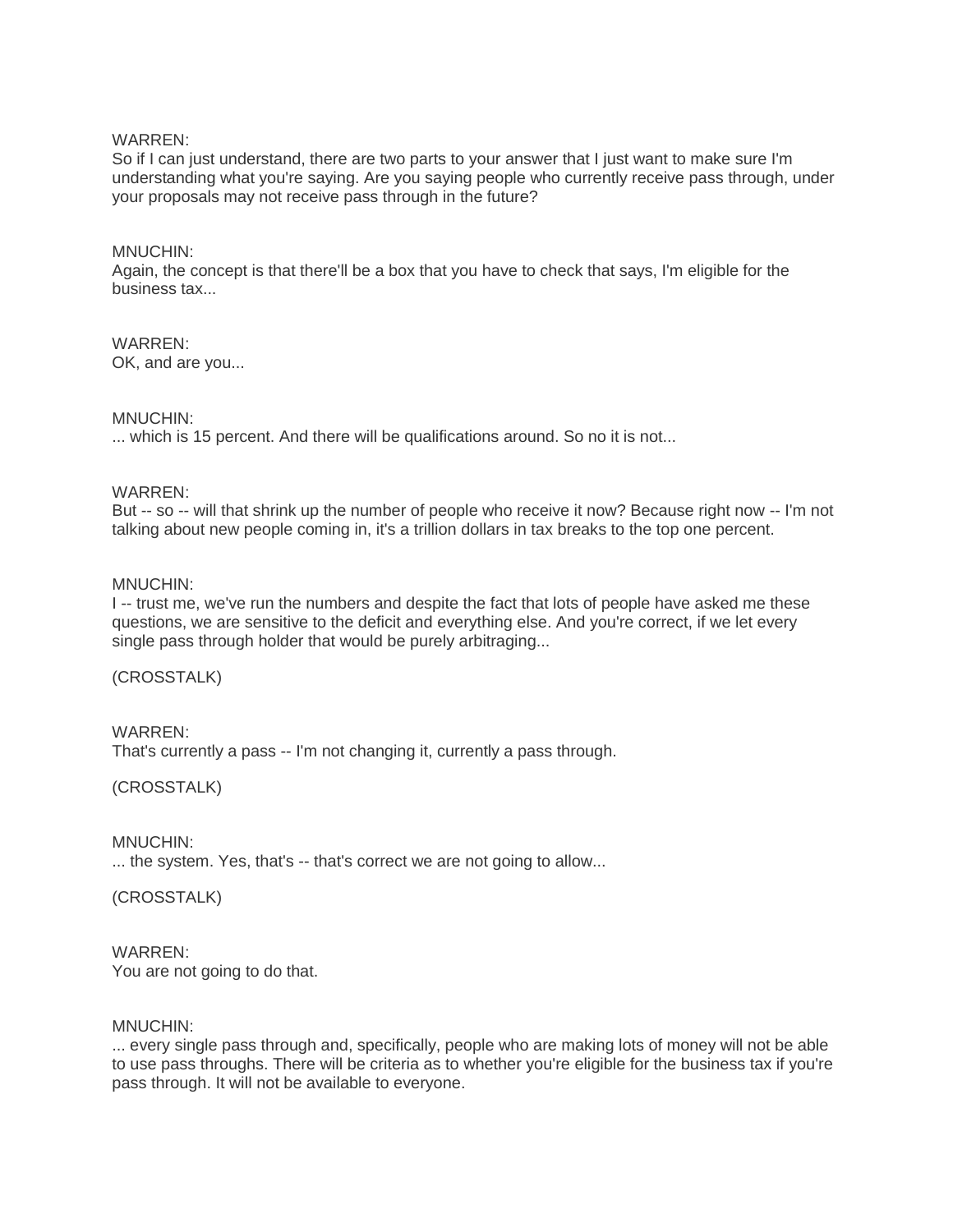WARREN:
So if I can just understand, there are two parts to your answer that I just want to make sure I'm understanding what you're saying. Are you saying people who currently receive pass through, under your proposals may not receive pass through in the future?

MNUCHIN:
Again, the concept is that there'll be a box that you have to check that says, I'm eligible for the business tax...

WARREN:
OK, and are you...

MNUCHIN:
... which is 15 percent. And there will be qualifications around. So no it is not...

WARREN:
But -- so -- will that shrink up the number of people who receive it now? Because right now -- I'm not talking about new people coming in, it's a trillion dollars in tax breaks to the top one percent.

MNUCHIN:
I -- trust me, we've run the numbers and despite the fact that lots of people have asked me these questions, we are sensitive to the deficit and everything else. And you're correct, if we let every single pass through holder that would be purely arbitraging...

(CROSSTALK)

WARREN:
That's currently a pass -- I'm not changing it, currently a pass through.

(CROSSTALK)

MNUCHIN:
... the system. Yes, that's -- that's correct we are not going to allow...

(CROSSTALK)

WARREN:
You are not going to do that.

MNUCHIN:
... every single pass through and, specifically, people who are making lots of money will not be able to use pass throughs. There will be criteria as to whether you're eligible for the business tax if you're pass through. It will not be available to everyone.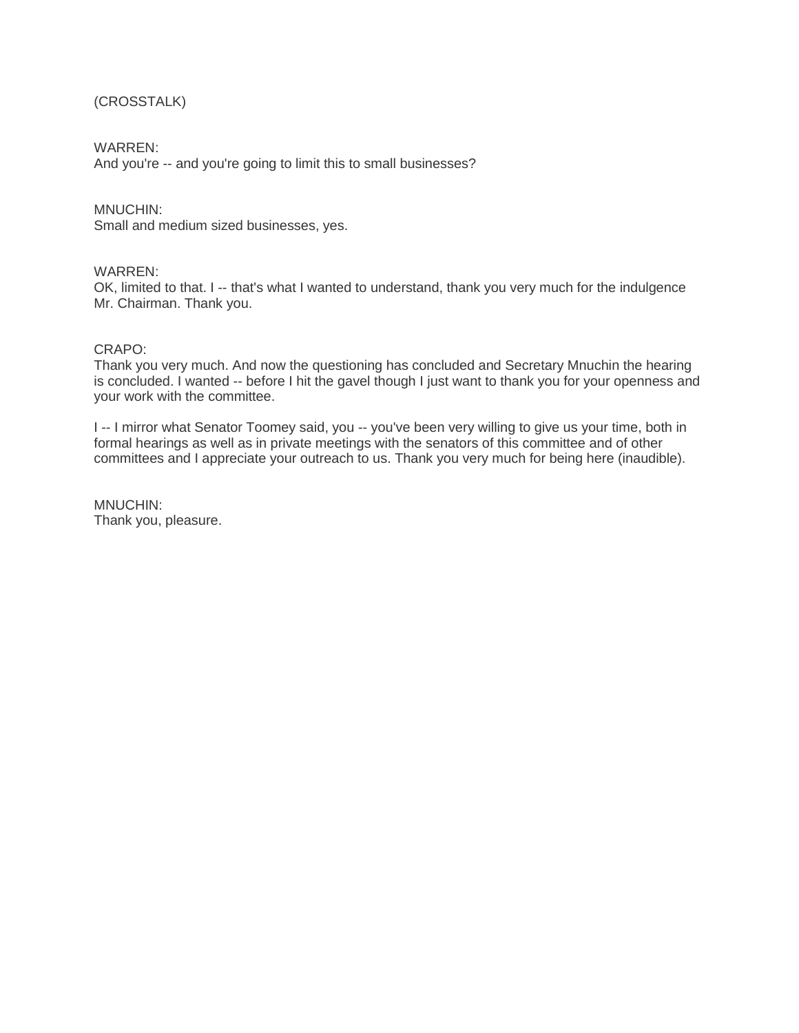(CROSSTALK)

WARREN:
And you're -- and you're going to limit this to small businesses?

MNUCHIN:
Small and medium sized businesses, yes.

WARREN:
OK, limited to that. I -- that's what I wanted to understand, thank you very much for the indulgence Mr. Chairman. Thank you.

CRAPO:
Thank you very much. And now the questioning has concluded and Secretary Mnuchin the hearing is concluded. I wanted -- before I hit the gavel though I just want to thank you for your openness and your work with the committee.

I -- I mirror what Senator Toomey said, you -- you've been very willing to give us your time, both in formal hearings as well as in private meetings with the senators of this committee and of other committees and I appreciate your outreach to us. Thank you very much for being here (inaudible).

MNUCHIN:
Thank you, pleasure.